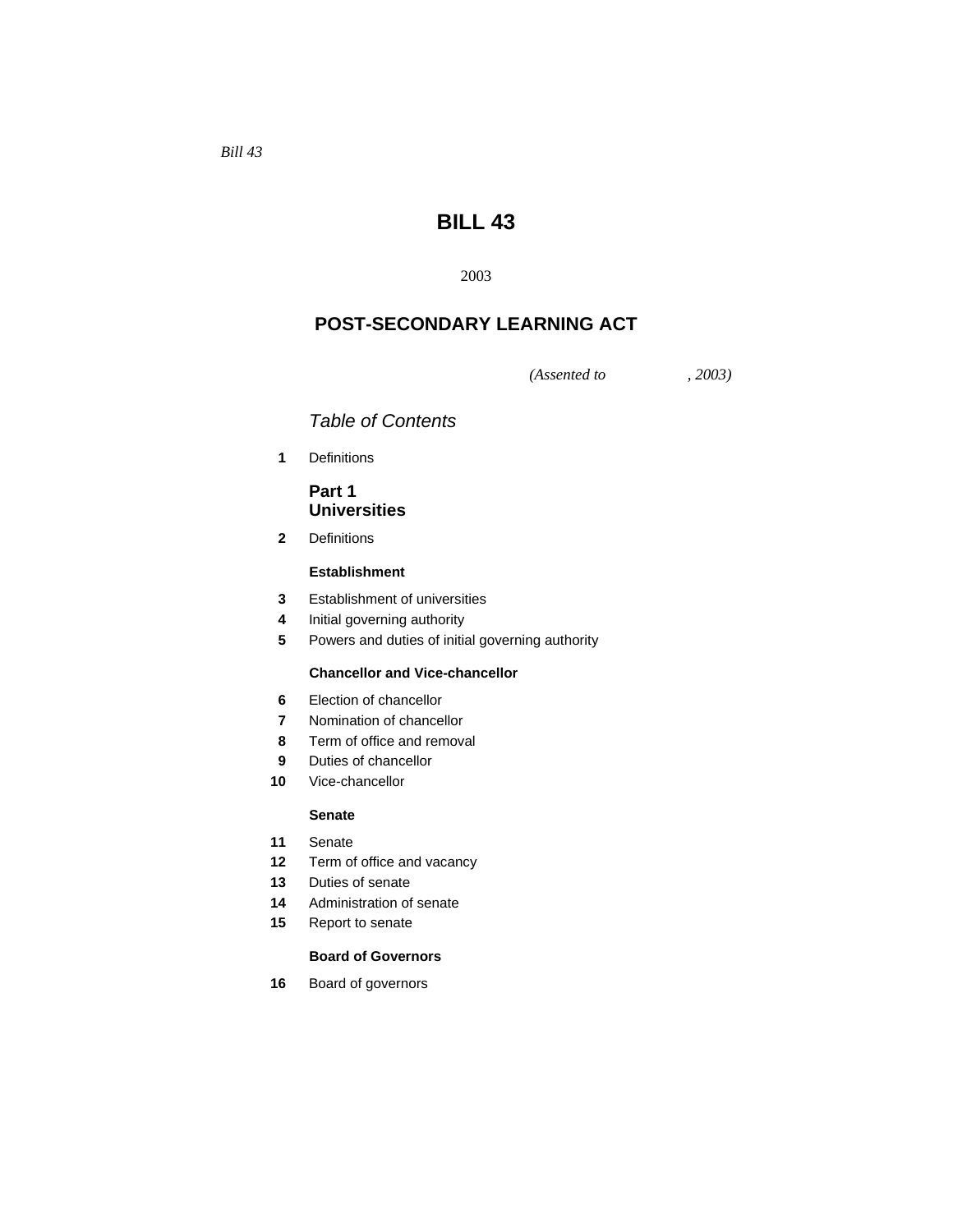*Bill 43*

# BILL 43

2003

## POST-SECONDARY LEARNING ACT

*(Assented to , 2003)*

*Table of Contents*

**1** Definitions

### Part 1 Universities

**2** Definitions

**Establishment**

**3** Establishment of universities
**4** Initial governing authority
**5** Powers and duties of initial governing authority

**Chancellor and Vice-chancellor**

**6** Election of chancellor
**7** Nomination of chancellor
**8** Term of office and removal
**9** Duties of chancellor
**10** Vice-chancellor

**Senate**

**11** Senate
**12** Term of office and vacancy
**13** Duties of senate
**14** Administration of senate
**15** Report to senate

**Board of Governors**

**16** Board of governors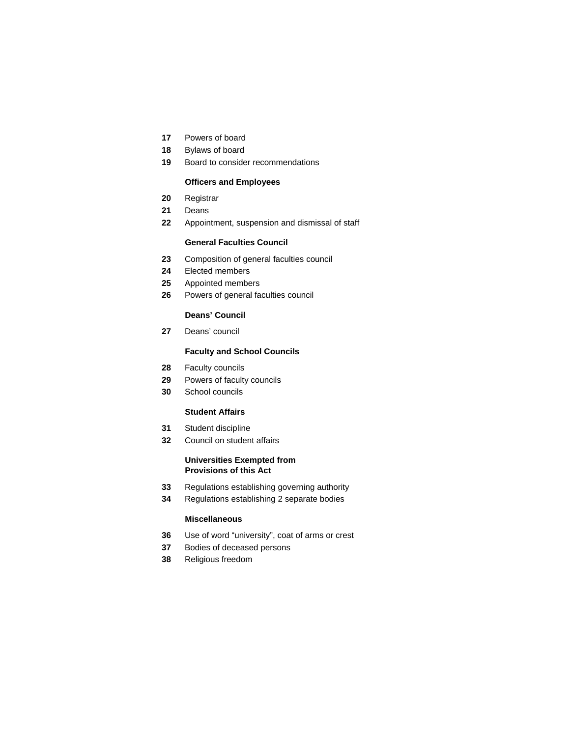**17** Powers of board

**18** Bylaws of board

**19** Board to consider recommendations

**Officers and Employees**

**20** Registrar

**21** Deans

**22** Appointment, suspension and dismissal of staff

**General Faculties Council**

**23** Composition of general faculties council

**24** Elected members

**25** Appointed members

**26** Powers of general faculties council

**Deans' Council**

**27** Deans' council

**Faculty and School Councils**

**28** Faculty councils

**29** Powers of faculty councils

**30** School councils

**Student Affairs**

**31** Student discipline

**32** Council on student affairs

**Universities Exempted from Provisions of this Act**

**33** Regulations establishing governing authority

**34** Regulations establishing 2 separate bodies

**Miscellaneous**

**36** Use of word "university", coat of arms or crest

**37** Bodies of deceased persons

**38** Religious freedom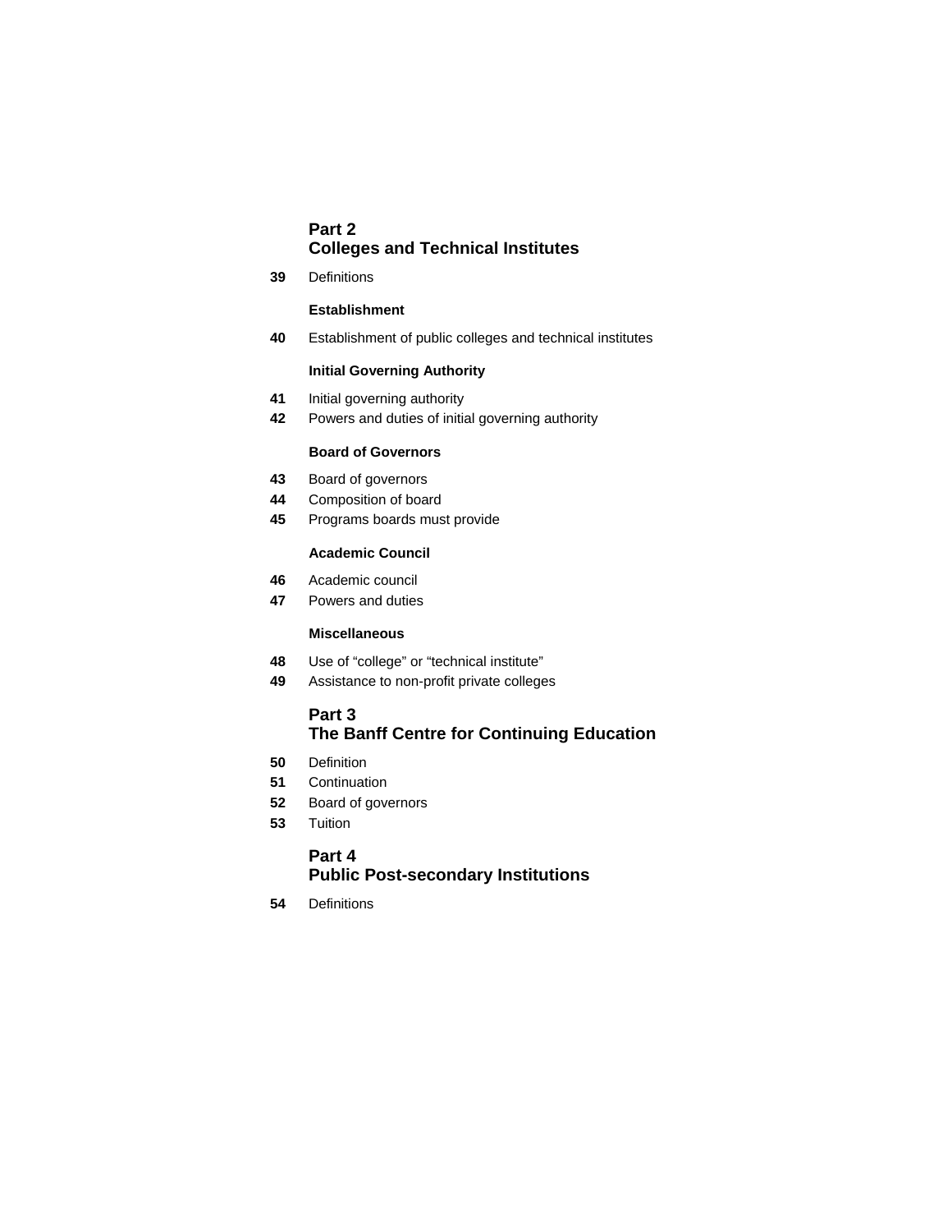## Part 2
## Colleges and Technical Institutes

**39** Definitions

### Establishment

**40** Establishment of public colleges and technical institutes

### Initial Governing Authority

**41** Initial governing authority
**42** Powers and duties of initial governing authority

### Board of Governors

**43** Board of governors
**44** Composition of board
**45** Programs boards must provide

### Academic Council

**46** Academic council
**47** Powers and duties

### Miscellaneous

**48** Use of “college” or “technical institute”
**49** Assistance to non-profit private colleges

## Part 3
## The Banff Centre for Continuing Education

**50** Definition
**51** Continuation
**52** Board of governors
**53** Tuition

## Part 4
## Public Post-secondary Institutions

**54** Definitions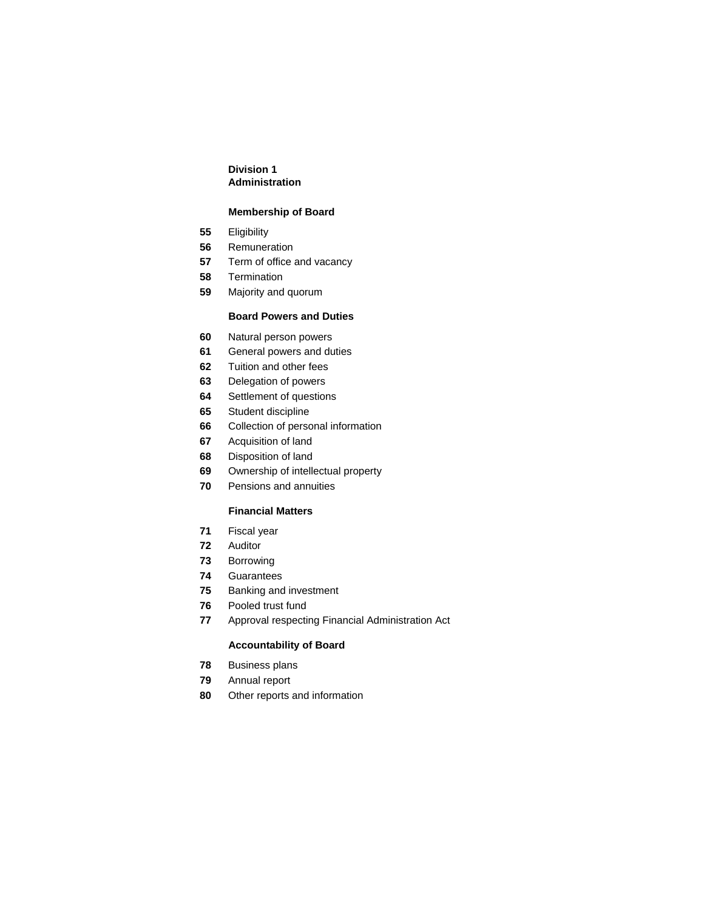**Division 1**
**Administration**

**Membership of Board**

**55** Eligibility
**56** Remuneration
**57** Term of office and vacancy
**58** Termination
**59** Majority and quorum

**Board Powers and Duties**

**60** Natural person powers
**61** General powers and duties
**62** Tuition and other fees
**63** Delegation of powers
**64** Settlement of questions
**65** Student discipline
**66** Collection of personal information
**67** Acquisition of land
**68** Disposition of land
**69** Ownership of intellectual property
**70** Pensions and annuities

**Financial Matters**

**71** Fiscal year
**72** Auditor
**73** Borrowing
**74** Guarantees
**75** Banking and investment
**76** Pooled trust fund
**77** Approval respecting Financial Administration Act

**Accountability of Board**

**78** Business plans
**79** Annual report
**80** Other reports and information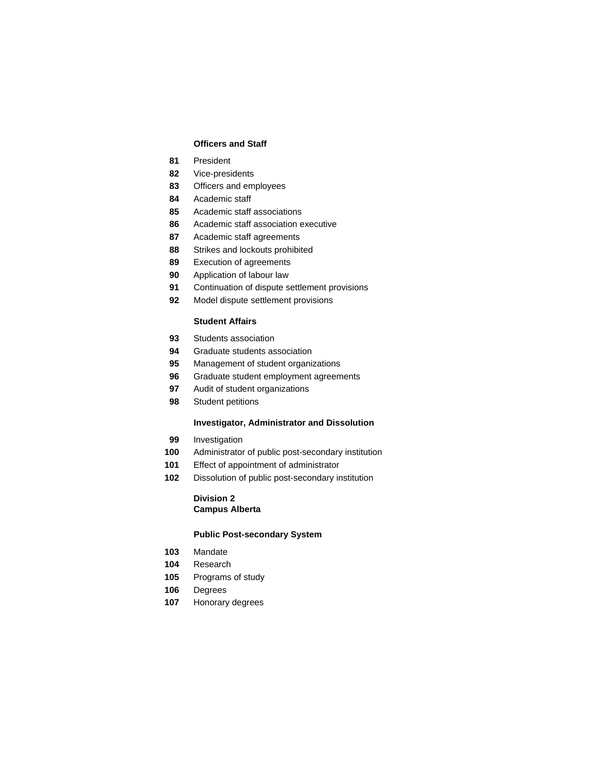**Officers and Staff**

**81** President
**82** Vice-presidents
**83** Officers and employees
**84** Academic staff
**85** Academic staff associations
**86** Academic staff association executive
**87** Academic staff agreements
**88** Strikes and lockouts prohibited
**89** Execution of agreements
**90** Application of labour law
**91** Continuation of dispute settlement provisions
**92** Model dispute settlement provisions

**Student Affairs**

**93** Students association
**94** Graduate students association
**95** Management of student organizations
**96** Graduate student employment agreements
**97** Audit of student organizations
**98** Student petitions

**Investigator, Administrator and Dissolution**

**99** Investigation
**100** Administrator of public post-secondary institution
**101** Effect of appointment of administrator
**102** Dissolution of public post-secondary institution

**Division 2**
**Campus Alberta**

**Public Post-secondary System**

**103** Mandate
**104** Research
**105** Programs of study
**106** Degrees
**107** Honorary degrees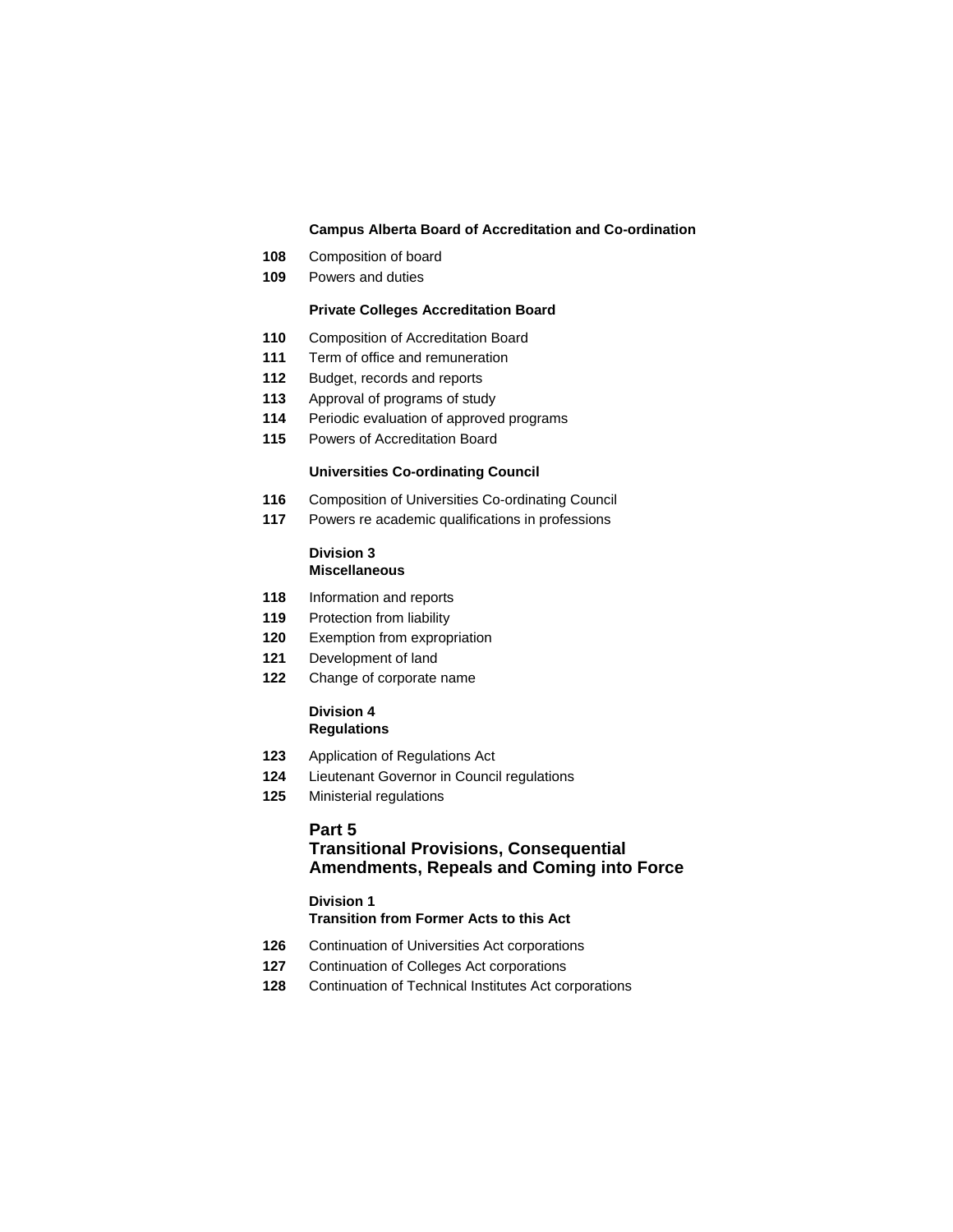**Campus Alberta Board of Accreditation and Co-ordination**

**108** Composition of board
**109** Powers and duties

**Private Colleges Accreditation Board**

**110** Composition of Accreditation Board
**111** Term of office and remuneration
**112** Budget, records and reports
**113** Approval of programs of study
**114** Periodic evaluation of approved programs
**115** Powers of Accreditation Board

**Universities Co-ordinating Council**

**116** Composition of Universities Co-ordinating Council
**117** Powers re academic qualifications in professions

**Division 3**
**Miscellaneous**

**118** Information and reports
**119** Protection from liability
**120** Exemption from expropriation
**121** Development of land
**122** Change of corporate name

**Division 4**
**Regulations**

**123** Application of Regulations Act
**124** Lieutenant Governor in Council regulations
**125** Ministerial regulations

## Part 5
## Transitional Provisions, Consequential Amendments, Repeals and Coming into Force

**Division 1**
**Transition from Former Acts to this Act**

**126** Continuation of Universities Act corporations
**127** Continuation of Colleges Act corporations
**128** Continuation of Technical Institutes Act corporations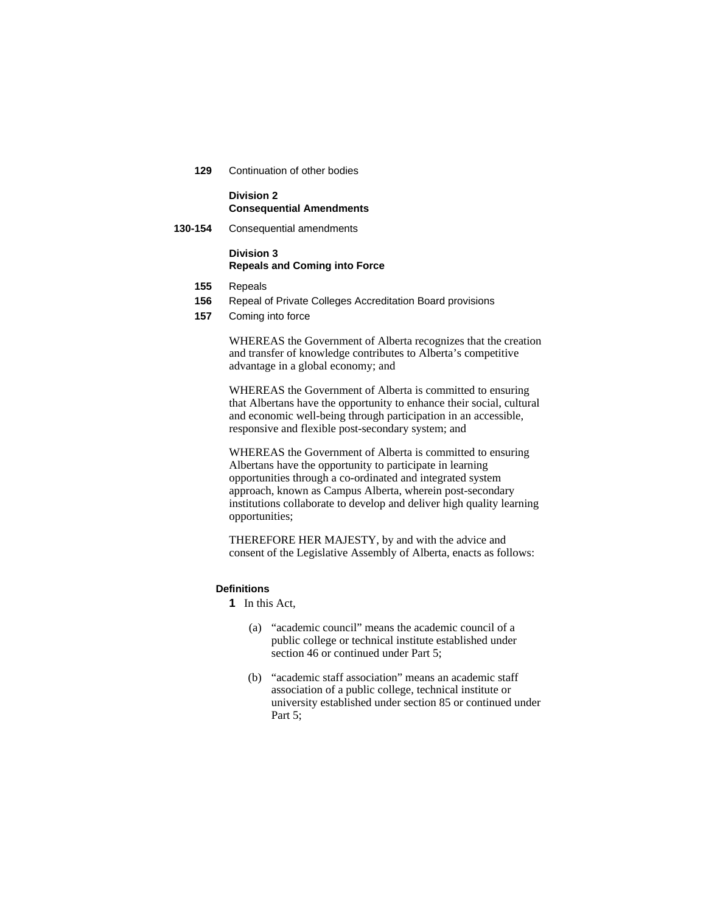**129** Continuation of other bodies

**Division 2**
**Consequential Amendments**

**130-154** Consequential amendments

**Division 3**
**Repeals and Coming into Force**

**155** Repeals

**156** Repeal of Private Colleges Accreditation Board provisions

**157** Coming into force

WHEREAS the Government of Alberta recognizes that the creation and transfer of knowledge contributes to Alberta's competitive advantage in a global economy; and

WHEREAS the Government of Alberta is committed to ensuring that Albertans have the opportunity to enhance their social, cultural and economic well-being through participation in an accessible, responsive and flexible post-secondary system; and

WHEREAS the Government of Alberta is committed to ensuring Albertans have the opportunity to participate in learning opportunities through a co-ordinated and integrated system approach, known as Campus Alberta, wherein post-secondary institutions collaborate to develop and deliver high quality learning opportunities;

THEREFORE HER MAJESTY, by and with the advice and consent of the Legislative Assembly of Alberta, enacts as follows:

**Definitions**

**1** In this Act,

(a) "academic council" means the academic council of a public college or technical institute established under section 46 or continued under Part 5;

(b) "academic staff association" means an academic staff association of a public college, technical institute or university established under section 85 or continued under Part 5;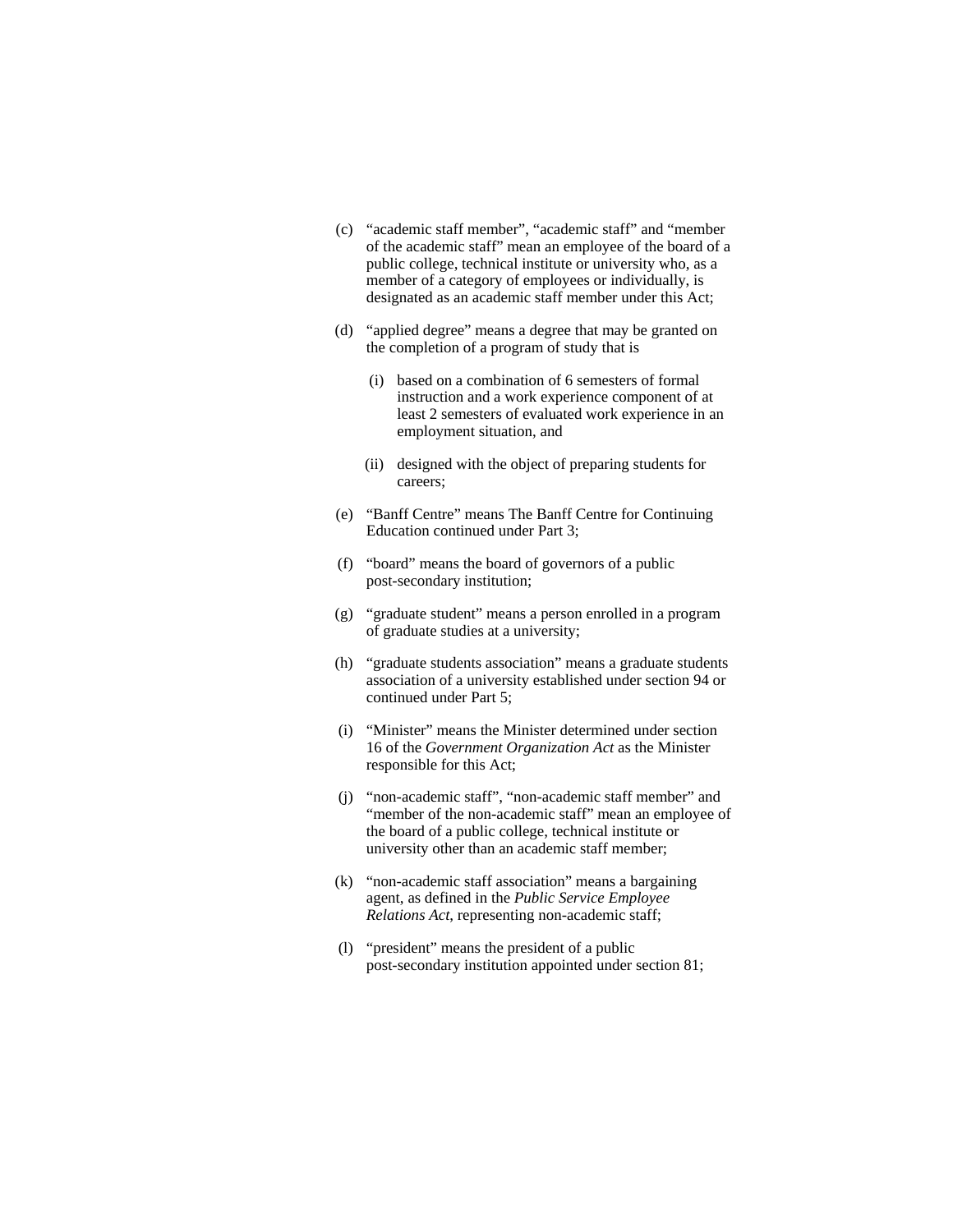(c) "academic staff member", "academic staff" and "member of the academic staff" mean an employee of the board of a public college, technical institute or university who, as a member of a category of employees or individually, is designated as an academic staff member under this Act;

(d) "applied degree" means a degree that may be granted on the completion of a program of study that is

(i) based on a combination of 6 semesters of formal instruction and a work experience component of at least 2 semesters of evaluated work experience in an employment situation, and

(ii) designed with the object of preparing students for careers;

(e) "Banff Centre" means The Banff Centre for Continuing Education continued under Part 3;

(f) "board" means the board of governors of a public post-secondary institution;

(g) "graduate student" means a person enrolled in a program of graduate studies at a university;

(h) "graduate students association" means a graduate students association of a university established under section 94 or continued under Part 5;

(i) "Minister" means the Minister determined under section 16 of the *Government Organization Act* as the Minister responsible for this Act;

(j) "non-academic staff", "non-academic staff member" and "member of the non-academic staff" mean an employee of the board of a public college, technical institute or university other than an academic staff member;

(k) "non-academic staff association" means a bargaining agent, as defined in the *Public Service Employee Relations Act*, representing non-academic staff;

(l) "president" means the president of a public post-secondary institution appointed under section 81;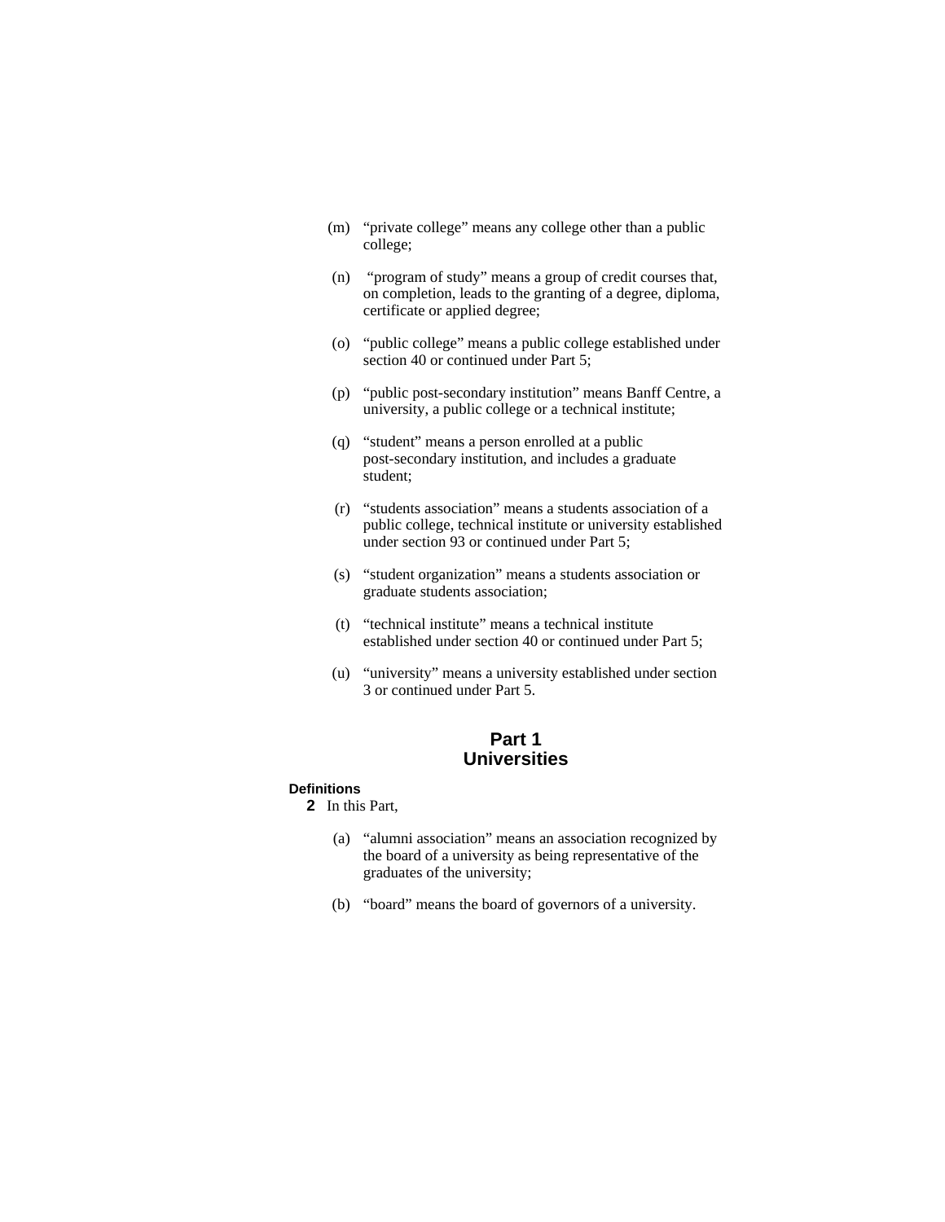(m) "private college" means any college other than a public college;

(n) "program of study" means a group of credit courses that, on completion, leads to the granting of a degree, diploma, certificate or applied degree;

(o) "public college" means a public college established under section 40 or continued under Part 5;

(p) "public post-secondary institution" means Banff Centre, a university, a public college or a technical institute;

(q) "student" means a person enrolled at a public post-secondary institution, and includes a graduate student;

(r) "students association" means a students association of a public college, technical institute or university established under section 93 or continued under Part 5;

(s) "student organization" means a students association or graduate students association;

(t) "technical institute" means a technical institute established under section 40 or continued under Part 5;

(u) "university" means a university established under section 3 or continued under Part 5.

## Part 1
## Universities

**Definitions**

**2** In this Part,

(a) "alumni association" means an association recognized by the board of a university as being representative of the graduates of the university;

(b) "board" means the board of governors of a university.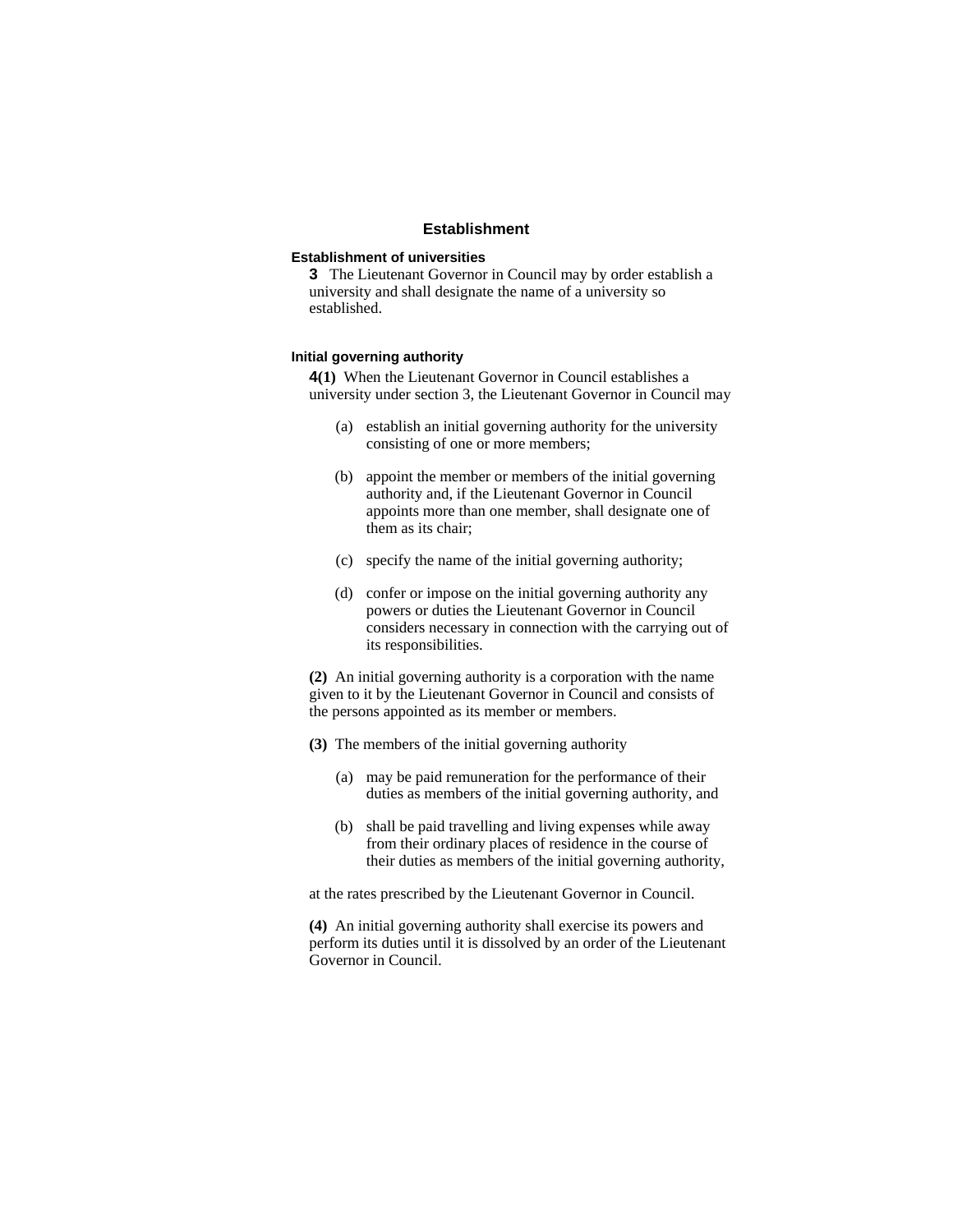## Establishment

### Establishment of universities

**3** The Lieutenant Governor in Council may by order establish a university and shall designate the name of a university so established.

### Initial governing authority

**4(1)** When the Lieutenant Governor in Council establishes a university under section 3, the Lieutenant Governor in Council may

(a) establish an initial governing authority for the university consisting of one or more members;

(b) appoint the member or members of the initial governing authority and, if the Lieutenant Governor in Council appoints more than one member, shall designate one of them as its chair;

(c) specify the name of the initial governing authority;

(d) confer or impose on the initial governing authority any powers or duties the Lieutenant Governor in Council considers necessary in connection with the carrying out of its responsibilities.

**(2)** An initial governing authority is a corporation with the name given to it by the Lieutenant Governor in Council and consists of the persons appointed as its member or members.

**(3)** The members of the initial governing authority

(a) may be paid remuneration for the performance of their duties as members of the initial governing authority, and

(b) shall be paid travelling and living expenses while away from their ordinary places of residence in the course of their duties as members of the initial governing authority,

at the rates prescribed by the Lieutenant Governor in Council.

**(4)** An initial governing authority shall exercise its powers and perform its duties until it is dissolved by an order of the Lieutenant Governor in Council.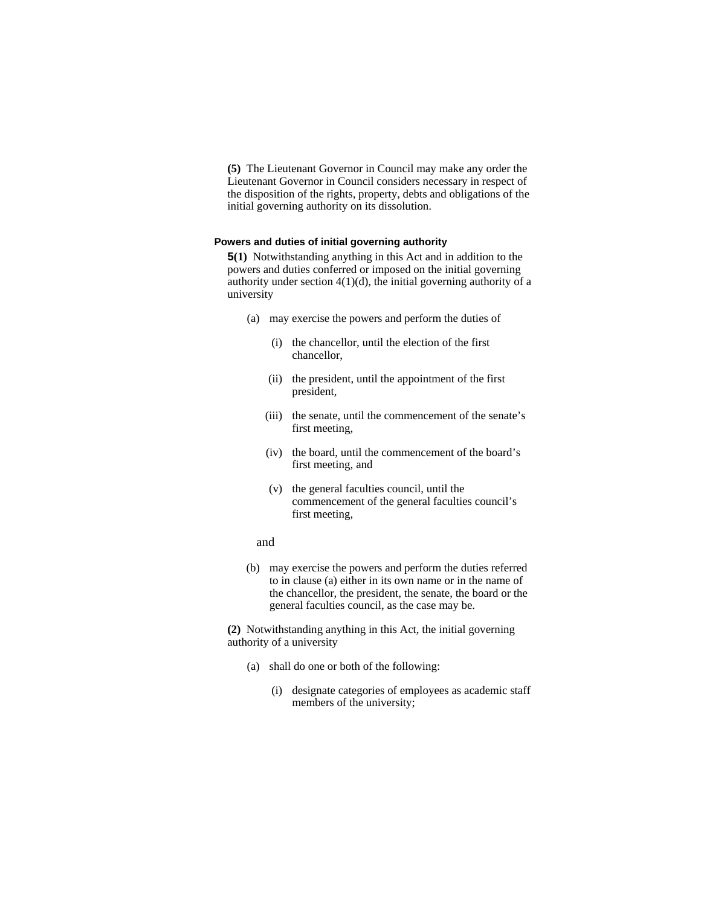**(5)** The Lieutenant Governor in Council may make any order the Lieutenant Governor in Council considers necessary in respect of the disposition of the rights, property, debts and obligations of the initial governing authority on its dissolution.

### Powers and duties of initial governing authority

**5(1)** Notwithstanding anything in this Act and in addition to the powers and duties conferred or imposed on the initial governing authority under section 4(1)(d), the initial governing authority of a university

(a) may exercise the powers and perform the duties of

(i) the chancellor, until the election of the first chancellor,

(ii) the president, until the appointment of the first president,

(iii) the senate, until the commencement of the senate's first meeting,

(iv) the board, until the commencement of the board's first meeting, and

(v) the general faculties council, until the commencement of the general faculties council's first meeting,

and

(b) may exercise the powers and perform the duties referred to in clause (a) either in its own name or in the name of the chancellor, the president, the senate, the board or the general faculties council, as the case may be.

**(2)** Notwithstanding anything in this Act, the initial governing authority of a university

(a) shall do one or both of the following:

(i) designate categories of employees as academic staff members of the university;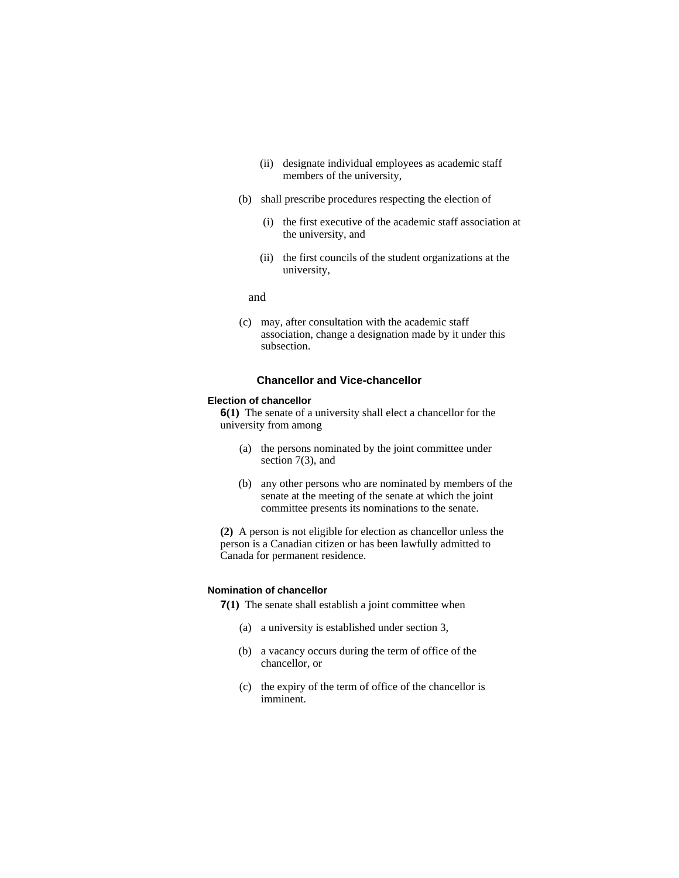(ii) designate individual employees as academic staff members of the university,

(b) shall prescribe procedures respecting the election of

(i) the first executive of the academic staff association at the university, and

(ii) the first councils of the student organizations at the university,

and

(c) may, after consultation with the academic staff association, change a designation made by it under this subsection.

## Chancellor and Vice-chancellor

### Election of chancellor

**6(1)** The senate of a university shall elect a chancellor for the university from among

(a) the persons nominated by the joint committee under section 7(3), and

(b) any other persons who are nominated by members of the senate at the meeting of the senate at which the joint committee presents its nominations to the senate.

**(2)** A person is not eligible for election as chancellor unless the person is a Canadian citizen or has been lawfully admitted to Canada for permanent residence.

### Nomination of chancellor

**7(1)** The senate shall establish a joint committee when

(a) a university is established under section 3,

(b) a vacancy occurs during the term of office of the chancellor, or

(c) the expiry of the term of office of the chancellor is imminent.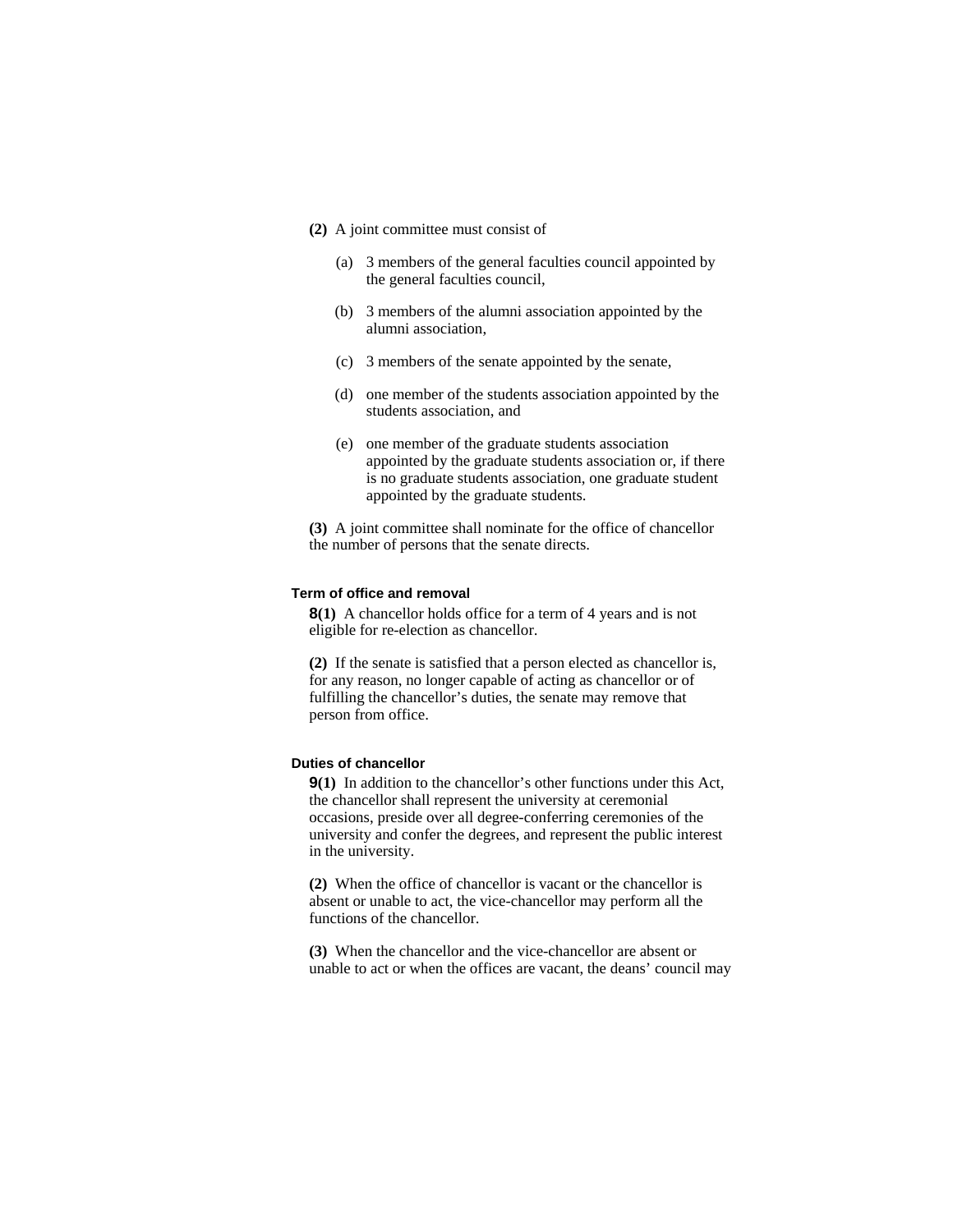**(2)** A joint committee must consist of

- (a) 3 members of the general faculties council appointed by the general faculties council,
- (b) 3 members of the alumni association appointed by the alumni association,
- (c) 3 members of the senate appointed by the senate,
- (d) one member of the students association appointed by the students association, and
- (e) one member of the graduate students association appointed by the graduate students association or, if there is no graduate students association, one graduate student appointed by the graduate students.

**(3)** A joint committee shall nominate for the office of chancellor the number of persons that the senate directs.

#### Term of office and removal

**8(1)** A chancellor holds office for a term of 4 years and is not eligible for re-election as chancellor.

**(2)** If the senate is satisfied that a person elected as chancellor is, for any reason, no longer capable of acting as chancellor or of fulfilling the chancellor's duties, the senate may remove that person from office.

#### Duties of chancellor

**9(1)** In addition to the chancellor's other functions under this Act, the chancellor shall represent the university at ceremonial occasions, preside over all degree-conferring ceremonies of the university and confer the degrees, and represent the public interest in the university.

**(2)** When the office of chancellor is vacant or the chancellor is absent or unable to act, the vice-chancellor may perform all the functions of the chancellor.

**(3)** When the chancellor and the vice-chancellor are absent or unable to act or when the offices are vacant, the deans' council may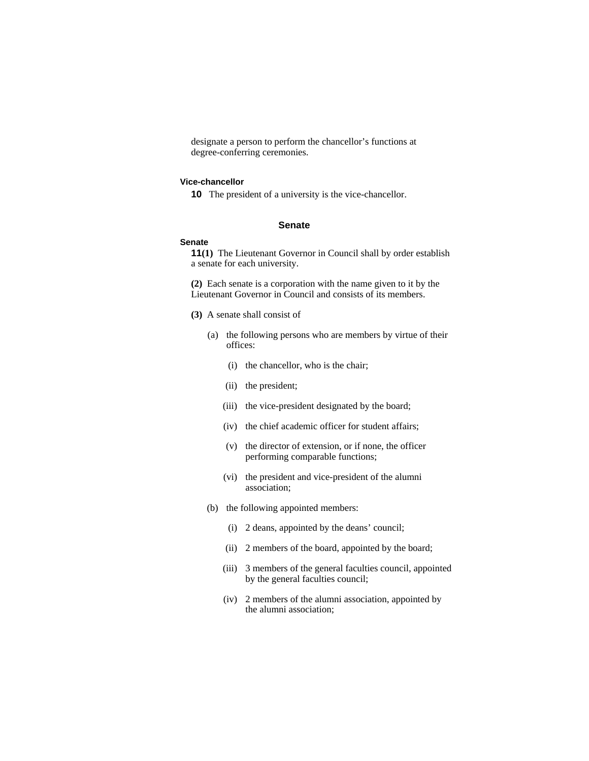designate a person to perform the chancellor's functions at degree-conferring ceremonies.

**Vice-chancellor**

**10** The president of a university is the vice-chancellor.

## Senate

**Senate**

**11(1)** The Lieutenant Governor in Council shall by order establish a senate for each university.

**(2)** Each senate is a corporation with the name given to it by the Lieutenant Governor in Council and consists of its members.

**(3)** A senate shall consist of

- (a) the following persons who are members by virtue of their offices:
  - (i) the chancellor, who is the chair;
  - (ii) the president;
  - (iii) the vice-president designated by the board;
  - (iv) the chief academic officer for student affairs;
  - (v) the director of extension, or if none, the officer performing comparable functions;
  - (vi) the president and vice-president of the alumni association;
- (b) the following appointed members:
  - (i) 2 deans, appointed by the deans' council;
  - (ii) 2 members of the board, appointed by the board;
  - (iii) 3 members of the general faculties council, appointed by the general faculties council;
  - (iv) 2 members of the alumni association, appointed by the alumni association;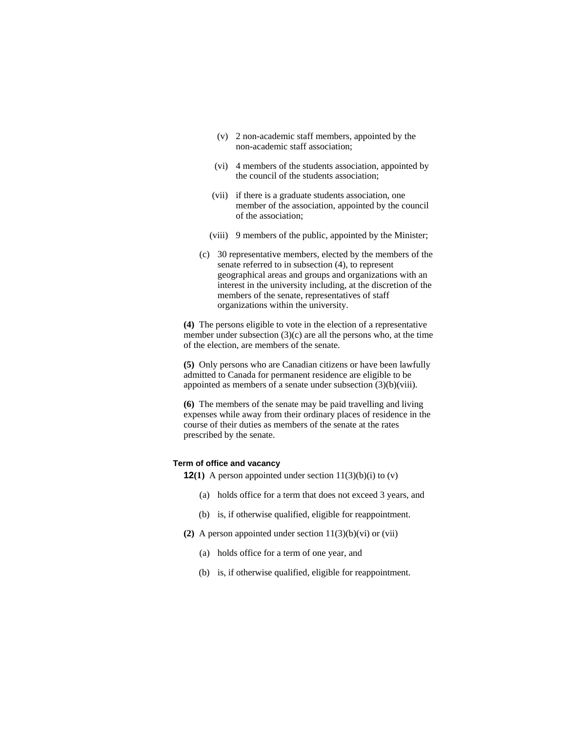(v) 2 non-academic staff members, appointed by the non-academic staff association;

(vi) 4 members of the students association, appointed by the council of the students association;

(vii) if there is a graduate students association, one member of the association, appointed by the council of the association;

(viii) 9 members of the public, appointed by the Minister;

(c) 30 representative members, elected by the members of the senate referred to in subsection (4), to represent geographical areas and groups and organizations with an interest in the university including, at the discretion of the members of the senate, representatives of staff organizations within the university.

**(4)** The persons eligible to vote in the election of a representative member under subsection (3)(c) are all the persons who, at the time of the election, are members of the senate.

**(5)** Only persons who are Canadian citizens or have been lawfully admitted to Canada for permanent residence are eligible to be appointed as members of a senate under subsection (3)(b)(viii).

**(6)** The members of the senate may be paid travelling and living expenses while away from their ordinary places of residence in the course of their duties as members of the senate at the rates prescribed by the senate.

### Term of office and vacancy

**12(1)** A person appointed under section 11(3)(b)(i) to (v)

(a) holds office for a term that does not exceed 3 years, and

(b) is, if otherwise qualified, eligible for reappointment.

**(2)** A person appointed under section 11(3)(b)(vi) or (vii)

(a) holds office for a term of one year, and

(b) is, if otherwise qualified, eligible for reappointment.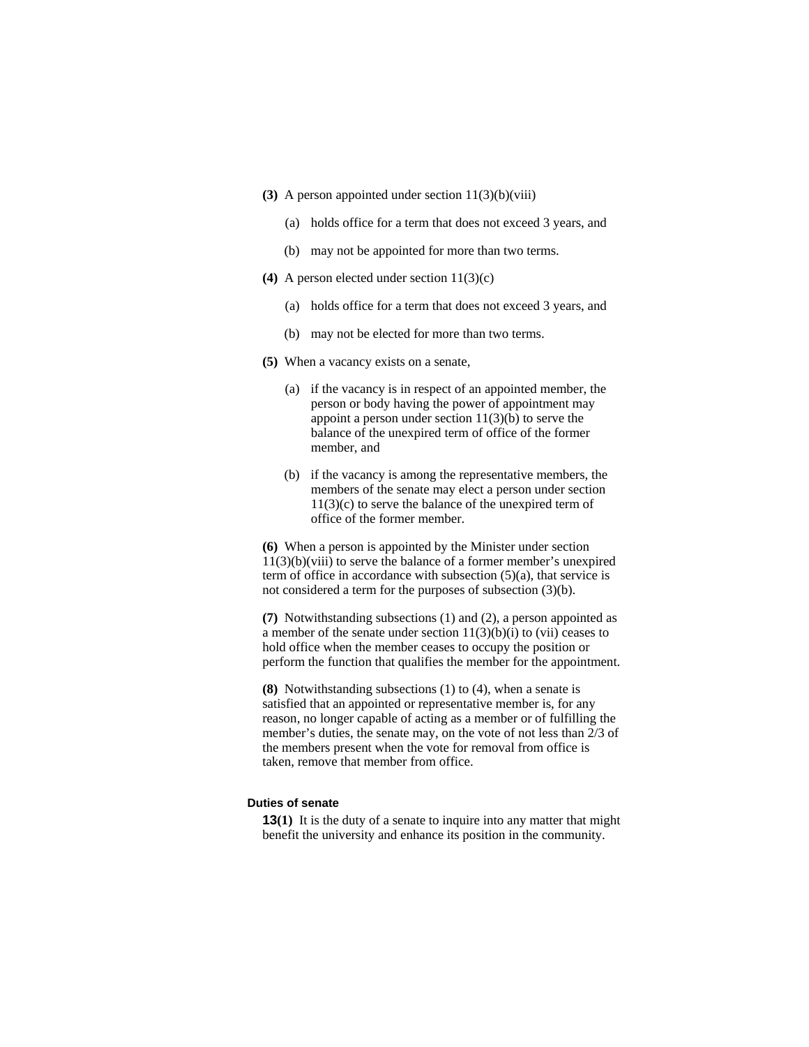**(3)** A person appointed under section 11(3)(b)(viii)

(a) holds office for a term that does not exceed 3 years, and

(b) may not be appointed for more than two terms.

**(4)** A person elected under section 11(3)(c)

(a) holds office for a term that does not exceed 3 years, and

(b) may not be elected for more than two terms.

**(5)** When a vacancy exists on a senate,

(a) if the vacancy is in respect of an appointed member, the person or body having the power of appointment may appoint a person under section 11(3)(b) to serve the balance of the unexpired term of office of the former member, and

(b) if the vacancy is among the representative members, the members of the senate may elect a person under section 11(3)(c) to serve the balance of the unexpired term of office of the former member.

**(6)** When a person is appointed by the Minister under section 11(3)(b)(viii) to serve the balance of a former member's unexpired term of office in accordance with subsection (5)(a), that service is not considered a term for the purposes of subsection (3)(b).

**(7)** Notwithstanding subsections (1) and (2), a person appointed as a member of the senate under section 11(3)(b)(i) to (vii) ceases to hold office when the member ceases to occupy the position or perform the function that qualifies the member for the appointment.

**(8)** Notwithstanding subsections (1) to (4), when a senate is satisfied that an appointed or representative member is, for any reason, no longer capable of acting as a member or of fulfilling the member's duties, the senate may, on the vote of not less than 2/3 of the members present when the vote for removal from office is taken, remove that member from office.

#### Duties of senate

**13(1)** It is the duty of a senate to inquire into any matter that might benefit the university and enhance its position in the community.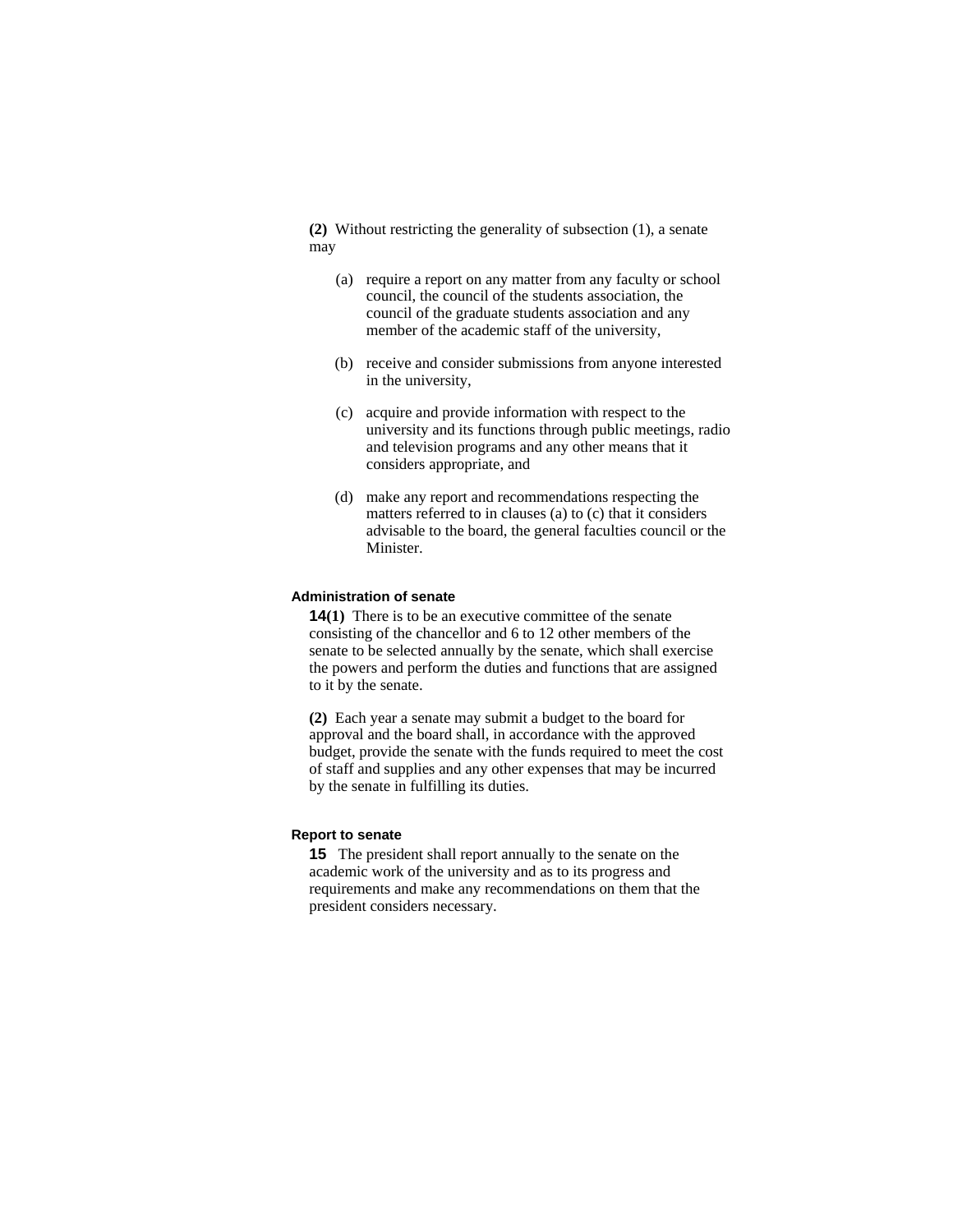**(2)** Without restricting the generality of subsection (1), a senate may

(a) require a report on any matter from any faculty or school council, the council of the students association, the council of the graduate students association and any member of the academic staff of the university,

(b) receive and consider submissions from anyone interested in the university,

(c) acquire and provide information with respect to the university and its functions through public meetings, radio and television programs and any other means that it considers appropriate, and

(d) make any report and recommendations respecting the matters referred to in clauses (a) to (c) that it considers advisable to the board, the general faculties council or the Minister.

#### Administration of senate

**14(1)** There is to be an executive committee of the senate consisting of the chancellor and 6 to 12 other members of the senate to be selected annually by the senate, which shall exercise the powers and perform the duties and functions that are assigned to it by the senate.

**(2)** Each year a senate may submit a budget to the board for approval and the board shall, in accordance with the approved budget, provide the senate with the funds required to meet the cost of staff and supplies and any other expenses that may be incurred by the senate in fulfilling its duties.

#### Report to senate

**15** The president shall report annually to the senate on the academic work of the university and as to its progress and requirements and make any recommendations on them that the president considers necessary.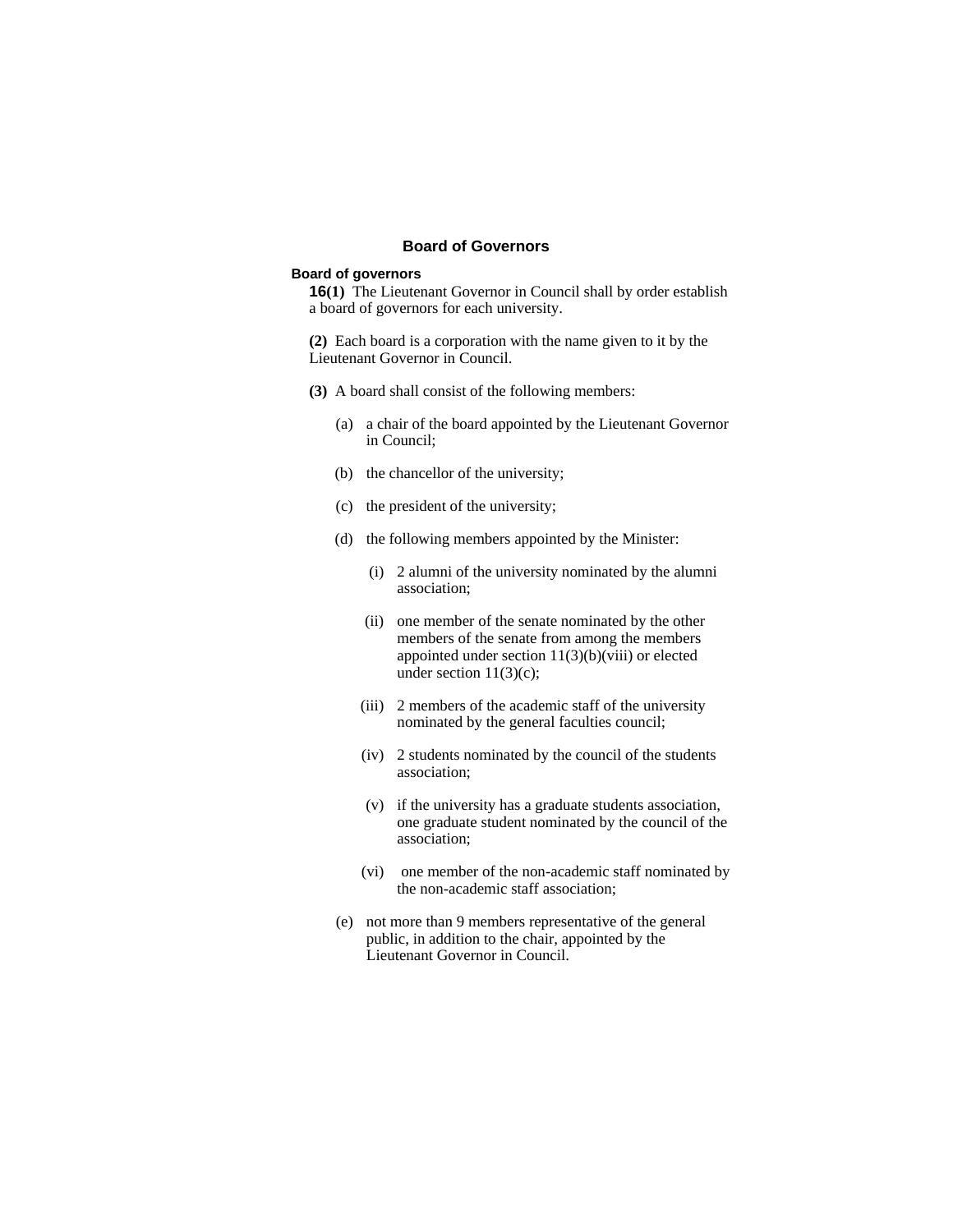## Board of Governors

### Board of governors

**16(1)** The Lieutenant Governor in Council shall by order establish a board of governors for each university.

**(2)** Each board is a corporation with the name given to it by the Lieutenant Governor in Council.

**(3)** A board shall consist of the following members:

- (a) a chair of the board appointed by the Lieutenant Governor in Council;
- (b) the chancellor of the university;
- (c) the president of the university;
- (d) the following members appointed by the Minister:
  - (i) 2 alumni of the university nominated by the alumni association;
  - (ii) one member of the senate nominated by the other members of the senate from among the members appointed under section 11(3)(b)(viii) or elected under section 11(3)(c);
  - (iii) 2 members of the academic staff of the university nominated by the general faculties council;
  - (iv) 2 students nominated by the council of the students association;
  - (v) if the university has a graduate students association, one graduate student nominated by the council of the association;
  - (vi) one member of the non-academic staff nominated by the non-academic staff association;
- (e) not more than 9 members representative of the general public, in addition to the chair, appointed by the Lieutenant Governor in Council.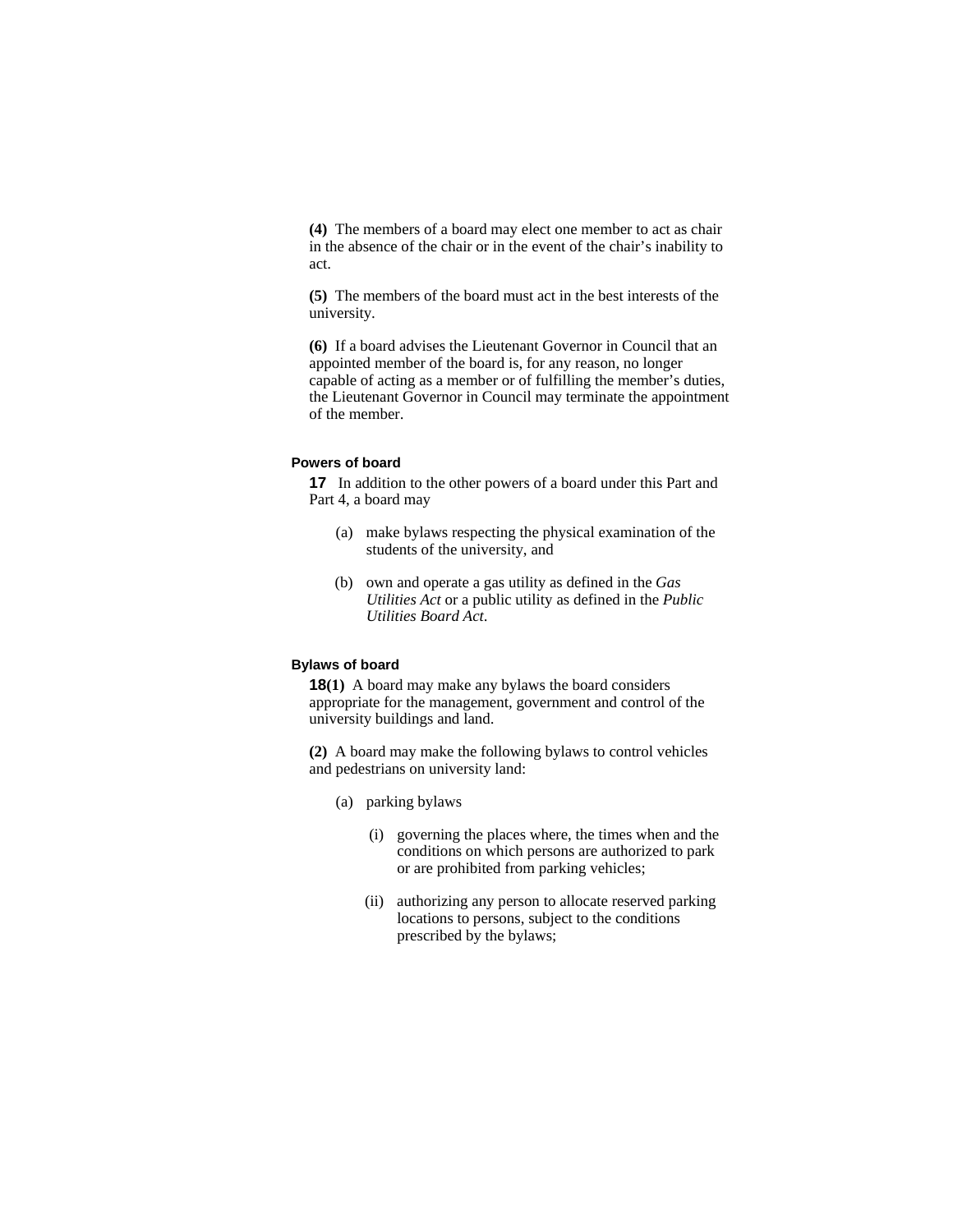**(4)** The members of a board may elect one member to act as chair in the absence of the chair or in the event of the chair's inability to act.

**(5)** The members of the board must act in the best interests of the university.

**(6)** If a board advises the Lieutenant Governor in Council that an appointed member of the board is, for any reason, no longer capable of acting as a member or of fulfilling the member's duties, the Lieutenant Governor in Council may terminate the appointment of the member.

### Powers of board

**17** In addition to the other powers of a board under this Part and Part 4, a board may

(a) make bylaws respecting the physical examination of the students of the university, and

(b) own and operate a gas utility as defined in the *Gas Utilities Act* or a public utility as defined in the *Public Utilities Board Act*.

### Bylaws of board

**18(1)** A board may make any bylaws the board considers appropriate for the management, government and control of the university buildings and land.

**(2)** A board may make the following bylaws to control vehicles and pedestrians on university land:

(a) parking bylaws

(i) governing the places where, the times when and the conditions on which persons are authorized to park or are prohibited from parking vehicles;

(ii) authorizing any person to allocate reserved parking locations to persons, subject to the conditions prescribed by the bylaws;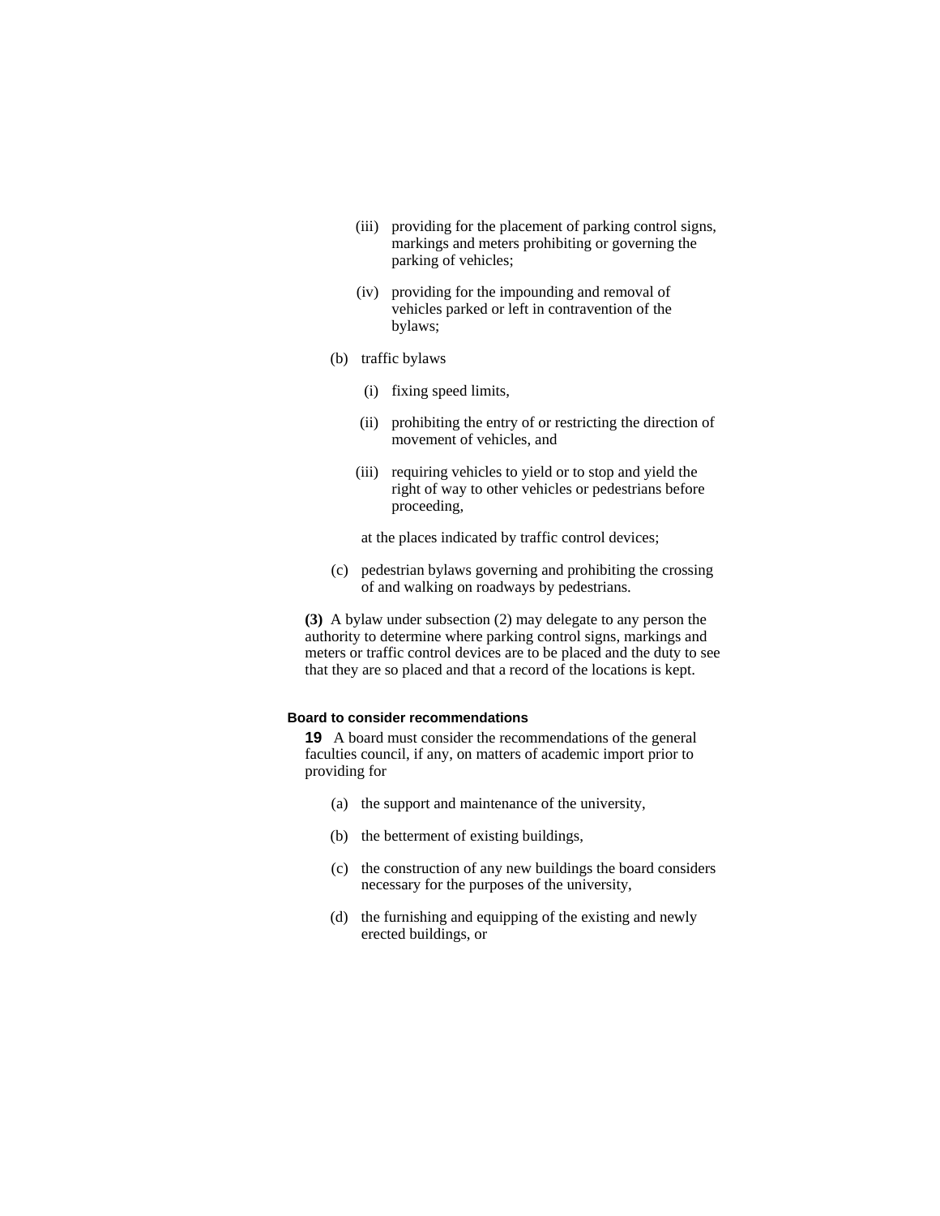(iii) providing for the placement of parking control signs, markings and meters prohibiting or governing the parking of vehicles;

(iv) providing for the impounding and removal of vehicles parked or left in contravention of the bylaws;

(b) traffic bylaws

(i) fixing speed limits,

(ii) prohibiting the entry of or restricting the direction of movement of vehicles, and

(iii) requiring vehicles to yield or to stop and yield the right of way to other vehicles or pedestrians before proceeding,

at the places indicated by traffic control devices;

(c) pedestrian bylaws governing and prohibiting the crossing of and walking on roadways by pedestrians.

**(3)** A bylaw under subsection (2) may delegate to any person the authority to determine where parking control signs, markings and meters or traffic control devices are to be placed and the duty to see that they are so placed and that a record of the locations is kept.

#### Board to consider recommendations

**19** A board must consider the recommendations of the general faculties council, if any, on matters of academic import prior to providing for

(a) the support and maintenance of the university,

(b) the betterment of existing buildings,

(c) the construction of any new buildings the board considers necessary for the purposes of the university,

(d) the furnishing and equipping of the existing and newly erected buildings, or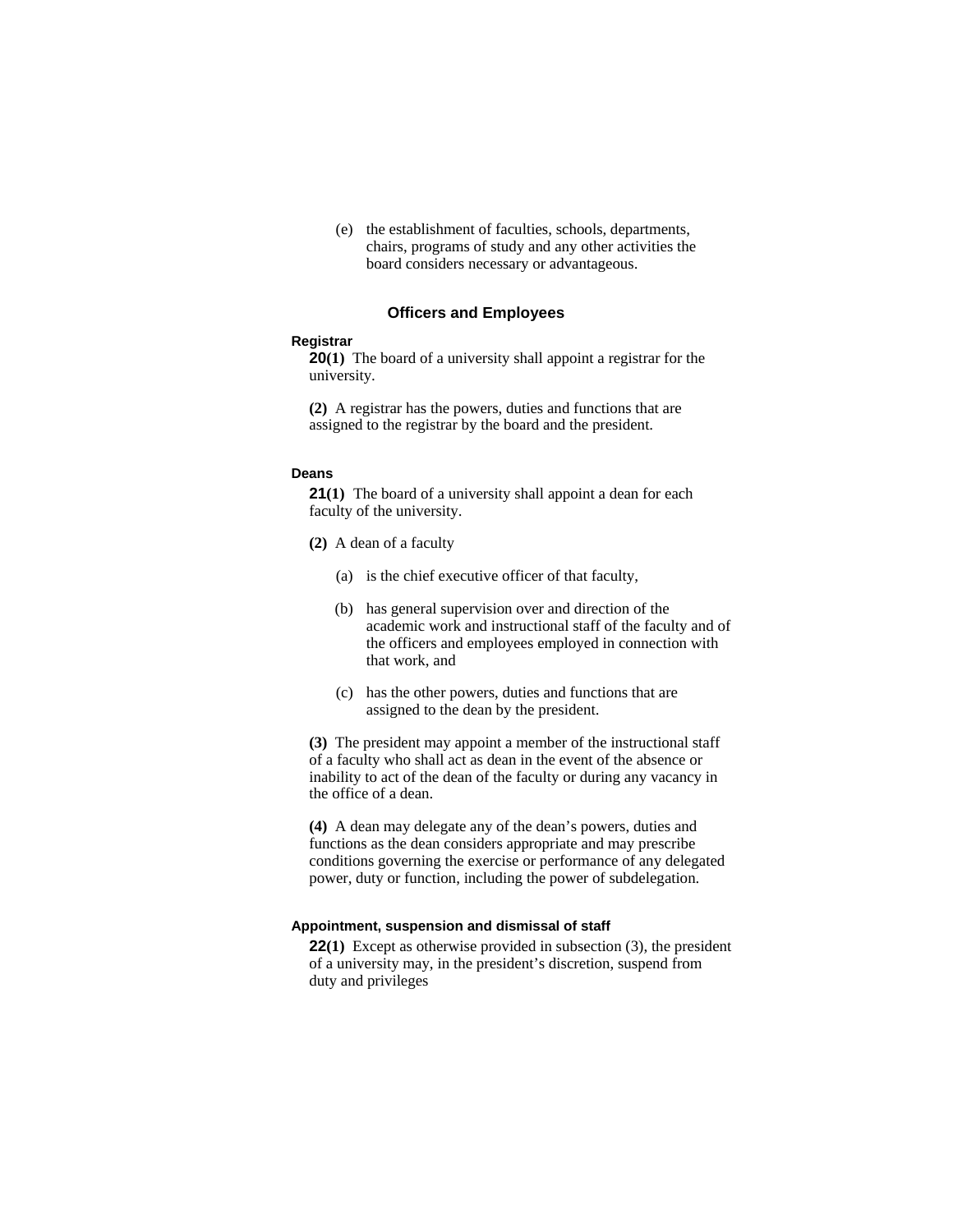(e) the establishment of faculties, schools, departments, chairs, programs of study and any other activities the board considers necessary or advantageous.

## Officers and Employees

#### Registrar

**20(1)** The board of a university shall appoint a registrar for the university.

**(2)** A registrar has the powers, duties and functions that are assigned to the registrar by the board and the president.

#### Deans

**21(1)** The board of a university shall appoint a dean for each faculty of the university.

**(2)** A dean of a faculty

(a) is the chief executive officer of that faculty,

(b) has general supervision over and direction of the academic work and instructional staff of the faculty and of the officers and employees employed in connection with that work, and

(c) has the other powers, duties and functions that are assigned to the dean by the president.

**(3)** The president may appoint a member of the instructional staff of a faculty who shall act as dean in the event of the absence or inability to act of the dean of the faculty or during any vacancy in the office of a dean.

**(4)** A dean may delegate any of the dean's powers, duties and functions as the dean considers appropriate and may prescribe conditions governing the exercise or performance of any delegated power, duty or function, including the power of subdelegation.

#### Appointment, suspension and dismissal of staff

**22(1)** Except as otherwise provided in subsection (3), the president of a university may, in the president's discretion, suspend from duty and privileges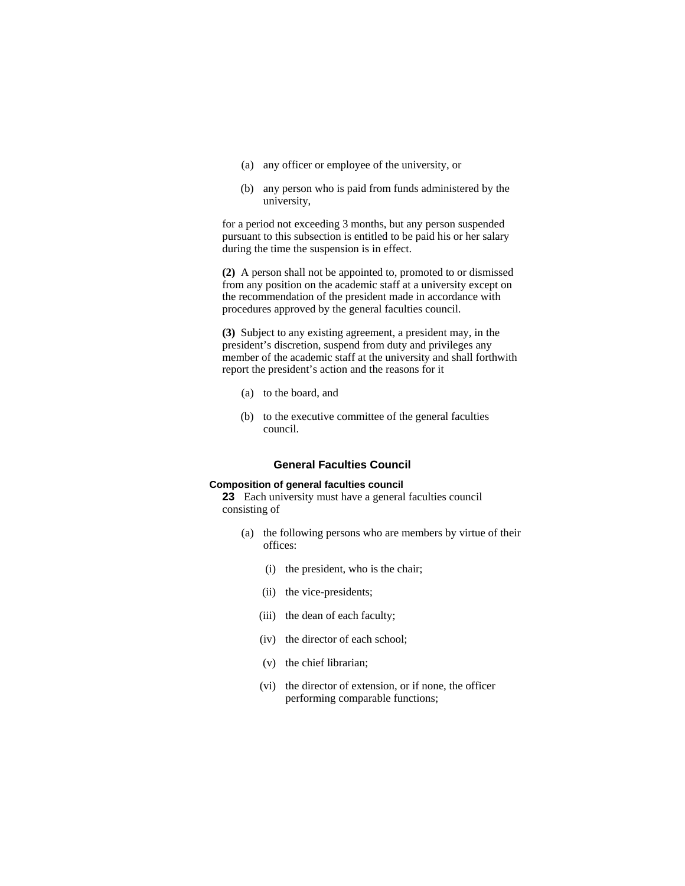(a) any officer or employee of the university, or

(b) any person who is paid from funds administered by the university,

for a period not exceeding 3 months, but any person suspended pursuant to this subsection is entitled to be paid his or her salary during the time the suspension is in effect.

**(2)** A person shall not be appointed to, promoted to or dismissed from any position on the academic staff at a university except on the recommendation of the president made in accordance with procedures approved by the general faculties council.

**(3)** Subject to any existing agreement, a president may, in the president's discretion, suspend from duty and privileges any member of the academic staff at the university and shall forthwith report the president's action and the reasons for it

(a) to the board, and

(b) to the executive committee of the general faculties council.

## General Faculties Council

### Composition of general faculties council

**23** Each university must have a general faculties council consisting of

(a) the following persons who are members by virtue of their offices:

(i) the president, who is the chair;

(ii) the vice-presidents;

(iii) the dean of each faculty;

(iv) the director of each school;

(v) the chief librarian;

(vi) the director of extension, or if none, the officer performing comparable functions;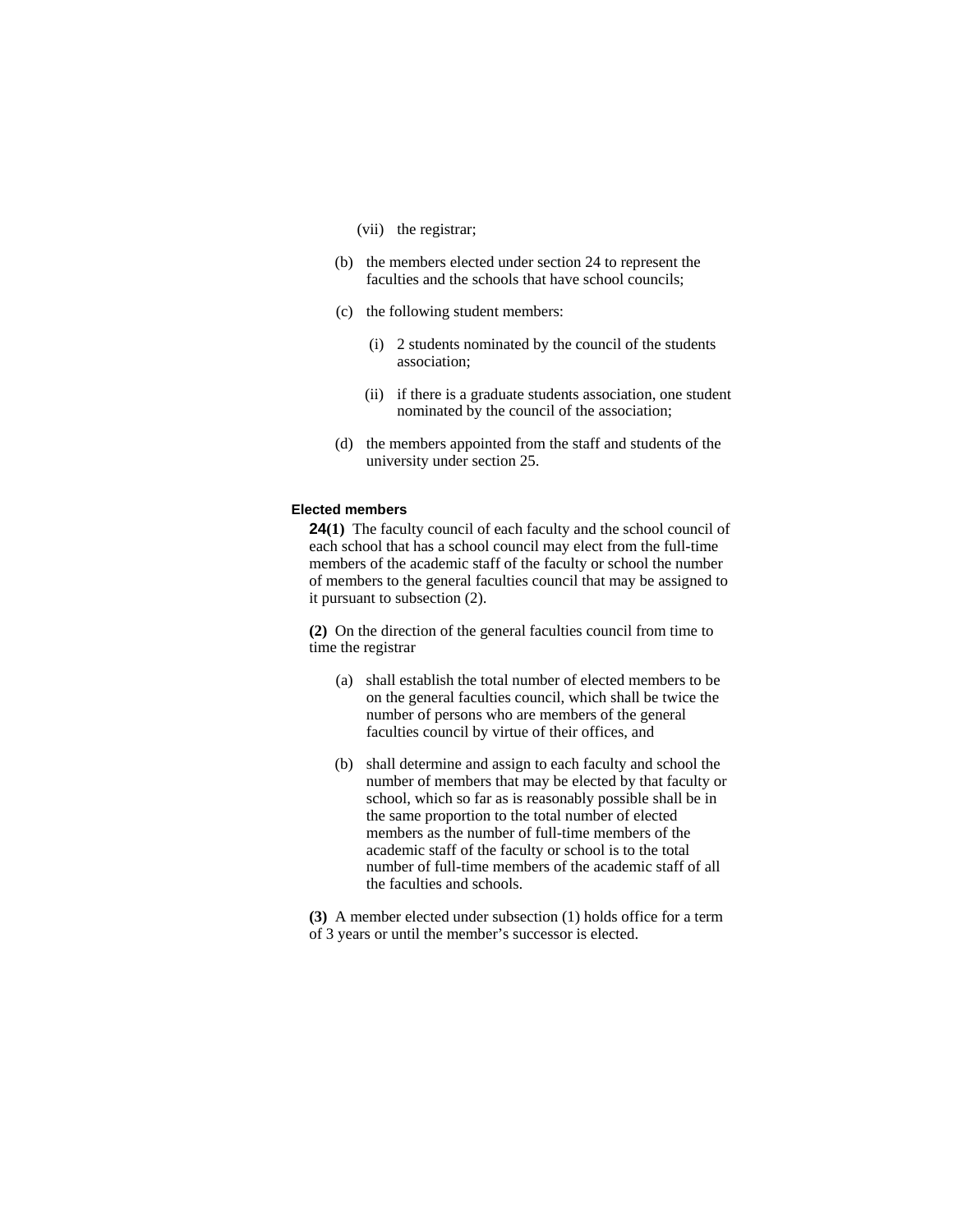(vii) the registrar;

(b) the members elected under section 24 to represent the faculties and the schools that have school councils;

(c) the following student members:

(i) 2 students nominated by the council of the students association;

(ii) if there is a graduate students association, one student nominated by the council of the association;

(d) the members appointed from the staff and students of the university under section 25.

**Elected members**

**24(1)** The faculty council of each faculty and the school council of each school that has a school council may elect from the full-time members of the academic staff of the faculty or school the number of members to the general faculties council that may be assigned to it pursuant to subsection (2).

**(2)** On the direction of the general faculties council from time to time the registrar

(a) shall establish the total number of elected members to be on the general faculties council, which shall be twice the number of persons who are members of the general faculties council by virtue of their offices, and

(b) shall determine and assign to each faculty and school the number of members that may be elected by that faculty or school, which so far as is reasonably possible shall be in the same proportion to the total number of elected members as the number of full-time members of the academic staff of the faculty or school is to the total number of full-time members of the academic staff of all the faculties and schools.

**(3)** A member elected under subsection (1) holds office for a term of 3 years or until the member's successor is elected.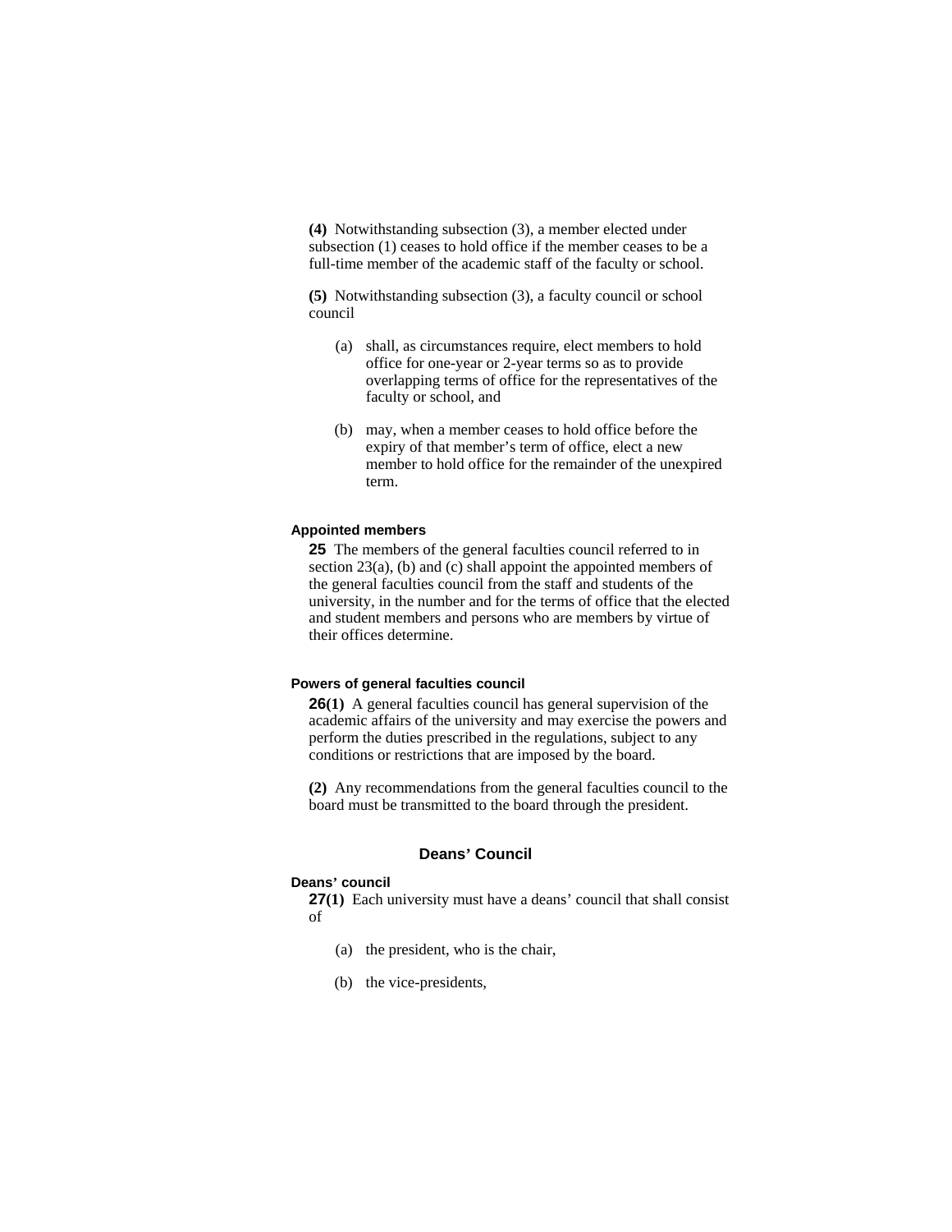**(4)** Notwithstanding subsection (3), a member elected under subsection (1) ceases to hold office if the member ceases to be a full-time member of the academic staff of the faculty or school.

**(5)** Notwithstanding subsection (3), a faculty council or school council

(a) shall, as circumstances require, elect members to hold office for one-year or 2-year terms so as to provide overlapping terms of office for the representatives of the faculty or school, and

(b) may, when a member ceases to hold office before the expiry of that member's term of office, elect a new member to hold office for the remainder of the unexpired term.

#### Appointed members

**25** The members of the general faculties council referred to in section 23(a), (b) and (c) shall appoint the appointed members of the general faculties council from the staff and students of the university, in the number and for the terms of office that the elected and student members and persons who are members by virtue of their offices determine.

#### Powers of general faculties council

**26(1)** A general faculties council has general supervision of the academic affairs of the university and may exercise the powers and perform the duties prescribed in the regulations, subject to any conditions or restrictions that are imposed by the board.

**(2)** Any recommendations from the general faculties council to the board must be transmitted to the board through the president.

### Deans' Council

#### Deans' council

**27(1)** Each university must have a deans' council that shall consist of

(a) the president, who is the chair,

(b) the vice-presidents,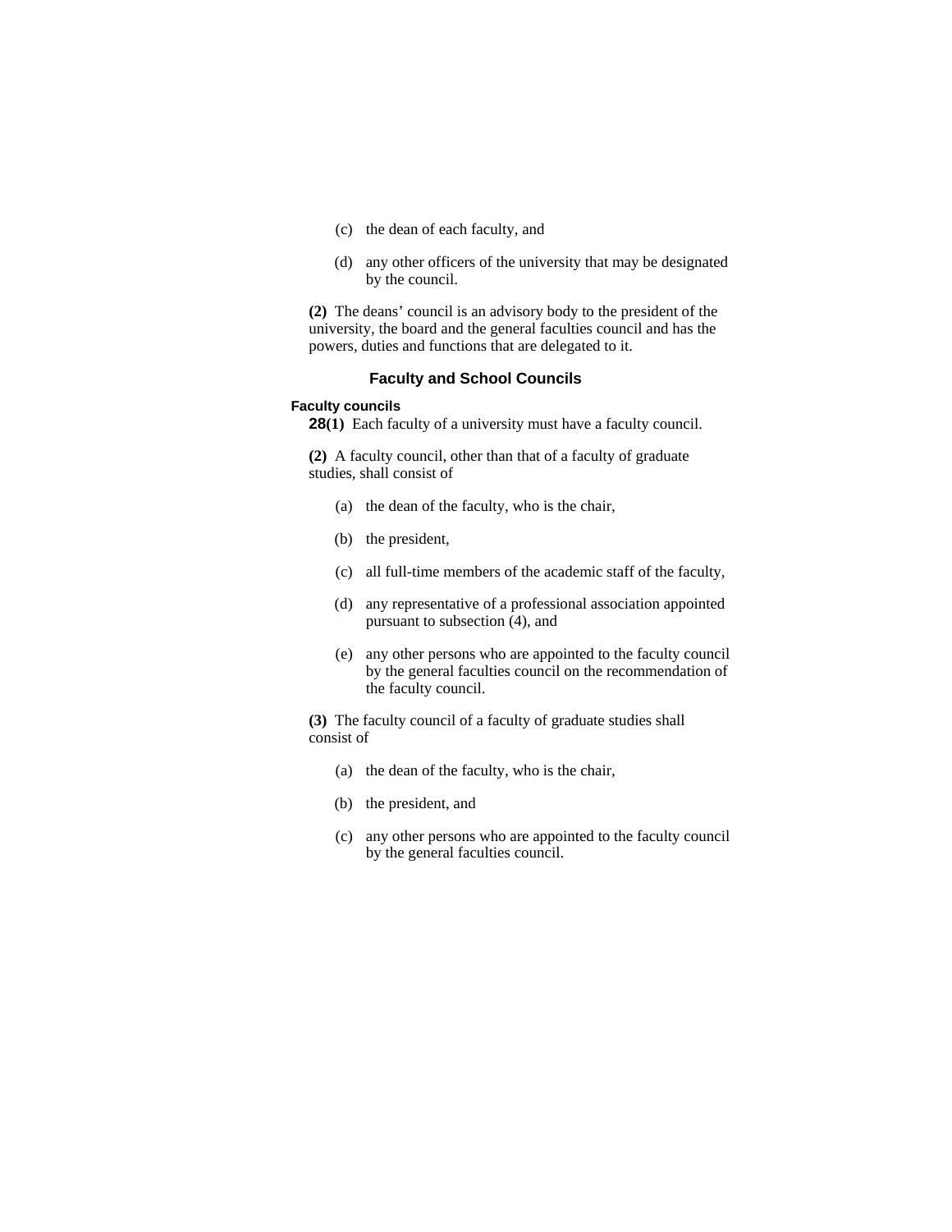(c) the dean of each faculty, and

(d) any other officers of the university that may be designated by the council.

**(2)** The deans' council is an advisory body to the president of the university, the board and the general faculties council and has the powers, duties and functions that are delegated to it.

## Faculty and School Councils

#### Faculty councils

**28(1)** Each faculty of a university must have a faculty council.

**(2)** A faculty council, other than that of a faculty of graduate studies, shall consist of

(a) the dean of the faculty, who is the chair,

(b) the president,

(c) all full-time members of the academic staff of the faculty,

(d) any representative of a professional association appointed pursuant to subsection (4), and

(e) any other persons who are appointed to the faculty council by the general faculties council on the recommendation of the faculty council.

**(3)** The faculty council of a faculty of graduate studies shall consist of

(a) the dean of the faculty, who is the chair,

(b) the president, and

(c) any other persons who are appointed to the faculty council by the general faculties council.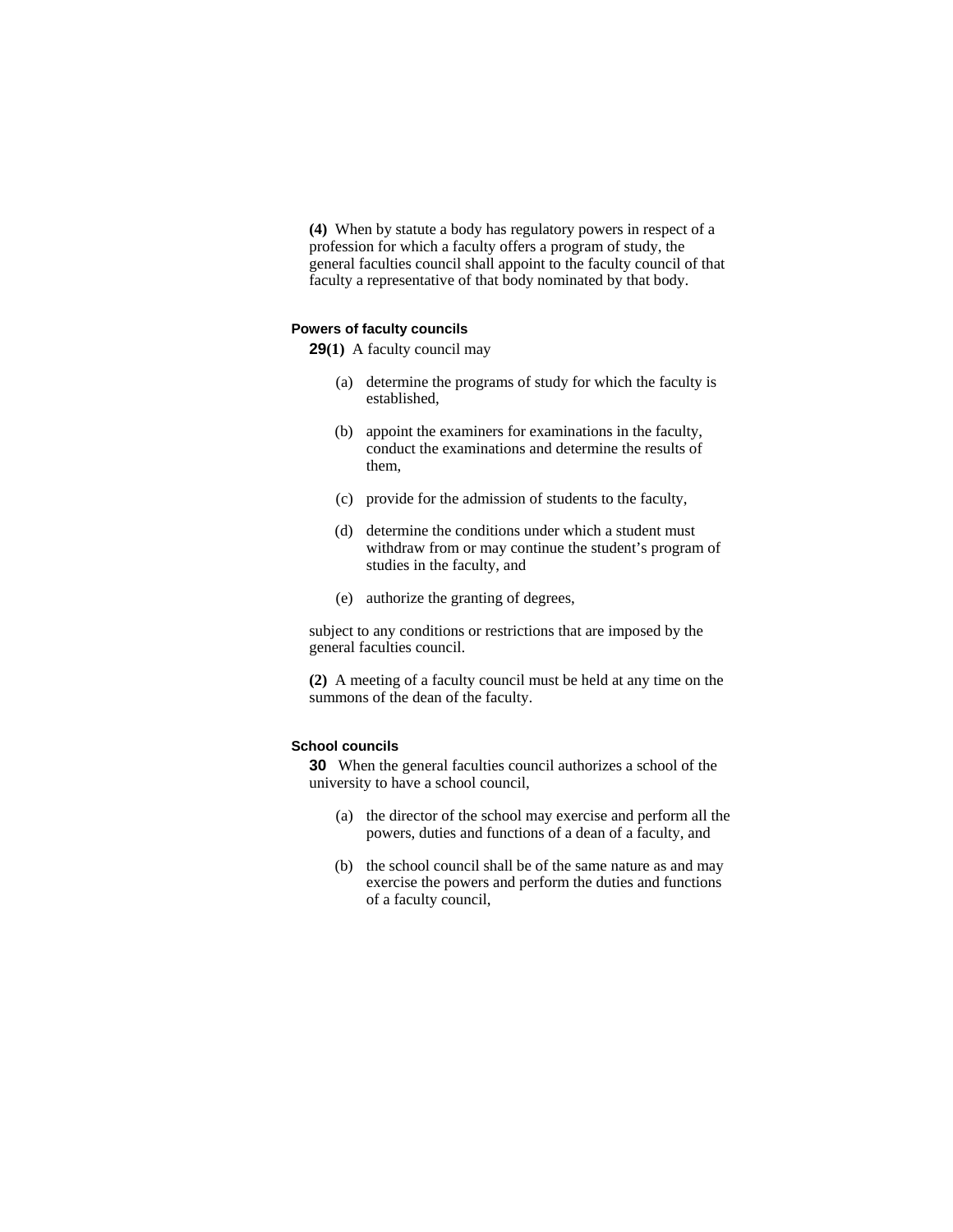**(4)** When by statute a body has regulatory powers in respect of a profession for which a faculty offers a program of study, the general faculties council shall appoint to the faculty council of that faculty a representative of that body nominated by that body.

#### Powers of faculty councils

**29(1)** A faculty council may

(a) determine the programs of study for which the faculty is established,

(b) appoint the examiners for examinations in the faculty, conduct the examinations and determine the results of them,

(c) provide for the admission of students to the faculty,

(d) determine the conditions under which a student must withdraw from or may continue the student's program of studies in the faculty, and

(e) authorize the granting of degrees,

subject to any conditions or restrictions that are imposed by the general faculties council.

**(2)** A meeting of a faculty council must be held at any time on the summons of the dean of the faculty.

#### School councils

**30** When the general faculties council authorizes a school of the university to have a school council,

(a) the director of the school may exercise and perform all the powers, duties and functions of a dean of a faculty, and

(b) the school council shall be of the same nature as and may exercise the powers and perform the duties and functions of a faculty council,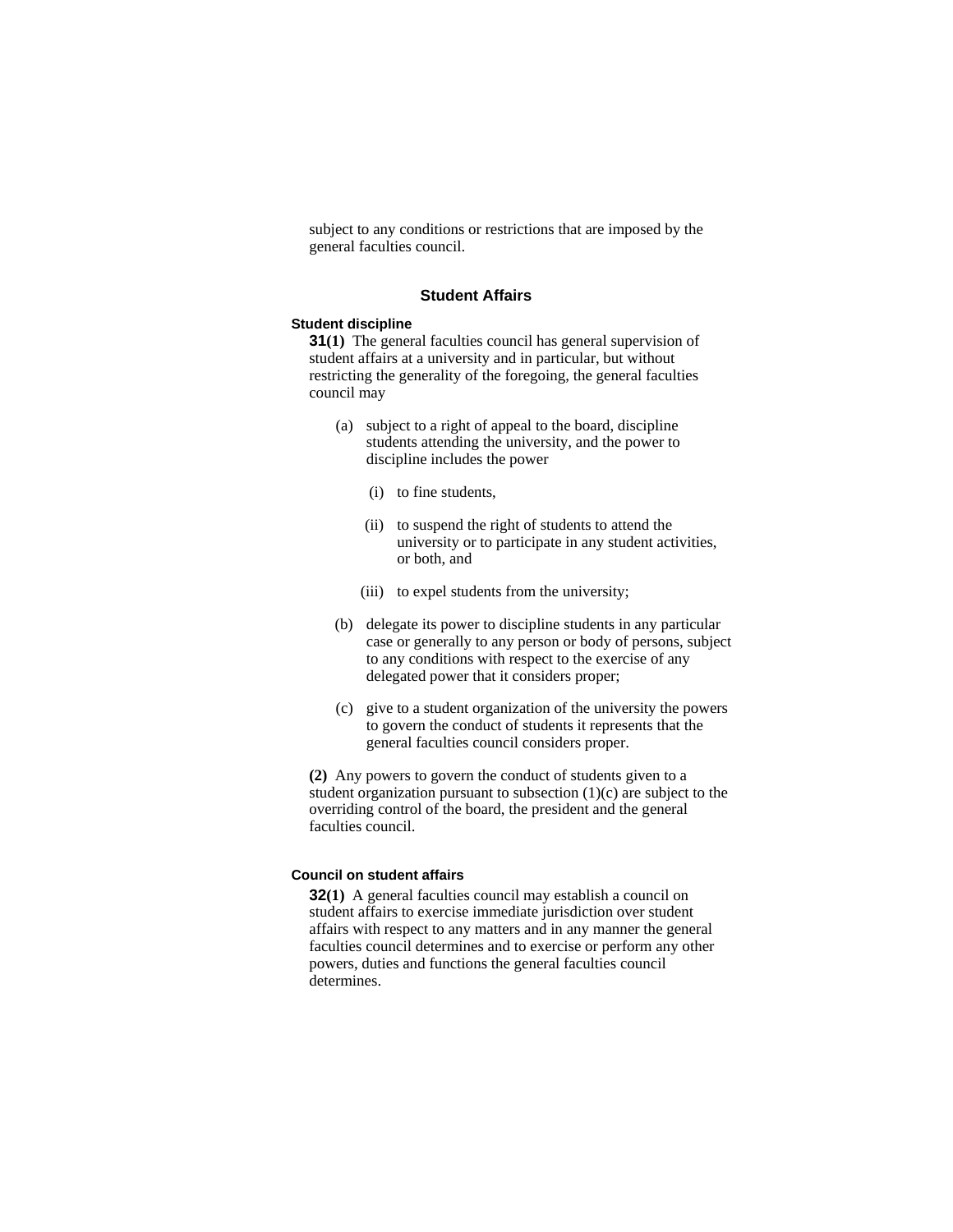subject to any conditions or restrictions that are imposed by the general faculties council.

## Student Affairs

### Student discipline

**31(1)** The general faculties council has general supervision of student affairs at a university and in particular, but without restricting the generality of the foregoing, the general faculties council may

- (a) subject to a right of appeal to the board, discipline students attending the university, and the power to discipline includes the power
  - (i) to fine students,
  - (ii) to suspend the right of students to attend the university or to participate in any student activities, or both, and
  - (iii) to expel students from the university;
- (b) delegate its power to discipline students in any particular case or generally to any person or body of persons, subject to any conditions with respect to the exercise of any delegated power that it considers proper;
- (c) give to a student organization of the university the powers to govern the conduct of students it represents that the general faculties council considers proper.

**(2)** Any powers to govern the conduct of students given to a student organization pursuant to subsection (1)(c) are subject to the overriding control of the board, the president and the general faculties council.

### Council on student affairs

**32(1)** A general faculties council may establish a council on student affairs to exercise immediate jurisdiction over student affairs with respect to any matters and in any manner the general faculties council determines and to exercise or perform any other powers, duties and functions the general faculties council determines.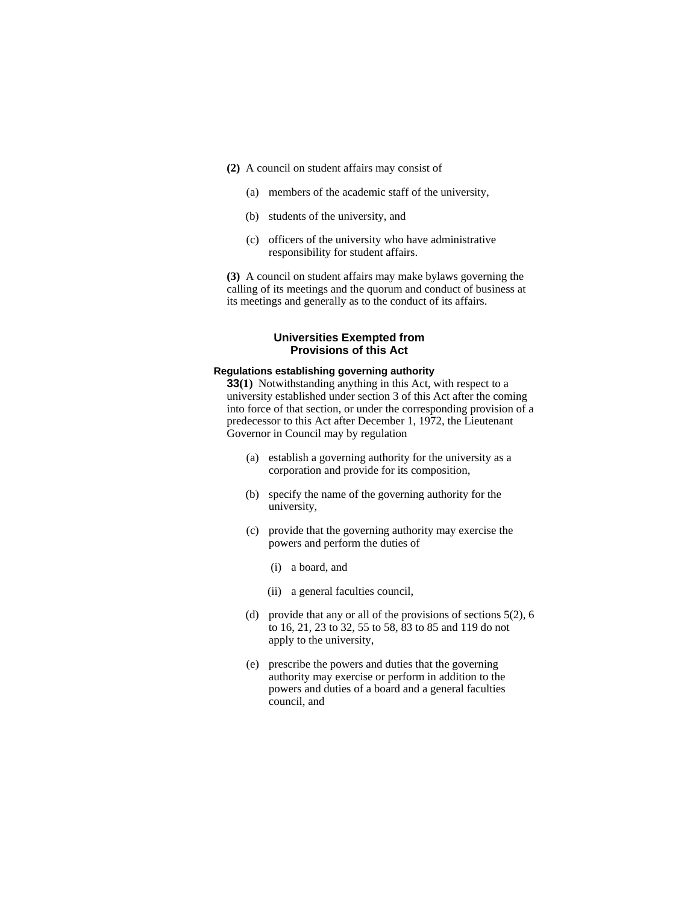**(2)** A council on student affairs may consist of

(a) members of the academic staff of the university,

(b) students of the university, and

(c) officers of the university who have administrative responsibility for student affairs.

**(3)** A council on student affairs may make bylaws governing the calling of its meetings and the quorum and conduct of business at its meetings and generally as to the conduct of its affairs.

## Universities Exempted from Provisions of this Act

#### Regulations establishing governing authority

**33(1)** Notwithstanding anything in this Act, with respect to a university established under section 3 of this Act after the coming into force of that section, or under the corresponding provision of a predecessor to this Act after December 1, 1972, the Lieutenant Governor in Council may by regulation

(a) establish a governing authority for the university as a corporation and provide for its composition,

(b) specify the name of the governing authority for the university,

(c) provide that the governing authority may exercise the powers and perform the duties of

(i) a board, and

(ii) a general faculties council,

(d) provide that any or all of the provisions of sections 5(2), 6 to 16, 21, 23 to 32, 55 to 58, 83 to 85 and 119 do not apply to the university,

(e) prescribe the powers and duties that the governing authority may exercise or perform in addition to the powers and duties of a board and a general faculties council, and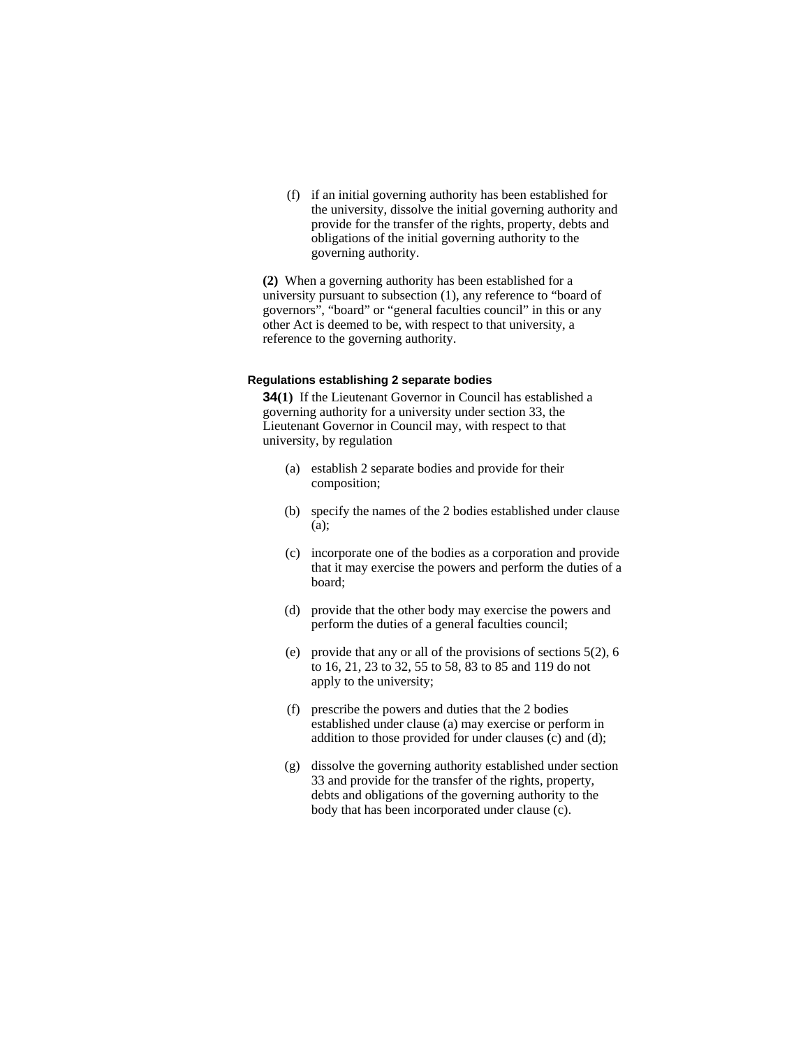(f) if an initial governing authority has been established for the university, dissolve the initial governing authority and provide for the transfer of the rights, property, debts and obligations of the initial governing authority to the governing authority.

**(2)** When a governing authority has been established for a university pursuant to subsection (1), any reference to "board of governors", "board" or "general faculties council" in this or any other Act is deemed to be, with respect to that university, a reference to the governing authority.

#### Regulations establishing 2 separate bodies

**34(1)** If the Lieutenant Governor in Council has established a governing authority for a university under section 33, the Lieutenant Governor in Council may, with respect to that university, by regulation

(a) establish 2 separate bodies and provide for their composition;

(b) specify the names of the 2 bodies established under clause (a);

(c) incorporate one of the bodies as a corporation and provide that it may exercise the powers and perform the duties of a board;

(d) provide that the other body may exercise the powers and perform the duties of a general faculties council;

(e) provide that any or all of the provisions of sections 5(2), 6 to 16, 21, 23 to 32, 55 to 58, 83 to 85 and 119 do not apply to the university;

(f) prescribe the powers and duties that the 2 bodies established under clause (a) may exercise or perform in addition to those provided for under clauses (c) and (d);

(g) dissolve the governing authority established under section 33 and provide for the transfer of the rights, property, debts and obligations of the governing authority to the body that has been incorporated under clause (c).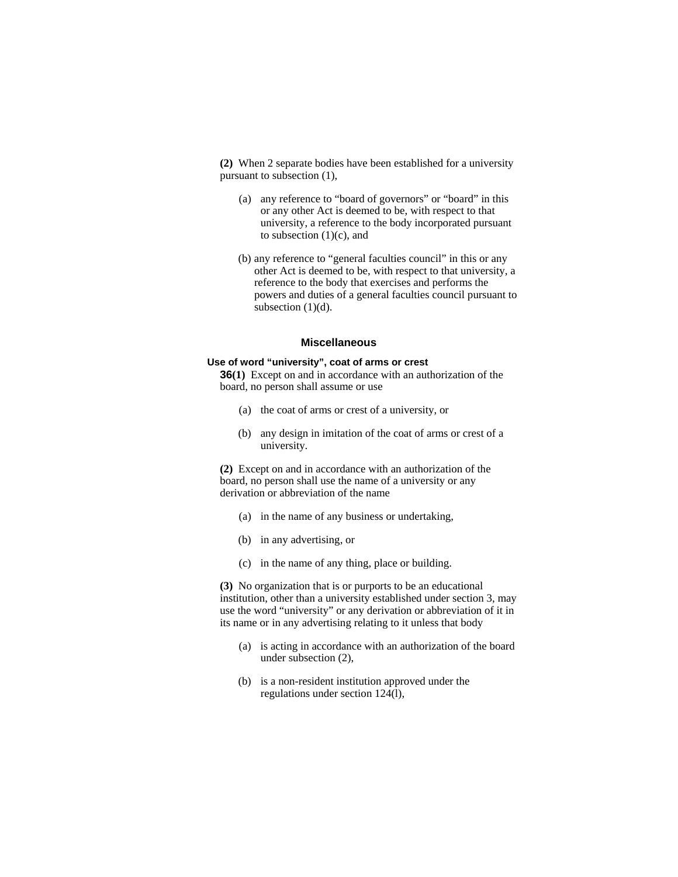**(2)** When 2 separate bodies have been established for a university pursuant to subsection (1),

- (a) any reference to "board of governors" or "board" in this or any other Act is deemed to be, with respect to that university, a reference to the body incorporated pursuant to subsection (1)(c), and
- (b) any reference to "general faculties council" in this or any other Act is deemed to be, with respect to that university, a reference to the body that exercises and performs the powers and duties of a general faculties council pursuant to subsection (1)(d).

## Miscellaneous

### Use of word "university", coat of arms or crest

**36(1)** Except on and in accordance with an authorization of the board, no person shall assume or use

- (a) the coat of arms or crest of a university, or
- (b) any design in imitation of the coat of arms or crest of a university.

**(2)** Except on and in accordance with an authorization of the board, no person shall use the name of a university or any derivation or abbreviation of the name

- (a) in the name of any business or undertaking,
- (b) in any advertising, or
- (c) in the name of any thing, place or building.

**(3)** No organization that is or purports to be an educational institution, other than a university established under section 3, may use the word "university" or any derivation or abbreviation of it in its name or in any advertising relating to it unless that body

- (a) is acting in accordance with an authorization of the board under subsection (2),
- (b) is a non-resident institution approved under the regulations under section 124(l),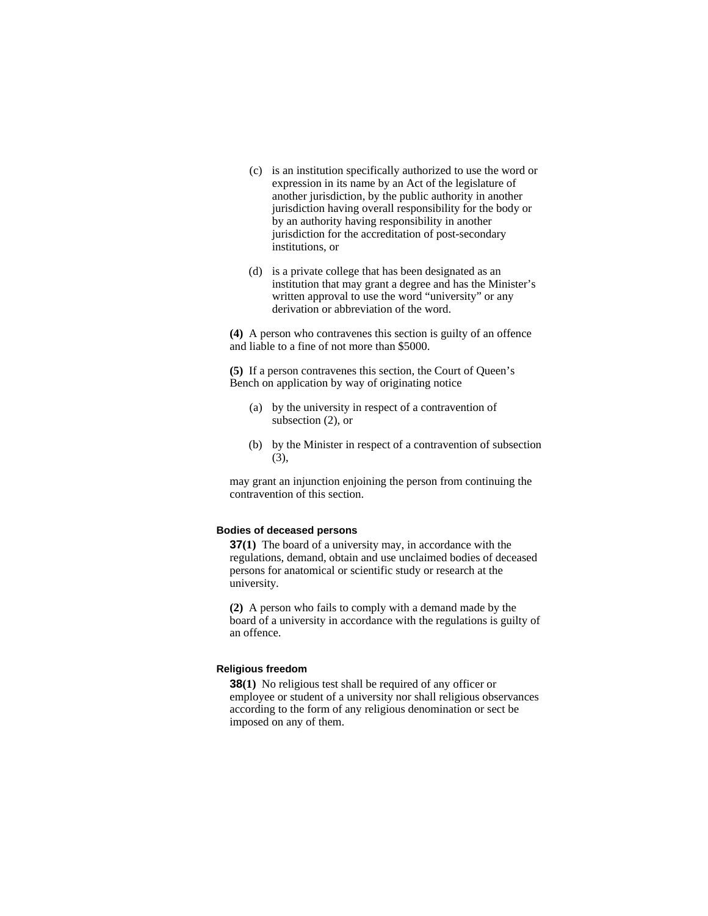(c) is an institution specifically authorized to use the word or expression in its name by an Act of the legislature of another jurisdiction, by the public authority in another jurisdiction having overall responsibility for the body or by an authority having responsibility in another jurisdiction for the accreditation of post-secondary institutions, or

(d) is a private college that has been designated as an institution that may grant a degree and has the Minister's written approval to use the word "university" or any derivation or abbreviation of the word.

**(4)** A person who contravenes this section is guilty of an offence and liable to a fine of not more than $5000.

**(5)** If a person contravenes this section, the Court of Queen's Bench on application by way of originating notice

(a) by the university in respect of a contravention of subsection (2), or

(b) by the Minister in respect of a contravention of subsection (3),

may grant an injunction enjoining the person from continuing the contravention of this section.

#### Bodies of deceased persons

**37(1)** The board of a university may, in accordance with the regulations, demand, obtain and use unclaimed bodies of deceased persons for anatomical or scientific study or research at the university.

**(2)** A person who fails to comply with a demand made by the board of a university in accordance with the regulations is guilty of an offence.

#### Religious freedom

**38(1)** No religious test shall be required of any officer or employee or student of a university nor shall religious observances according to the form of any religious denomination or sect be imposed on any of them.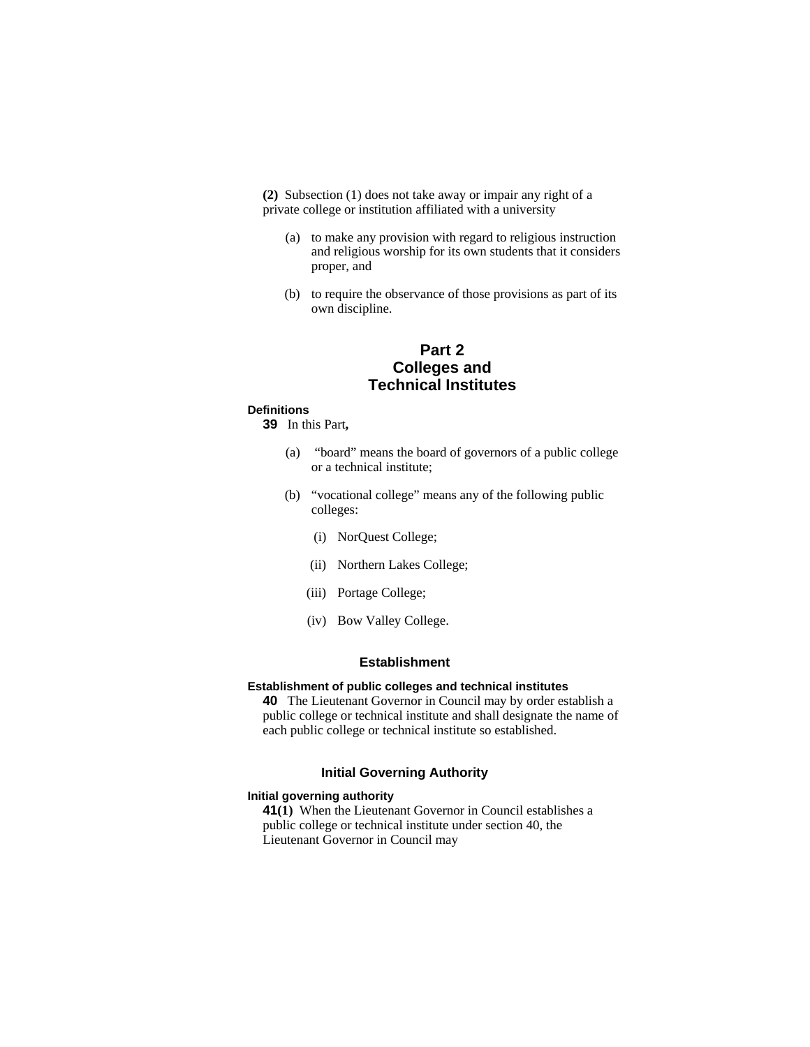**(2)** Subsection (1) does not take away or impair any right of a private college or institution affiliated with a university

(a) to make any provision with regard to religious instruction and religious worship for its own students that it considers proper, and

(b) to require the observance of those provisions as part of its own discipline.

# Part 2
# Colleges and Technical Institutes

**Definitions**

**39** In this Part,

(a) "board" means the board of governors of a public college or a technical institute;

(b) "vocational college" means any of the following public colleges:

(i) NorQuest College;

(ii) Northern Lakes College;

(iii) Portage College;

(iv) Bow Valley College.

## Establishment

**Establishment of public colleges and technical institutes**

**40** The Lieutenant Governor in Council may by order establish a public college or technical institute and shall designate the name of each public college or technical institute so established.

## Initial Governing Authority

**Initial governing authority**

**41(1)** When the Lieutenant Governor in Council establishes a public college or technical institute under section 40, the Lieutenant Governor in Council may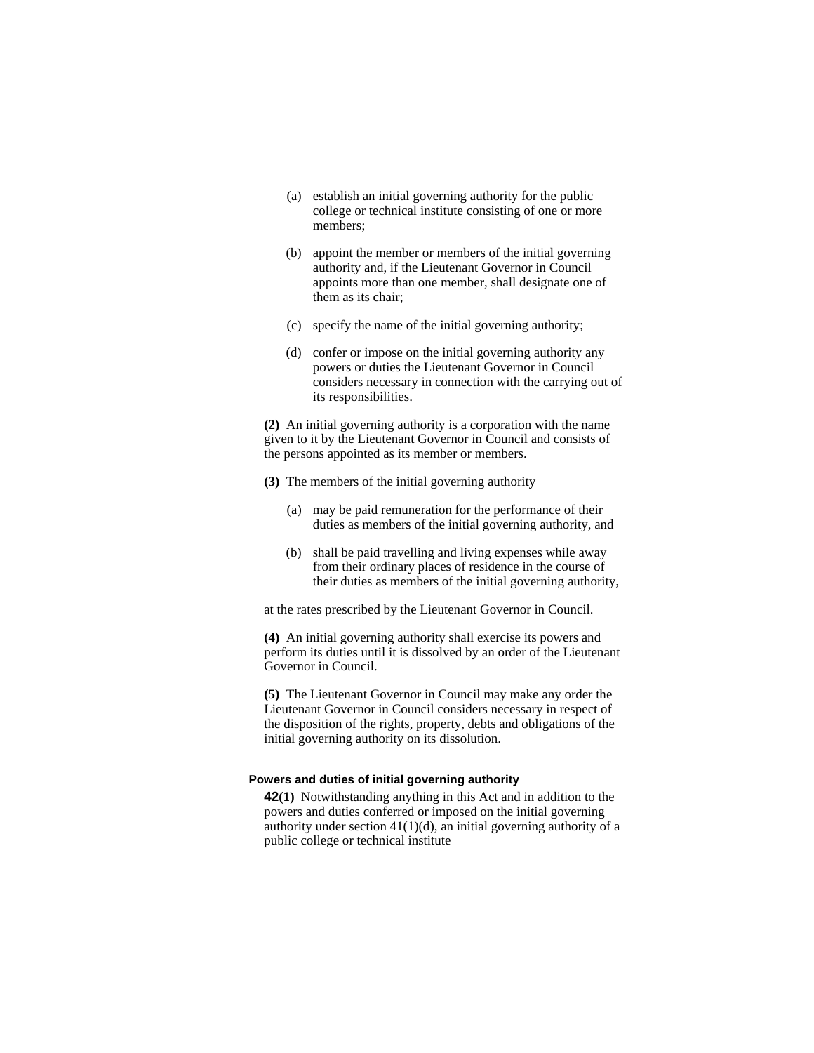(a) establish an initial governing authority for the public college or technical institute consisting of one or more members;

(b) appoint the member or members of the initial governing authority and, if the Lieutenant Governor in Council appoints more than one member, shall designate one of them as its chair;

(c) specify the name of the initial governing authority;

(d) confer or impose on the initial governing authority any powers or duties the Lieutenant Governor in Council considers necessary in connection with the carrying out of its responsibilities.

**(2)** An initial governing authority is a corporation with the name given to it by the Lieutenant Governor in Council and consists of the persons appointed as its member or members.

**(3)** The members of the initial governing authority

(a) may be paid remuneration for the performance of their duties as members of the initial governing authority, and

(b) shall be paid travelling and living expenses while away from their ordinary places of residence in the course of their duties as members of the initial governing authority,

at the rates prescribed by the Lieutenant Governor in Council.

**(4)** An initial governing authority shall exercise its powers and perform its duties until it is dissolved by an order of the Lieutenant Governor in Council.

**(5)** The Lieutenant Governor in Council may make any order the Lieutenant Governor in Council considers necessary in respect of the disposition of the rights, property, debts and obligations of the initial governing authority on its dissolution.

#### Powers and duties of initial governing authority

**42(1)** Notwithstanding anything in this Act and in addition to the powers and duties conferred or imposed on the initial governing authority under section 41(1)(d), an initial governing authority of a public college or technical institute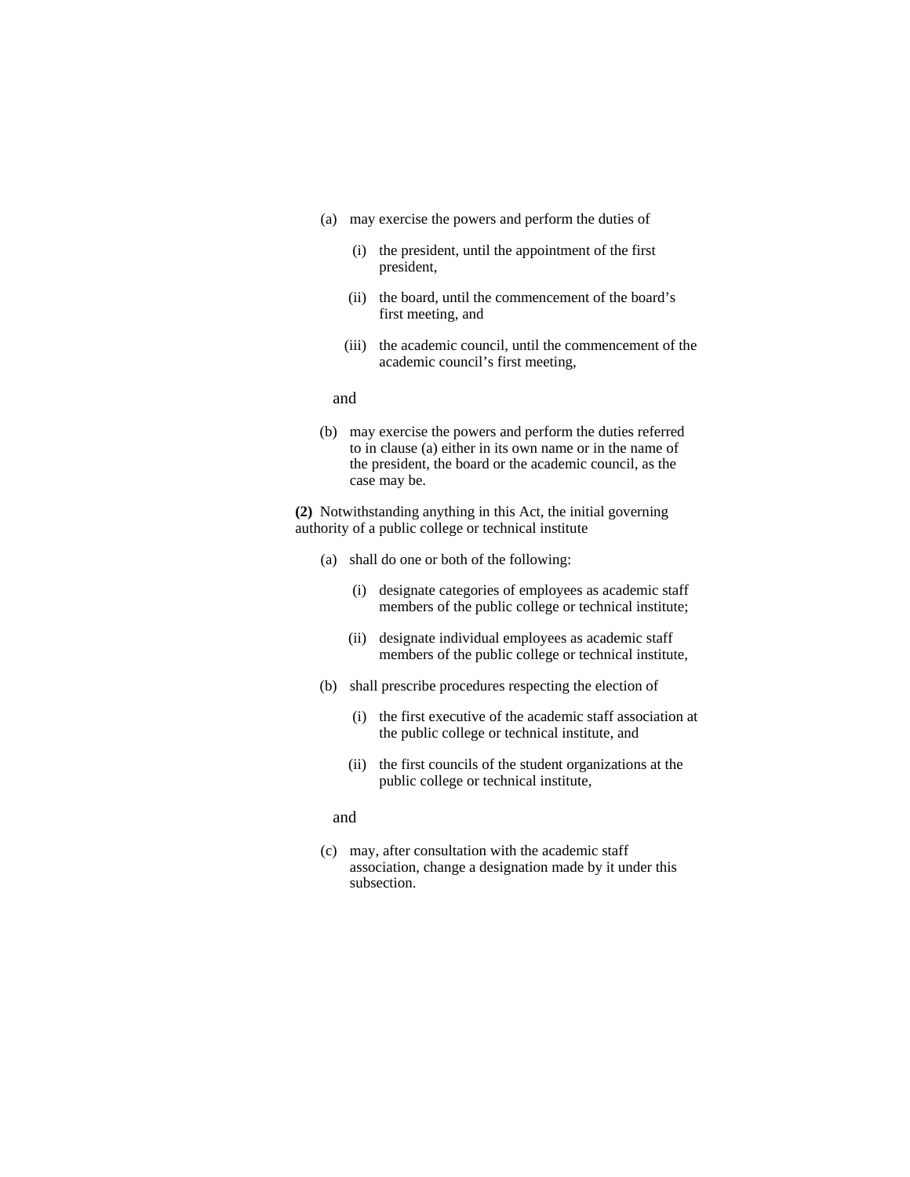(a) may exercise the powers and perform the duties of

(i) the president, until the appointment of the first president,

(ii) the board, until the commencement of the board's first meeting, and

(iii) the academic council, until the commencement of the academic council's first meeting,

and

(b) may exercise the powers and perform the duties referred to in clause (a) either in its own name or in the name of the president, the board or the academic council, as the case may be.

**(2)** Notwithstanding anything in this Act, the initial governing authority of a public college or technical institute

(a) shall do one or both of the following:

(i) designate categories of employees as academic staff members of the public college or technical institute;

(ii) designate individual employees as academic staff members of the public college or technical institute,

(b) shall prescribe procedures respecting the election of

(i) the first executive of the academic staff association at the public college or technical institute, and

(ii) the first councils of the student organizations at the public college or technical institute,

and

(c) may, after consultation with the academic staff association, change a designation made by it under this subsection.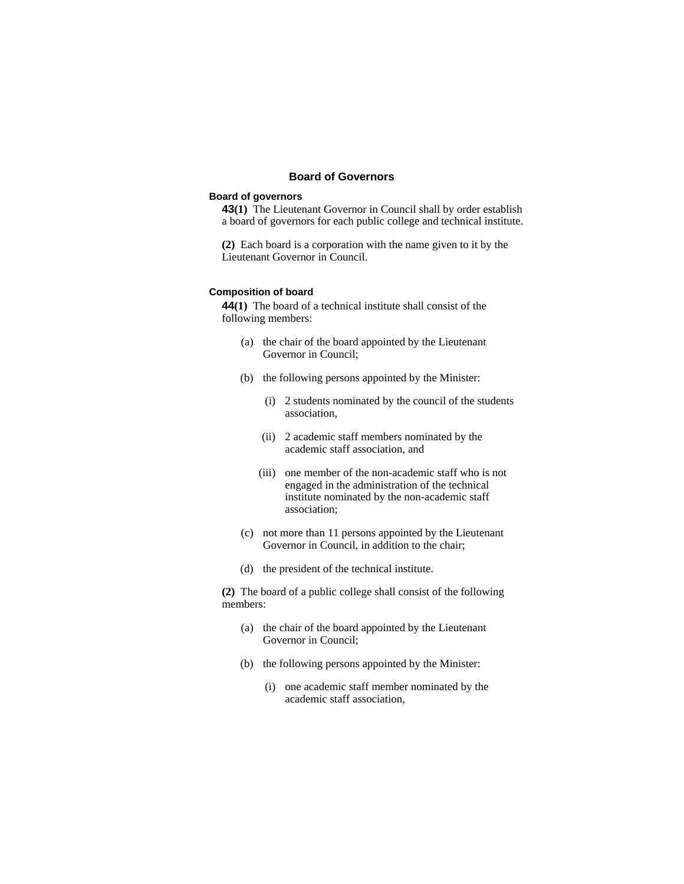## Board of Governors

### Board of governors

**43(1)** The Lieutenant Governor in Council shall by order establish a board of governors for each public college and technical institute.

**(2)** Each board is a corporation with the name given to it by the Lieutenant Governor in Council.

### Composition of board

**44(1)** The board of a technical institute shall consist of the following members:

- (a) the chair of the board appointed by the Lieutenant Governor in Council;
- (b) the following persons appointed by the Minister:
  - (i) 2 students nominated by the council of the students association,
  - (ii) 2 academic staff members nominated by the academic staff association, and
  - (iii) one member of the non-academic staff who is not engaged in the administration of the technical institute nominated by the non-academic staff association;
- (c) not more than 11 persons appointed by the Lieutenant Governor in Council, in addition to the chair;
- (d) the president of the technical institute.

**(2)** The board of a public college shall consist of the following members:

- (a) the chair of the board appointed by the Lieutenant Governor in Council;
- (b) the following persons appointed by the Minister:
  - (i) one academic staff member nominated by the academic staff association,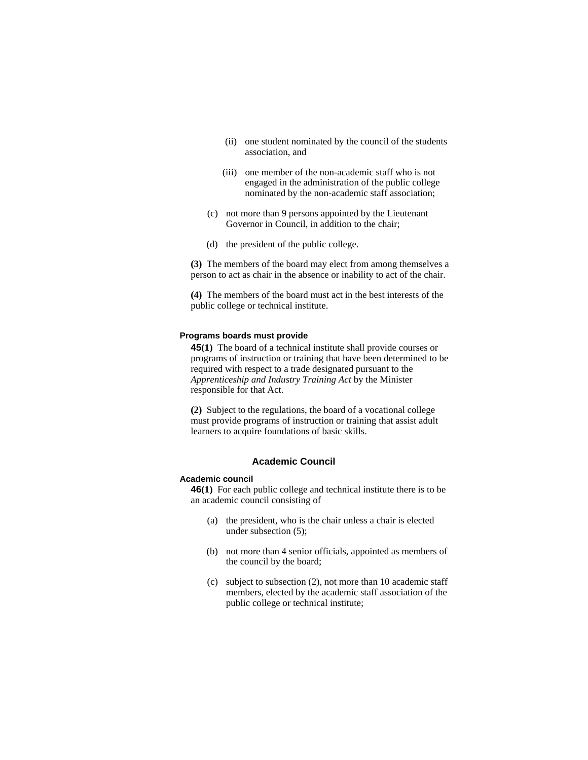(ii) one student nominated by the council of the students association, and

(iii) one member of the non-academic staff who is not engaged in the administration of the public college nominated by the non-academic staff association;

(c) not more than 9 persons appointed by the Lieutenant Governor in Council, in addition to the chair;

(d) the president of the public college.

**(3)** The members of the board may elect from among themselves a person to act as chair in the absence or inability to act of the chair.

**(4)** The members of the board must act in the best interests of the public college or technical institute.

#### Programs boards must provide

**45(1)** The board of a technical institute shall provide courses or programs of instruction or training that have been determined to be required with respect to a trade designated pursuant to the *Apprenticeship and Industry Training Act* by the Minister responsible for that Act.

**(2)** Subject to the regulations, the board of a vocational college must provide programs of instruction or training that assist adult learners to acquire foundations of basic skills.

### Academic Council

#### Academic council

**46(1)** For each public college and technical institute there is to be an academic council consisting of

(a) the president, who is the chair unless a chair is elected under subsection (5);

(b) not more than 4 senior officials, appointed as members of the council by the board;

(c) subject to subsection (2), not more than 10 academic staff members, elected by the academic staff association of the public college or technical institute;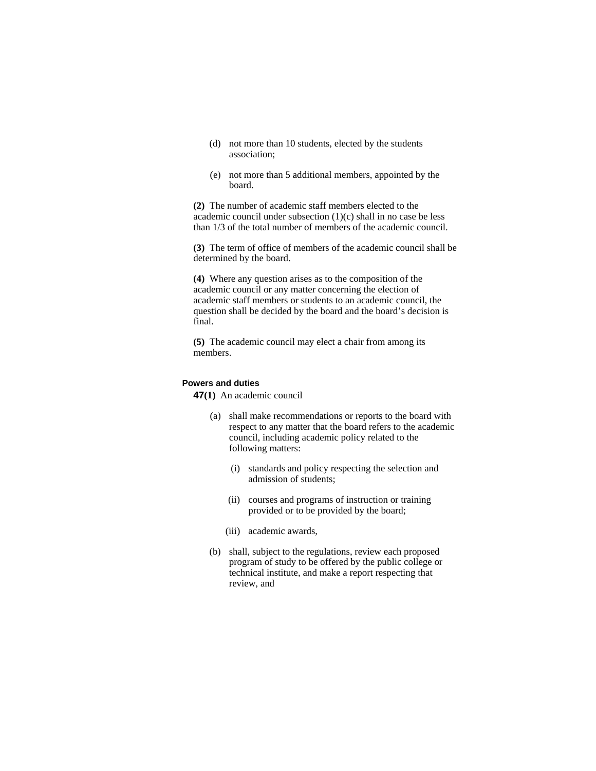(d) not more than 10 students, elected by the students association;

(e) not more than 5 additional members, appointed by the board.

**(2)** The number of academic staff members elected to the academic council under subsection (1)(c) shall in no case be less than 1/3 of the total number of members of the academic council.

**(3)** The term of office of members of the academic council shall be determined by the board.

**(4)** Where any question arises as to the composition of the academic council or any matter concerning the election of academic staff members or students to an academic council, the question shall be decided by the board and the board's decision is final.

**(5)** The academic council may elect a chair from among its members.

#### Powers and duties

**47(1)** An academic council

(a) shall make recommendations or reports to the board with respect to any matter that the board refers to the academic council, including academic policy related to the following matters:

  (i) standards and policy respecting the selection and admission of students;

  (ii) courses and programs of instruction or training provided or to be provided by the board;

  (iii) academic awards,

(b) shall, subject to the regulations, review each proposed program of study to be offered by the public college or technical institute, and make a report respecting that review, and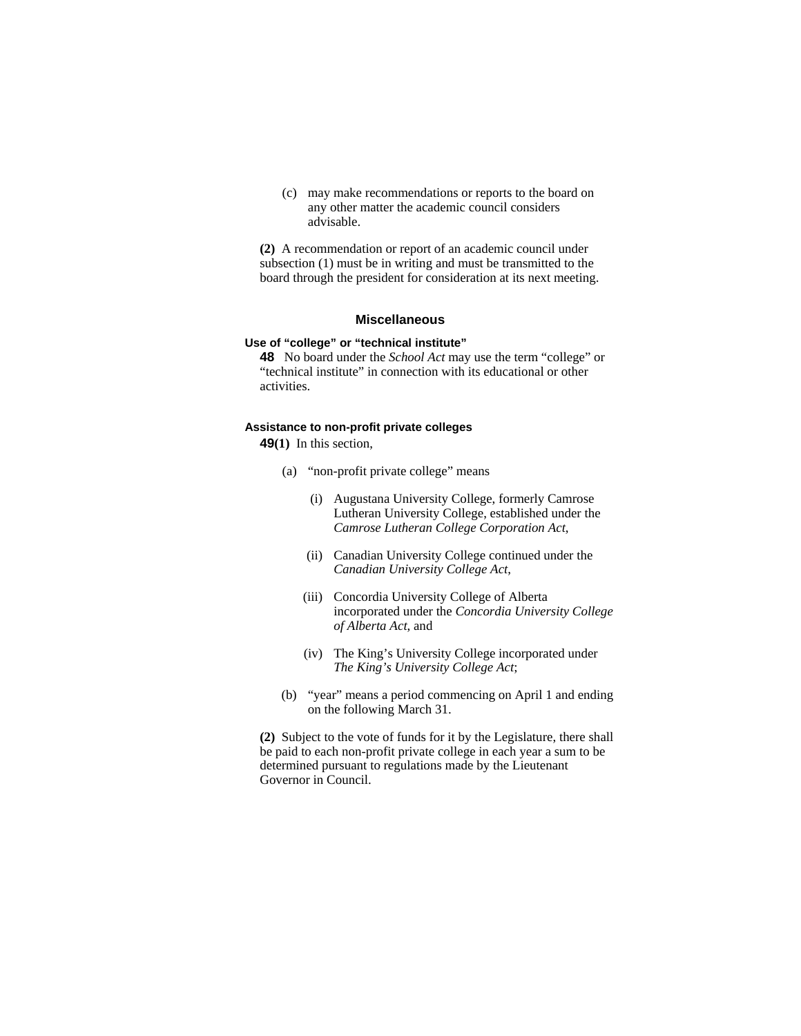(c) may make recommendations or reports to the board on any other matter the academic council considers advisable.

**(2)** A recommendation or report of an academic council under subsection (1) must be in writing and must be transmitted to the board through the president for consideration at its next meeting.

## Miscellaneous

### Use of "college" or "technical institute"

**48** No board under the *School Act* may use the term "college" or "technical institute" in connection with its educational or other activities.

### Assistance to non-profit private colleges

**49(1)** In this section,

(a) "non-profit private college" means

(i) Augustana University College, formerly Camrose Lutheran University College, established under the *Camrose Lutheran College Corporation Act*,

(ii) Canadian University College continued under the *Canadian University College Act*,

(iii) Concordia University College of Alberta incorporated under the *Concordia University College of Alberta Act*, and

(iv) The King's University College incorporated under *The King's University College Act*;

(b) "year" means a period commencing on April 1 and ending on the following March 31.

**(2)** Subject to the vote of funds for it by the Legislature, there shall be paid to each non-profit private college in each year a sum to be determined pursuant to regulations made by the Lieutenant Governor in Council.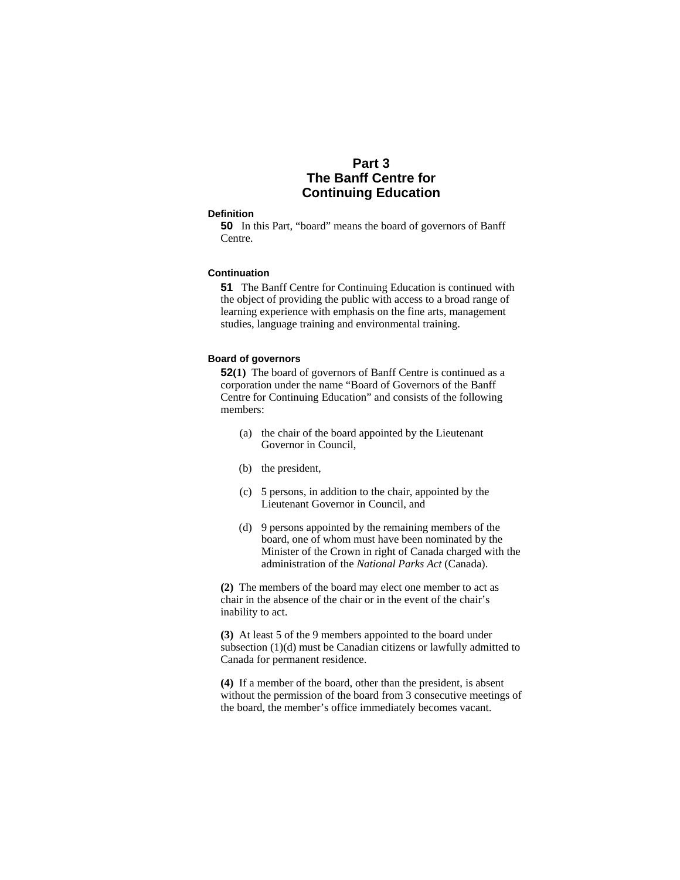# Part 3
# The Banff Centre for Continuing Education

#### Definition

**50** In this Part, "board" means the board of governors of Banff Centre.

#### Continuation

**51** The Banff Centre for Continuing Education is continued with the object of providing the public with access to a broad range of learning experience with emphasis on the fine arts, management studies, language training and environmental training.

#### Board of governors

**52(1)** The board of governors of Banff Centre is continued as a corporation under the name "Board of Governors of the Banff Centre for Continuing Education" and consists of the following members:

(a) the chair of the board appointed by the Lieutenant Governor in Council,

(b) the president,

(c) 5 persons, in addition to the chair, appointed by the Lieutenant Governor in Council, and

(d) 9 persons appointed by the remaining members of the board, one of whom must have been nominated by the Minister of the Crown in right of Canada charged with the administration of the *National Parks Act* (Canada).

**(2)** The members of the board may elect one member to act as chair in the absence of the chair or in the event of the chair's inability to act.

**(3)** At least 5 of the 9 members appointed to the board under subsection (1)(d) must be Canadian citizens or lawfully admitted to Canada for permanent residence.

**(4)** If a member of the board, other than the president, is absent without the permission of the board from 3 consecutive meetings of the board, the member's office immediately becomes vacant.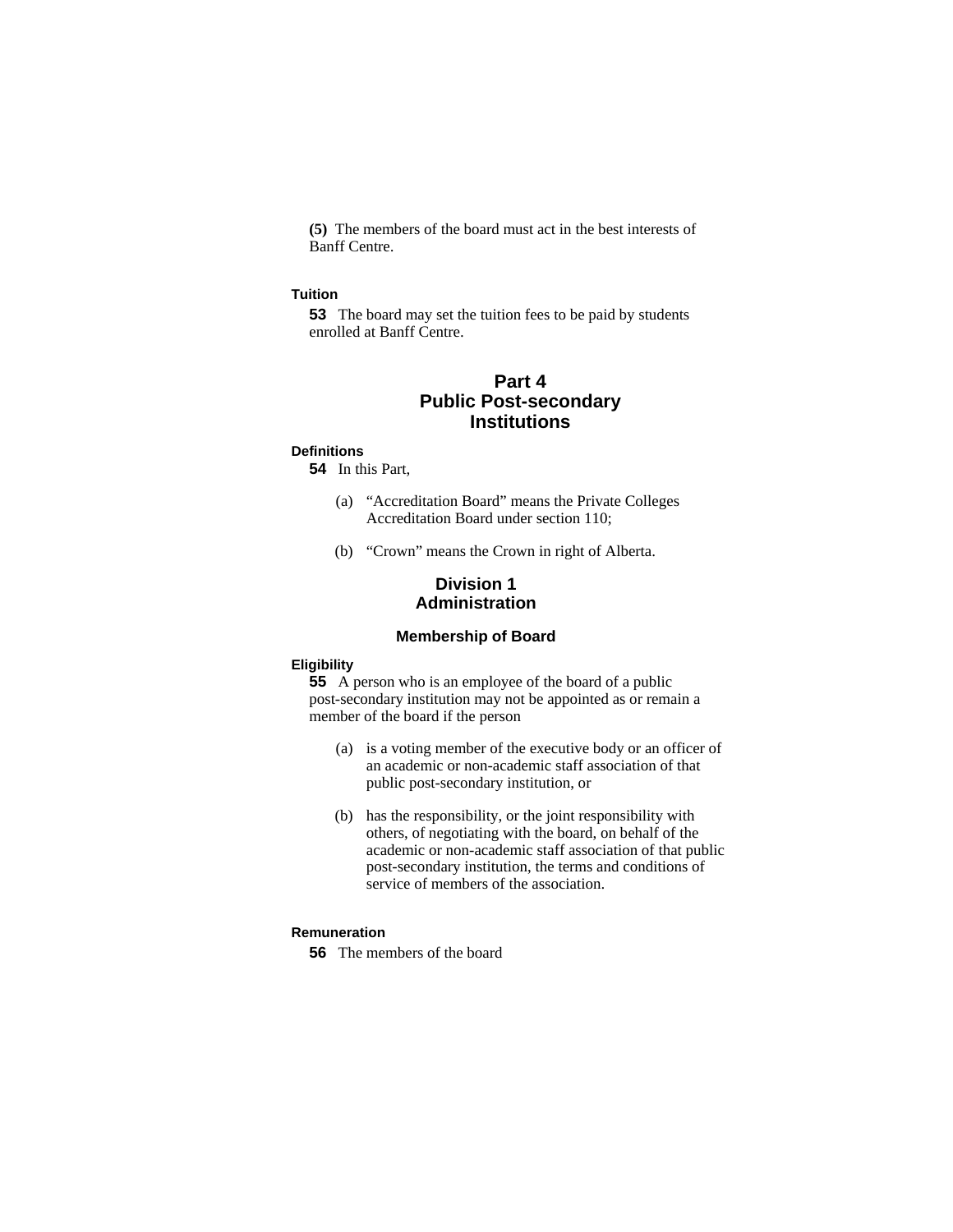**(5)** The members of the board must act in the best interests of Banff Centre.

**Tuition**

**53** The board may set the tuition fees to be paid by students enrolled at Banff Centre.

# Part 4 Public Post-secondary Institutions

**Definitions**

**54** In this Part,

(a) "Accreditation Board" means the Private Colleges Accreditation Board under section 110;

(b) "Crown" means the Crown in right of Alberta.

## Division 1 Administration

### Membership of Board

**Eligibility**

**55** A person who is an employee of the board of a public post-secondary institution may not be appointed as or remain a member of the board if the person

(a) is a voting member of the executive body or an officer of an academic or non-academic staff association of that public post-secondary institution, or

(b) has the responsibility, or the joint responsibility with others, of negotiating with the board, on behalf of the academic or non-academic staff association of that public post-secondary institution, the terms and conditions of service of members of the association.

**Remuneration**

**56** The members of the board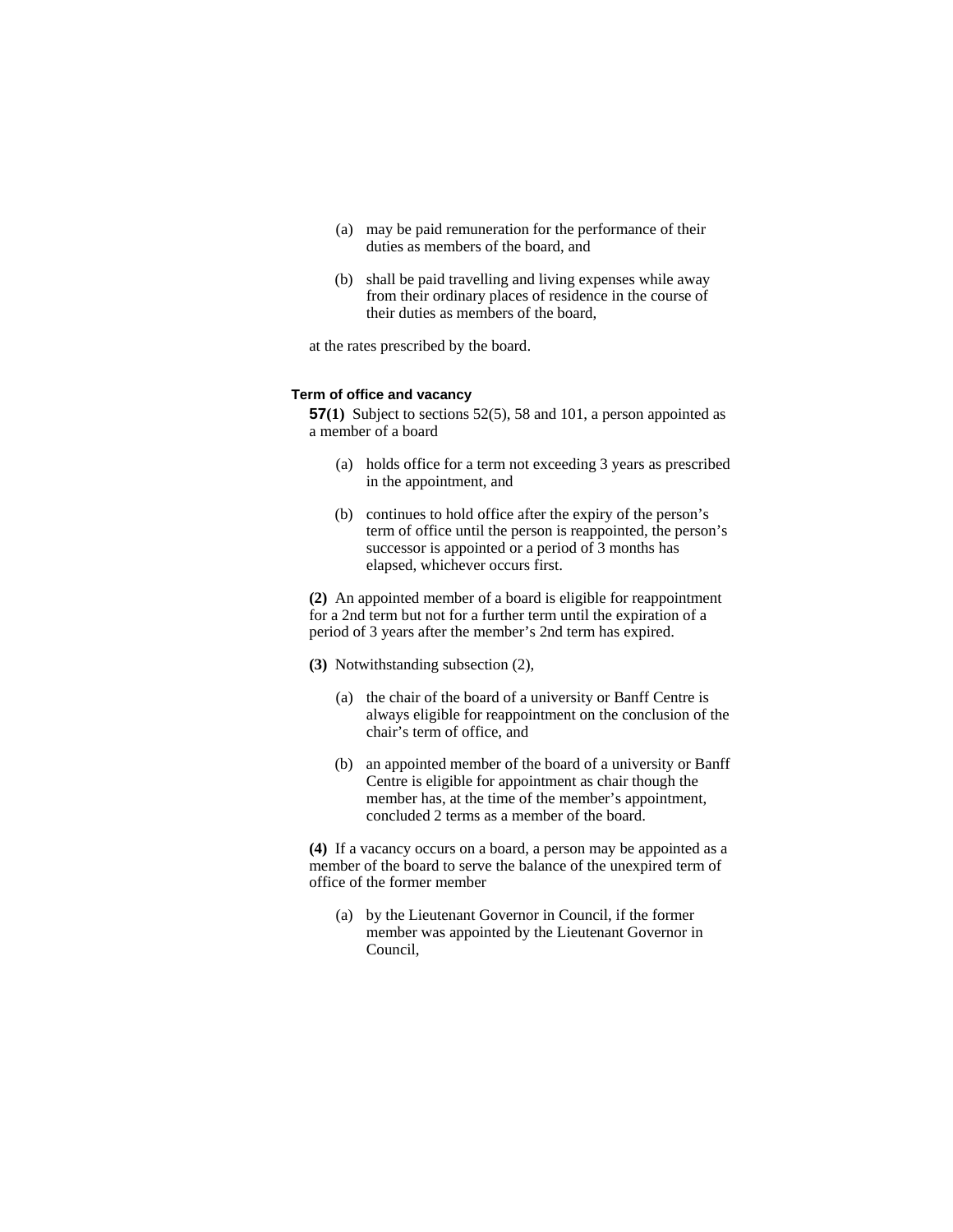(a) may be paid remuneration for the performance of their duties as members of the board, and

(b) shall be paid travelling and living expenses while away from their ordinary places of residence in the course of their duties as members of the board,

at the rates prescribed by the board.

**Term of office and vacancy**

**57(1)** Subject to sections 52(5), 58 and 101, a person appointed as a member of a board

(a) holds office for a term not exceeding 3 years as prescribed in the appointment, and

(b) continues to hold office after the expiry of the person's term of office until the person is reappointed, the person's successor is appointed or a period of 3 months has elapsed, whichever occurs first.

**(2)** An appointed member of a board is eligible for reappointment for a 2nd term but not for a further term until the expiration of a period of 3 years after the member's 2nd term has expired.

**(3)** Notwithstanding subsection (2),

(a) the chair of the board of a university or Banff Centre is always eligible for reappointment on the conclusion of the chair's term of office, and

(b) an appointed member of the board of a university or Banff Centre is eligible for appointment as chair though the member has, at the time of the member's appointment, concluded 2 terms as a member of the board.

**(4)** If a vacancy occurs on a board, a person may be appointed as a member of the board to serve the balance of the unexpired term of office of the former member

(a) by the Lieutenant Governor in Council, if the former member was appointed by the Lieutenant Governor in Council,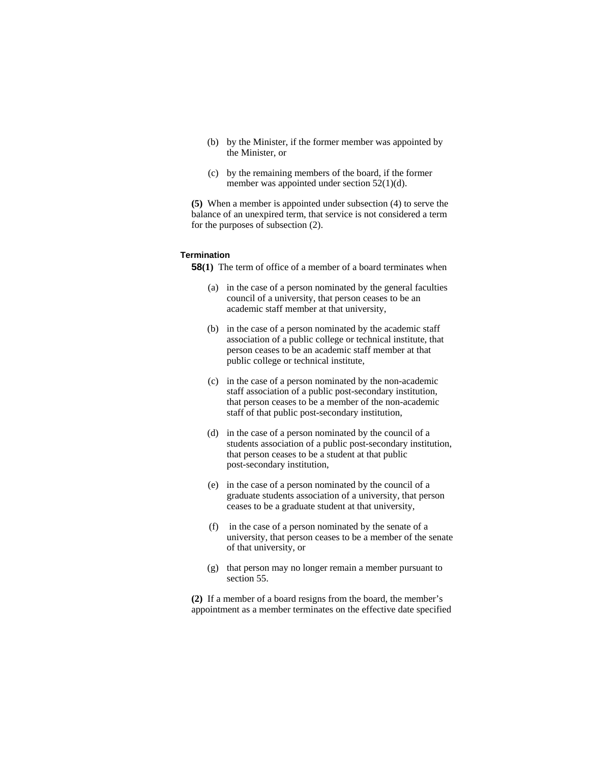(b) by the Minister, if the former member was appointed by the Minister, or

(c) by the remaining members of the board, if the former member was appointed under section 52(1)(d).

**(5)** When a member is appointed under subsection (4) to serve the balance of an unexpired term, that service is not considered a term for the purposes of subsection (2).

#### Termination

**58(1)** The term of office of a member of a board terminates when

(a) in the case of a person nominated by the general faculties council of a university, that person ceases to be an academic staff member at that university,

(b) in the case of a person nominated by the academic staff association of a public college or technical institute, that person ceases to be an academic staff member at that public college or technical institute,

(c) in the case of a person nominated by the non-academic staff association of a public post-secondary institution, that person ceases to be a member of the non-academic staff of that public post-secondary institution,

(d) in the case of a person nominated by the council of a students association of a public post-secondary institution, that person ceases to be a student at that public post-secondary institution,

(e) in the case of a person nominated by the council of a graduate students association of a university, that person ceases to be a graduate student at that university,

(f) in the case of a person nominated by the senate of a university, that person ceases to be a member of the senate of that university, or

(g) that person may no longer remain a member pursuant to section 55.

**(2)** If a member of a board resigns from the board, the member's appointment as a member terminates on the effective date specified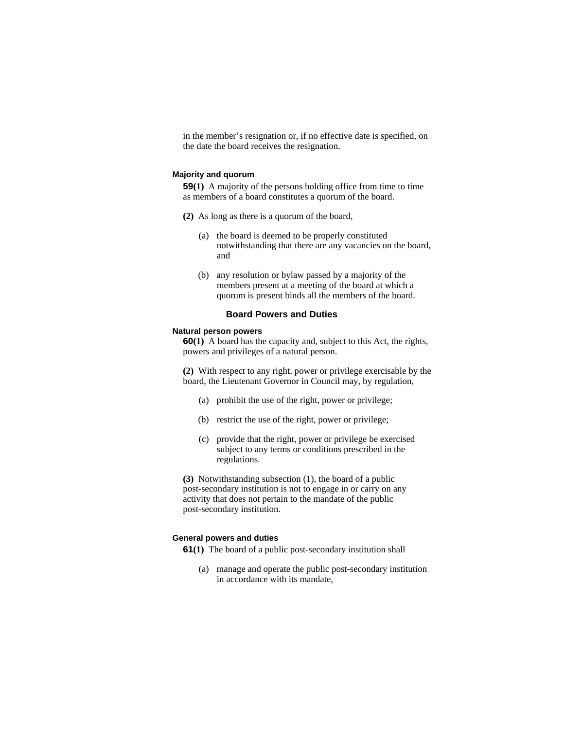in the member's resignation or, if no effective date is specified, on the date the board receives the resignation.

#### Majority and quorum

**59(1)** A majority of the persons holding office from time to time as members of a board constitutes a quorum of the board.

**(2)** As long as there is a quorum of the board,

- (a) the board is deemed to be properly constituted notwithstanding that there are any vacancies on the board, and
- (b) any resolution or bylaw passed by a majority of the members present at a meeting of the board at which a quorum is present binds all the members of the board.

### Board Powers and Duties

#### Natural person powers

**60(1)** A board has the capacity and, subject to this Act, the rights, powers and privileges of a natural person.

**(2)** With respect to any right, power or privilege exercisable by the board, the Lieutenant Governor in Council may, by regulation,

- (a) prohibit the use of the right, power or privilege;
- (b) restrict the use of the right, power or privilege;
- (c) provide that the right, power or privilege be exercised subject to any terms or conditions prescribed in the regulations.

**(3)** Notwithstanding subsection (1), the board of a public post-secondary institution is not to engage in or carry on any activity that does not pertain to the mandate of the public post-secondary institution.

#### General powers and duties

**61(1)** The board of a public post-secondary institution shall

- (a) manage and operate the public post-secondary institution in accordance with its mandate,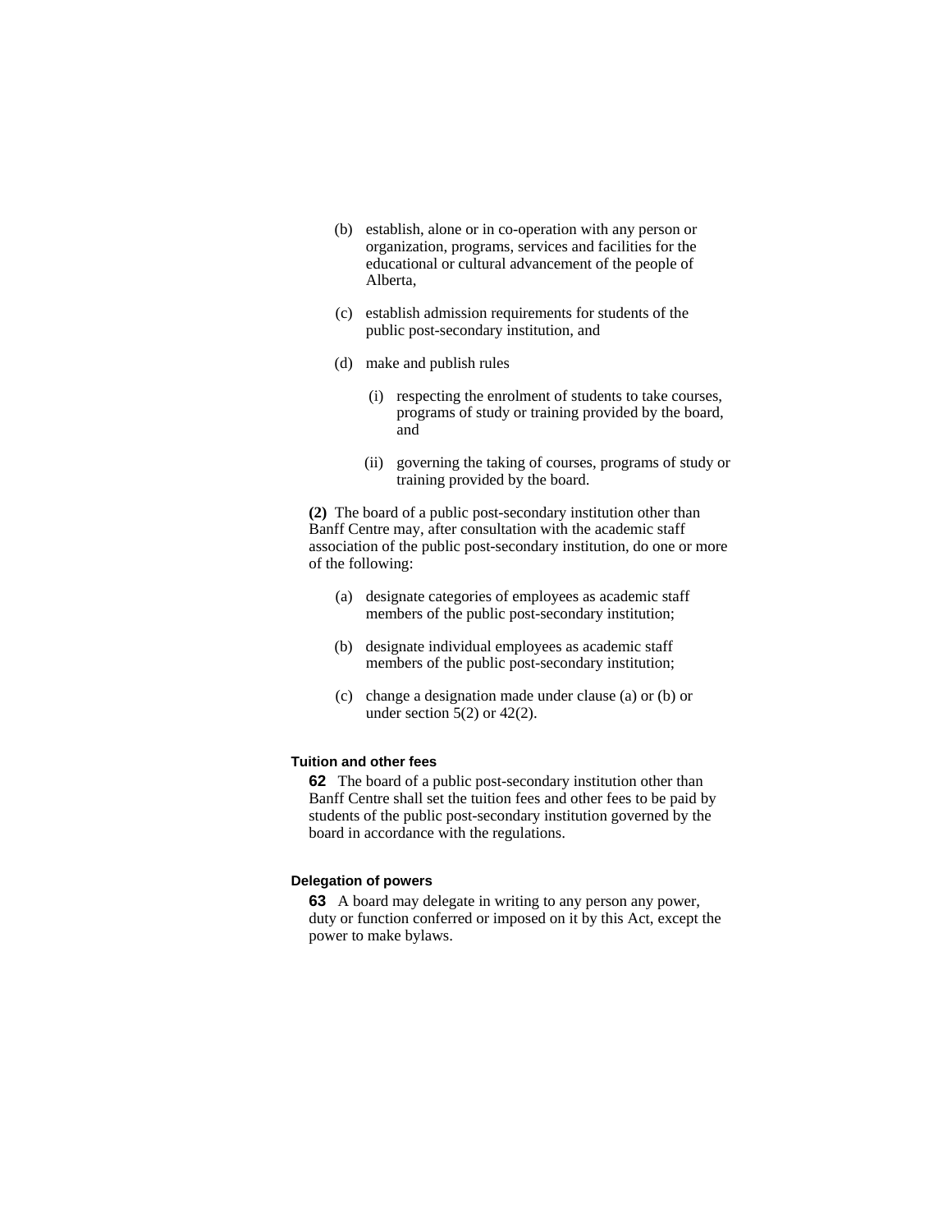(b) establish, alone or in co-operation with any person or organization, programs, services and facilities for the educational or cultural advancement of the people of Alberta,

(c) establish admission requirements for students of the public post-secondary institution, and

(d) make and publish rules

(i) respecting the enrolment of students to take courses, programs of study or training provided by the board, and

(ii) governing the taking of courses, programs of study or training provided by the board.

**(2)** The board of a public post-secondary institution other than Banff Centre may, after consultation with the academic staff association of the public post-secondary institution, do one or more of the following:

(a) designate categories of employees as academic staff members of the public post-secondary institution;

(b) designate individual employees as academic staff members of the public post-secondary institution;

(c) change a designation made under clause (a) or (b) or under section 5(2) or 42(2).

#### Tuition and other fees

**62** The board of a public post-secondary institution other than Banff Centre shall set the tuition fees and other fees to be paid by students of the public post-secondary institution governed by the board in accordance with the regulations.

#### Delegation of powers

**63** A board may delegate in writing to any person any power, duty or function conferred or imposed on it by this Act, except the power to make bylaws.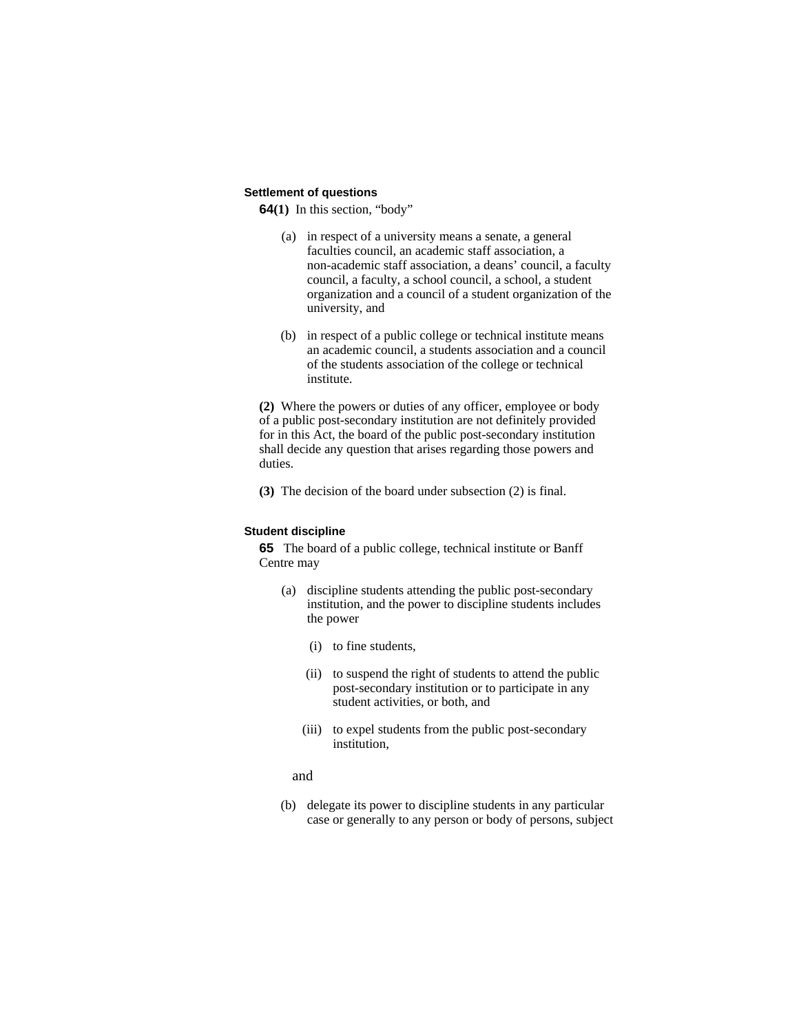### Settlement of questions

**64(1)** In this section, "body"

(a) in respect of a university means a senate, a general faculties council, an academic staff association, a non-academic staff association, a deans' council, a faculty council, a faculty, a school council, a school, a student organization and a council of a student organization of the university, and

(b) in respect of a public college or technical institute means an academic council, a students association and a council of the students association of the college or technical institute.

**(2)** Where the powers or duties of any officer, employee or body of a public post-secondary institution are not definitely provided for in this Act, the board of the public post-secondary institution shall decide any question that arises regarding those powers and duties.

**(3)** The decision of the board under subsection (2) is final.

### Student discipline

**65** The board of a public college, technical institute or Banff Centre may

(a) discipline students attending the public post-secondary institution, and the power to discipline students includes the power

(i) to fine students,

(ii) to suspend the right of students to attend the public post-secondary institution or to participate in any student activities, or both, and

(iii) to expel students from the public post-secondary institution,

and

(b) delegate its power to discipline students in any particular case or generally to any person or body of persons, subject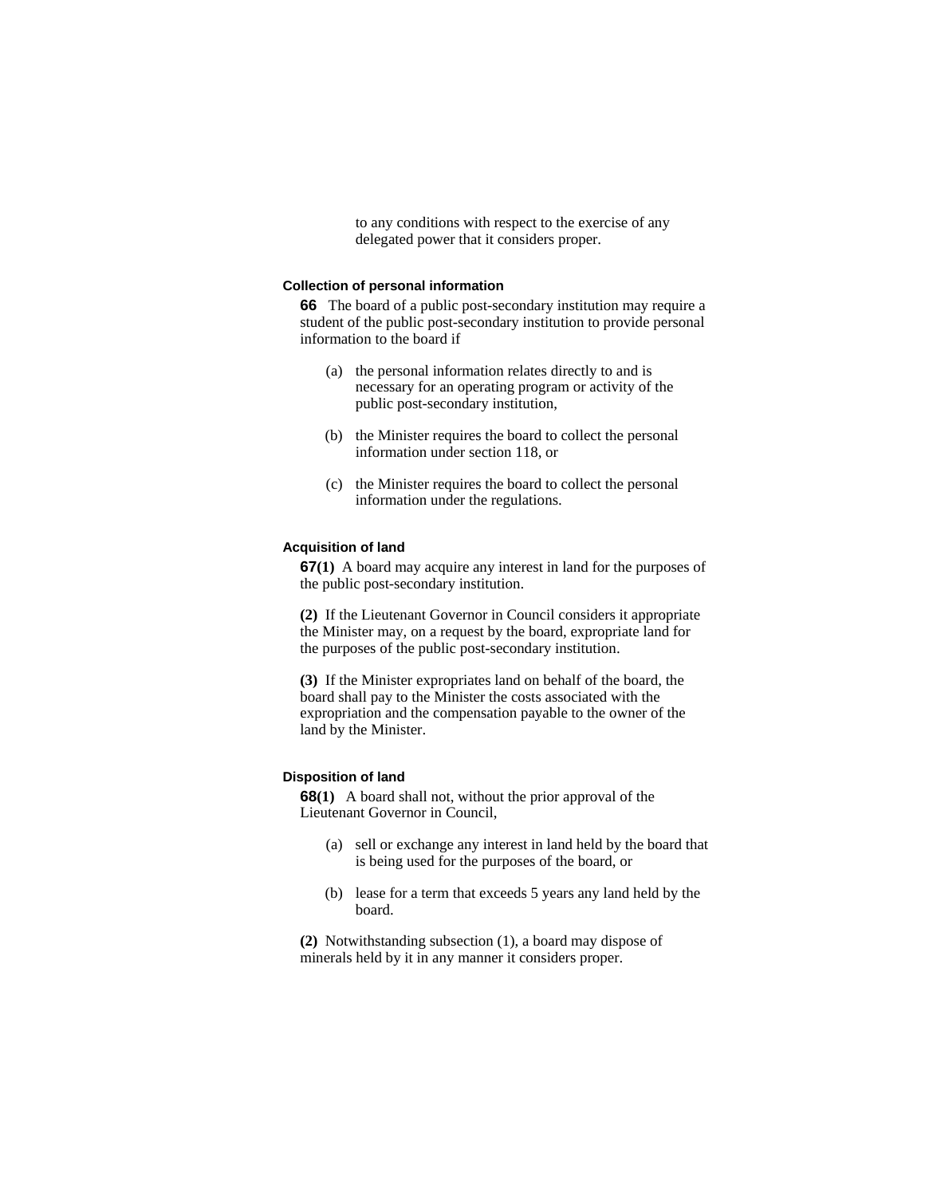to any conditions with respect to the exercise of any delegated power that it considers proper.

### Collection of personal information

**66** The board of a public post-secondary institution may require a student of the public post-secondary institution to provide personal information to the board if

(a) the personal information relates directly to and is necessary for an operating program or activity of the public post-secondary institution,

(b) the Minister requires the board to collect the personal information under section 118, or

(c) the Minister requires the board to collect the personal information under the regulations.

### Acquisition of land

**67(1)** A board may acquire any interest in land for the purposes of the public post-secondary institution.

**(2)** If the Lieutenant Governor in Council considers it appropriate the Minister may, on a request by the board, expropriate land for the purposes of the public post-secondary institution.

**(3)** If the Minister expropriates land on behalf of the board, the board shall pay to the Minister the costs associated with the expropriation and the compensation payable to the owner of the land by the Minister.

### Disposition of land

**68(1)** A board shall not, without the prior approval of the Lieutenant Governor in Council,

(a) sell or exchange any interest in land held by the board that is being used for the purposes of the board, or

(b) lease for a term that exceeds 5 years any land held by the board.

**(2)** Notwithstanding subsection (1), a board may dispose of minerals held by it in any manner it considers proper.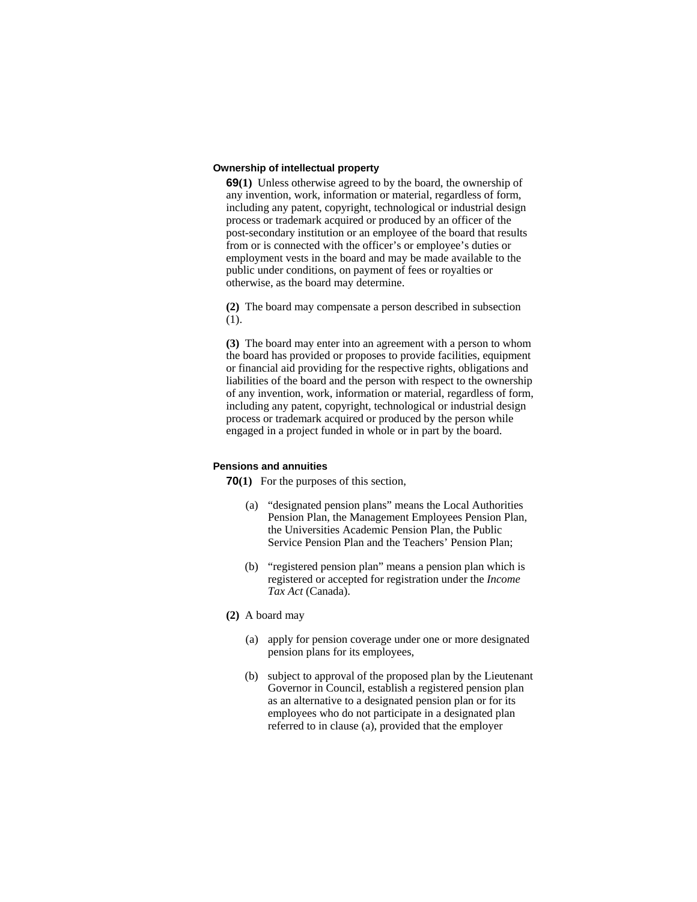### Ownership of intellectual property

**69(1)** Unless otherwise agreed to by the board, the ownership of any invention, work, information or material, regardless of form, including any patent, copyright, technological or industrial design process or trademark acquired or produced by an officer of the post-secondary institution or an employee of the board that results from or is connected with the officer's or employee's duties or employment vests in the board and may be made available to the public under conditions, on payment of fees or royalties or otherwise, as the board may determine.

**(2)** The board may compensate a person described in subsection (1).

**(3)** The board may enter into an agreement with a person to whom the board has provided or proposes to provide facilities, equipment or financial aid providing for the respective rights, obligations and liabilities of the board and the person with respect to the ownership of any invention, work, information or material, regardless of form, including any patent, copyright, technological or industrial design process or trademark acquired or produced by the person while engaged in a project funded in whole or in part by the board.

### Pensions and annuities

**70(1)** For the purposes of this section,

- (a) "designated pension plans" means the Local Authorities Pension Plan, the Management Employees Pension Plan, the Universities Academic Pension Plan, the Public Service Pension Plan and the Teachers' Pension Plan;
- (b) "registered pension plan" means a pension plan which is registered or accepted for registration under the *Income Tax Act* (Canada).

**(2)** A board may

- (a) apply for pension coverage under one or more designated pension plans for its employees,
- (b) subject to approval of the proposed plan by the Lieutenant Governor in Council, establish a registered pension plan as an alternative to a designated pension plan or for its employees who do not participate in a designated plan referred to in clause (a), provided that the employer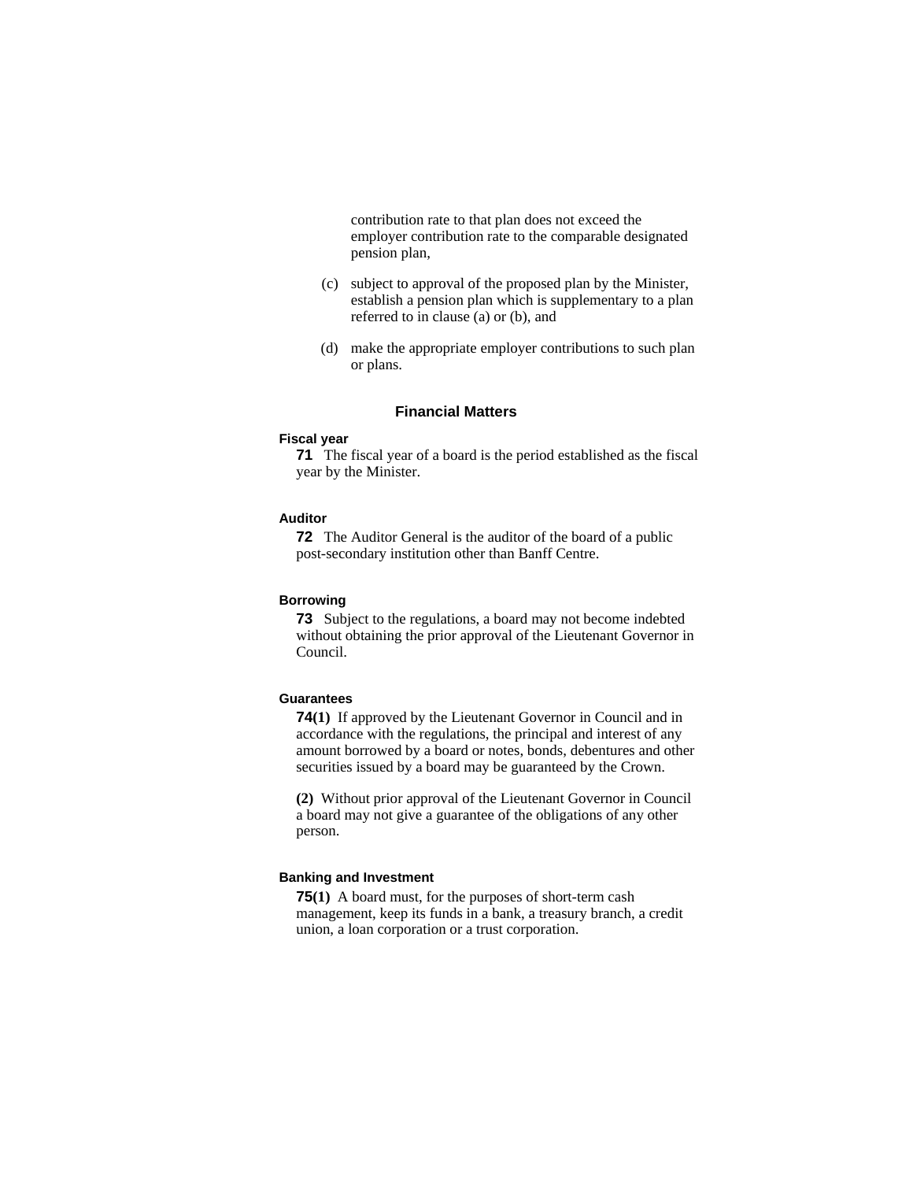contribution rate to that plan does not exceed the employer contribution rate to the comparable designated pension plan,

(c) subject to approval of the proposed plan by the Minister, establish a pension plan which is supplementary to a plan referred to in clause (a) or (b), and

(d) make the appropriate employer contributions to such plan or plans.

## Financial Matters

#### Fiscal year

**71** The fiscal year of a board is the period established as the fiscal year by the Minister.

#### Auditor

**72** The Auditor General is the auditor of the board of a public post-secondary institution other than Banff Centre.

#### Borrowing

**73** Subject to the regulations, a board may not become indebted without obtaining the prior approval of the Lieutenant Governor in Council.

#### Guarantees

**74(1)** If approved by the Lieutenant Governor in Council and in accordance with the regulations, the principal and interest of any amount borrowed by a board or notes, bonds, debentures and other securities issued by a board may be guaranteed by the Crown.

**(2)** Without prior approval of the Lieutenant Governor in Council a board may not give a guarantee of the obligations of any other person.

#### Banking and Investment

**75(1)** A board must, for the purposes of short-term cash management, keep its funds in a bank, a treasury branch, a credit union, a loan corporation or a trust corporation.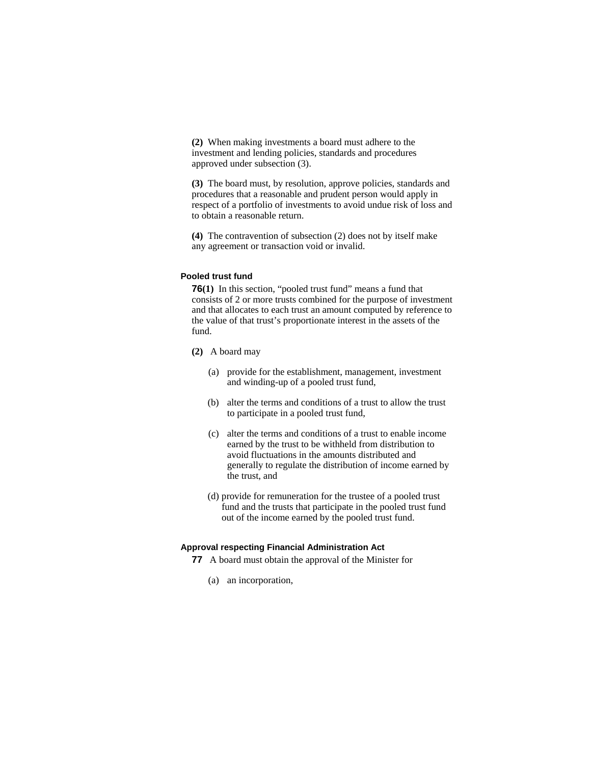**(2)** When making investments a board must adhere to the investment and lending policies, standards and procedures approved under subsection (3).

**(3)** The board must, by resolution, approve policies, standards and procedures that a reasonable and prudent person would apply in respect of a portfolio of investments to avoid undue risk of loss and to obtain a reasonable return.

**(4)** The contravention of subsection (2) does not by itself make any agreement or transaction void or invalid.

#### Pooled trust fund

**76(1)** In this section, "pooled trust fund" means a fund that consists of 2 or more trusts combined for the purpose of investment and that allocates to each trust an amount computed by reference to the value of that trust's proportionate interest in the assets of the fund.

**(2)** A board may

- (a) provide for the establishment, management, investment and winding-up of a pooled trust fund,
- (b) alter the terms and conditions of a trust to allow the trust to participate in a pooled trust fund,
- (c) alter the terms and conditions of a trust to enable income earned by the trust to be withheld from distribution to avoid fluctuations in the amounts distributed and generally to regulate the distribution of income earned by the trust, and
- (d) provide for remuneration for the trustee of a pooled trust fund and the trusts that participate in the pooled trust fund out of the income earned by the pooled trust fund.

#### Approval respecting Financial Administration Act

**77** A board must obtain the approval of the Minister for

- (a) an incorporation,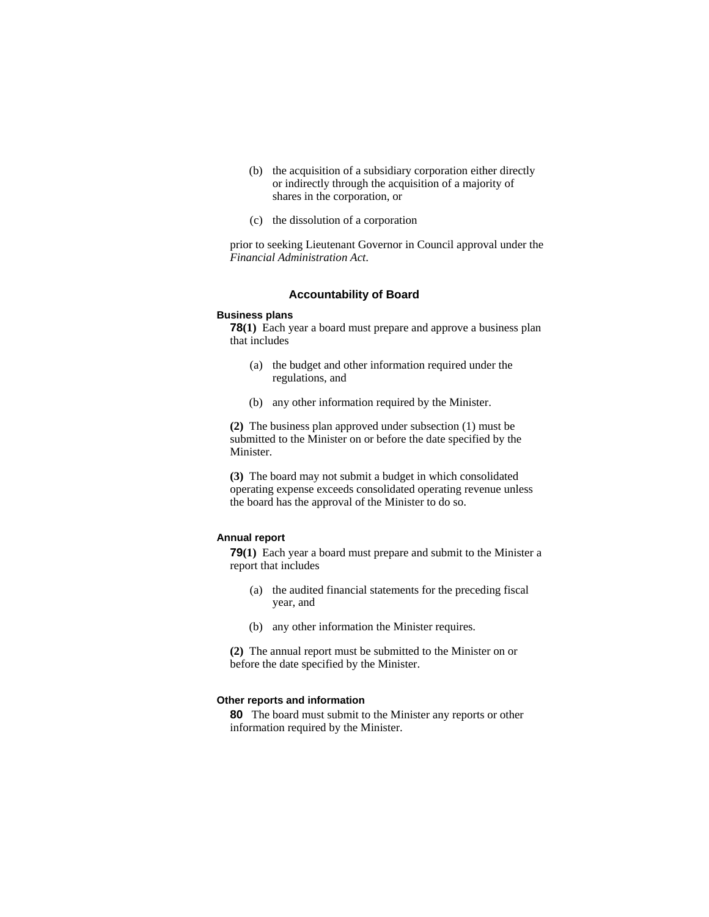(b) the acquisition of a subsidiary corporation either directly or indirectly through the acquisition of a majority of shares in the corporation, or

(c) the dissolution of a corporation

prior to seeking Lieutenant Governor in Council approval under the *Financial Administration Act*.

## Accountability of Board

### Business plans

**78(1)** Each year a board must prepare and approve a business plan that includes

(a) the budget and other information required under the regulations, and

(b) any other information required by the Minister.

**(2)** The business plan approved under subsection (1) must be submitted to the Minister on or before the date specified by the Minister.

**(3)** The board may not submit a budget in which consolidated operating expense exceeds consolidated operating revenue unless the board has the approval of the Minister to do so.

### Annual report

**79(1)** Each year a board must prepare and submit to the Minister a report that includes

(a) the audited financial statements for the preceding fiscal year, and

(b) any other information the Minister requires.

**(2)** The annual report must be submitted to the Minister on or before the date specified by the Minister.

### Other reports and information

**80** The board must submit to the Minister any reports or other information required by the Minister.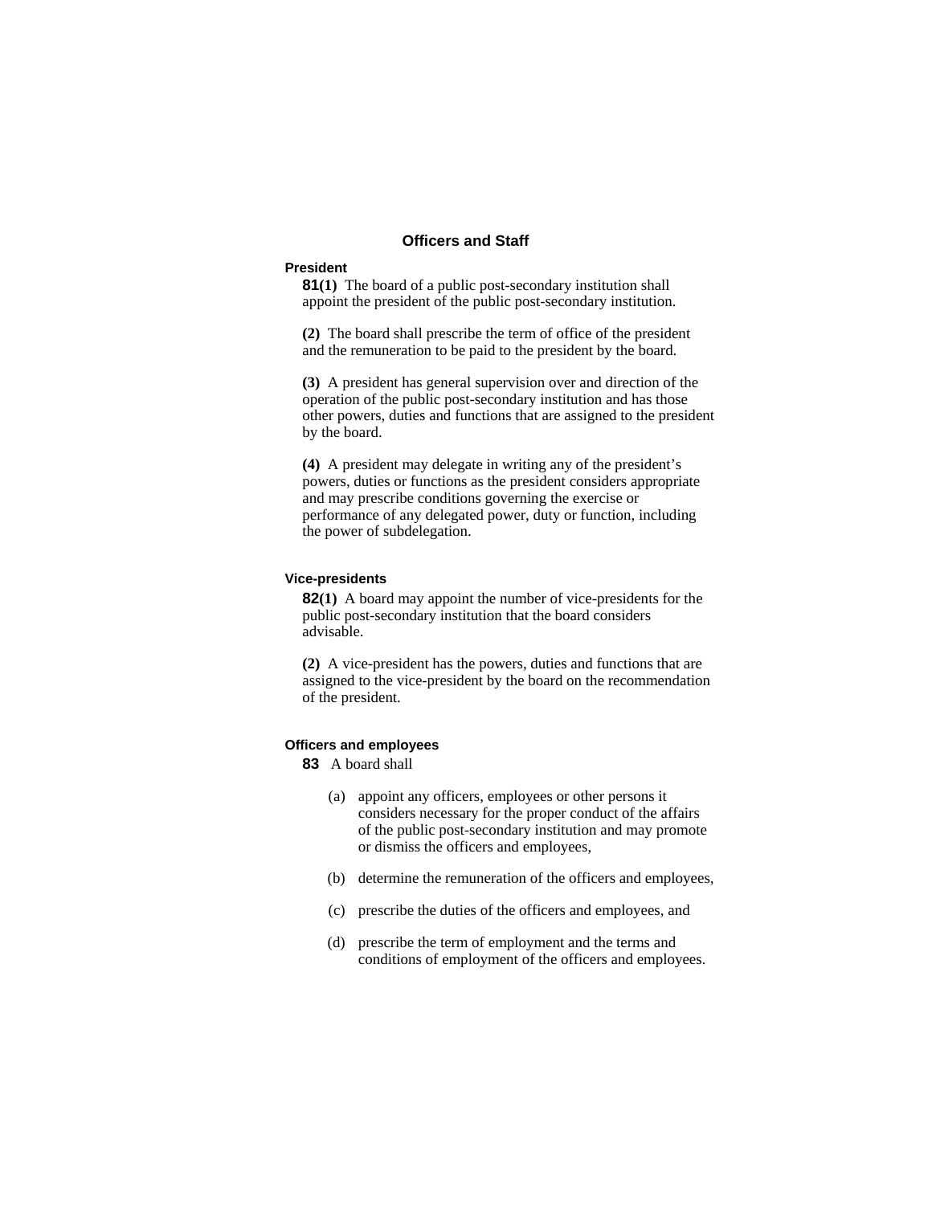## Officers and Staff

### President

**81(1)** The board of a public post-secondary institution shall appoint the president of the public post-secondary institution.

**(2)** The board shall prescribe the term of office of the president and the remuneration to be paid to the president by the board.

**(3)** A president has general supervision over and direction of the operation of the public post-secondary institution and has those other powers, duties and functions that are assigned to the president by the board.

**(4)** A president may delegate in writing any of the president's powers, duties or functions as the president considers appropriate and may prescribe conditions governing the exercise or performance of any delegated power, duty or function, including the power of subdelegation.

### Vice-presidents

**82(1)** A board may appoint the number of vice-presidents for the public post-secondary institution that the board considers advisable.

**(2)** A vice-president has the powers, duties and functions that are assigned to the vice-president by the board on the recommendation of the president.

### Officers and employees

**83** A board shall

(a) appoint any officers, employees or other persons it considers necessary for the proper conduct of the affairs of the public post-secondary institution and may promote or dismiss the officers and employees,

(b) determine the remuneration of the officers and employees,

(c) prescribe the duties of the officers and employees, and

(d) prescribe the term of employment and the terms and conditions of employment of the officers and employees.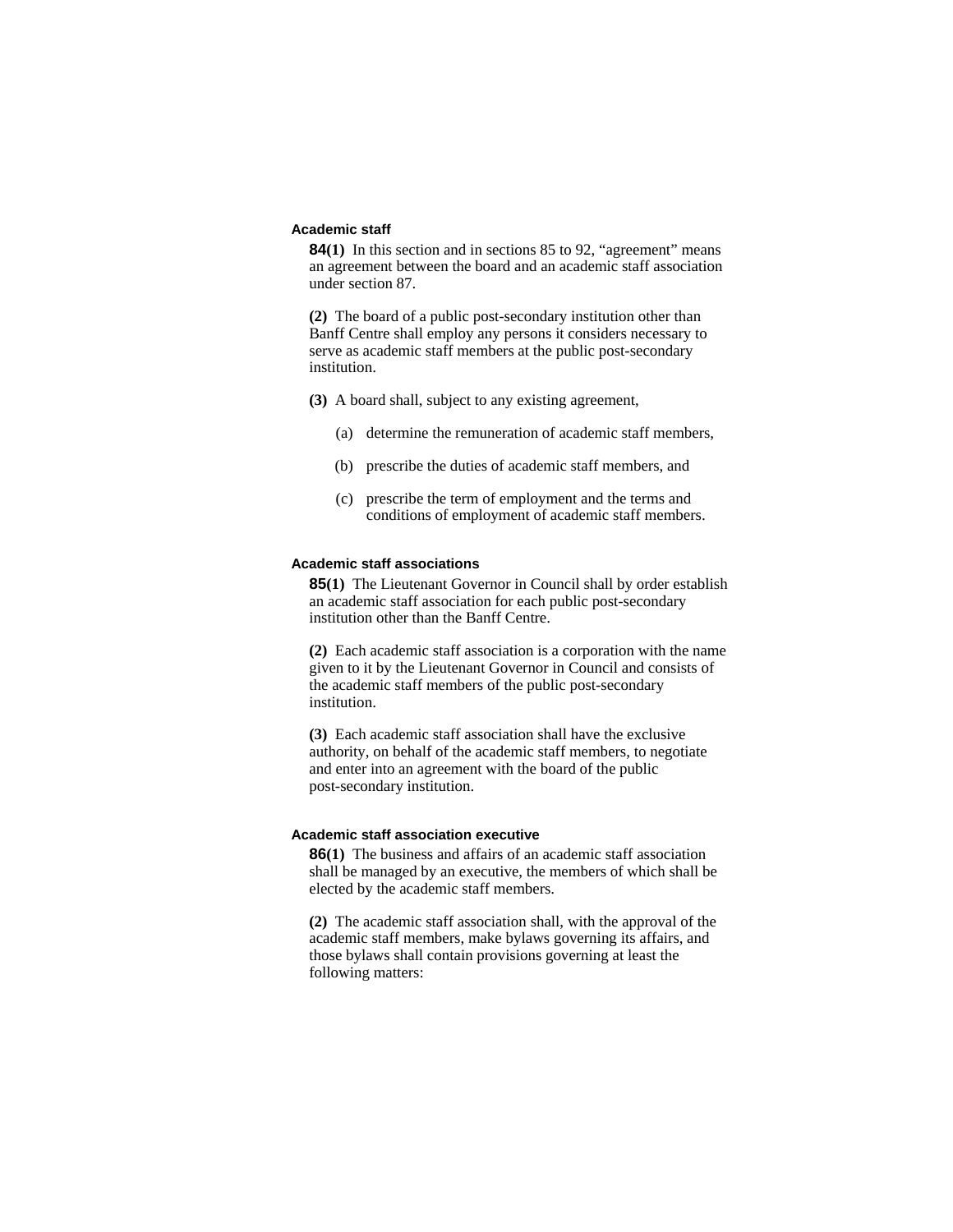### Academic staff

**84(1)** In this section and in sections 85 to 92, “agreement” means an agreement between the board and an academic staff association under section 87.

**(2)** The board of a public post-secondary institution other than Banff Centre shall employ any persons it considers necessary to serve as academic staff members at the public post-secondary institution.

**(3)** A board shall, subject to any existing agreement,

- (a) determine the remuneration of academic staff members,
- (b) prescribe the duties of academic staff members, and
- (c) prescribe the term of employment and the terms and conditions of employment of academic staff members.

### Academic staff associations

**85(1)** The Lieutenant Governor in Council shall by order establish an academic staff association for each public post-secondary institution other than the Banff Centre.

**(2)** Each academic staff association is a corporation with the name given to it by the Lieutenant Governor in Council and consists of the academic staff members of the public post-secondary institution.

**(3)** Each academic staff association shall have the exclusive authority, on behalf of the academic staff members, to negotiate and enter into an agreement with the board of the public post-secondary institution.

### Academic staff association executive

**86(1)** The business and affairs of an academic staff association shall be managed by an executive, the members of which shall be elected by the academic staff members.

**(2)** The academic staff association shall, with the approval of the academic staff members, make bylaws governing its affairs, and those bylaws shall contain provisions governing at least the following matters: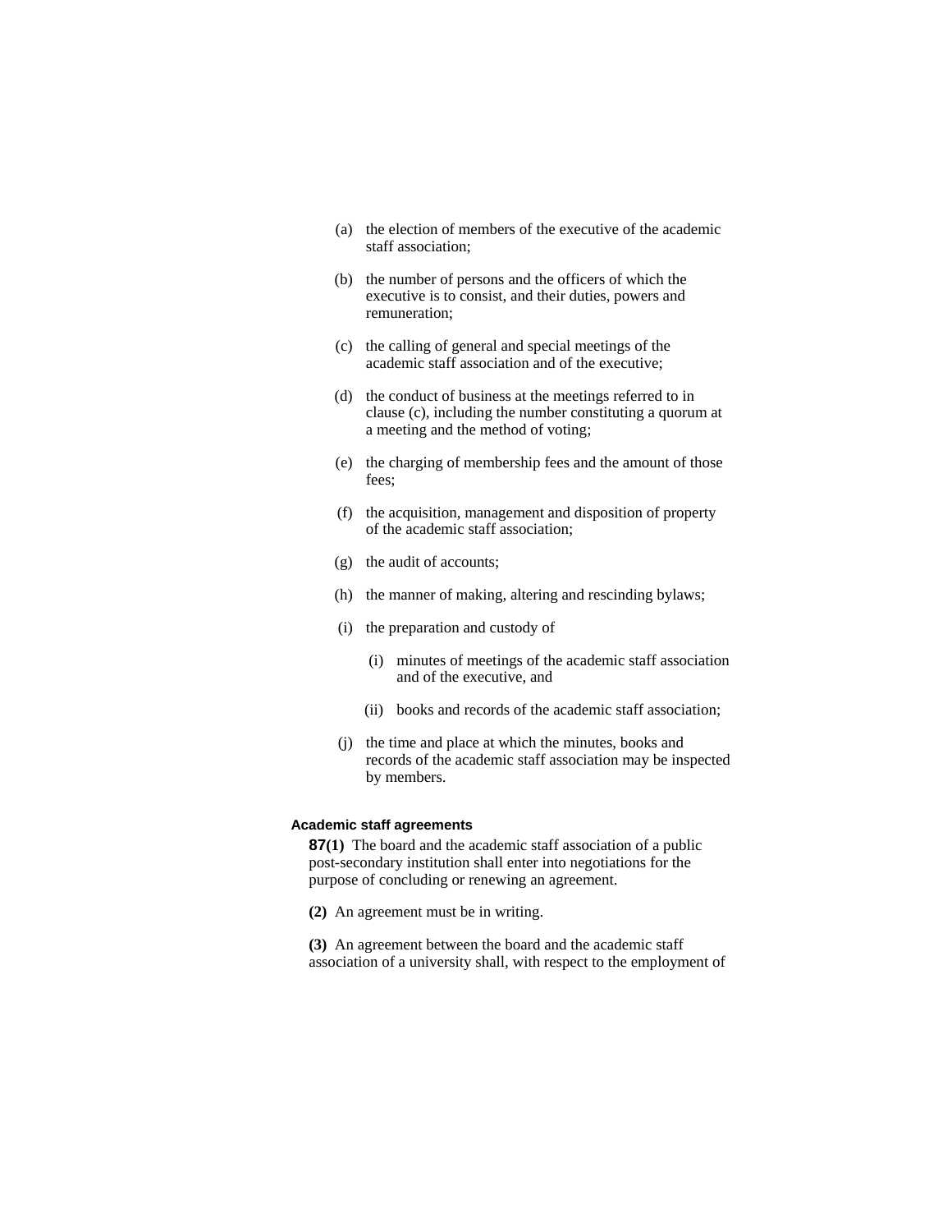(a) the election of members of the executive of the academic staff association;

(b) the number of persons and the officers of which the executive is to consist, and their duties, powers and remuneration;

(c) the calling of general and special meetings of the academic staff association and of the executive;

(d) the conduct of business at the meetings referred to in clause (c), including the number constituting a quorum at a meeting and the method of voting;

(e) the charging of membership fees and the amount of those fees;

(f) the acquisition, management and disposition of property of the academic staff association;

(g) the audit of accounts;

(h) the manner of making, altering and rescinding bylaws;

(i) the preparation and custody of

  (i) minutes of meetings of the academic staff association and of the executive, and

  (ii) books and records of the academic staff association;

(j) the time and place at which the minutes, books and records of the academic staff association may be inspected by members.

#### Academic staff agreements

**87(1)** The board and the academic staff association of a public post-secondary institution shall enter into negotiations for the purpose of concluding or renewing an agreement.

**(2)** An agreement must be in writing.

**(3)** An agreement between the board and the academic staff association of a university shall, with respect to the employment of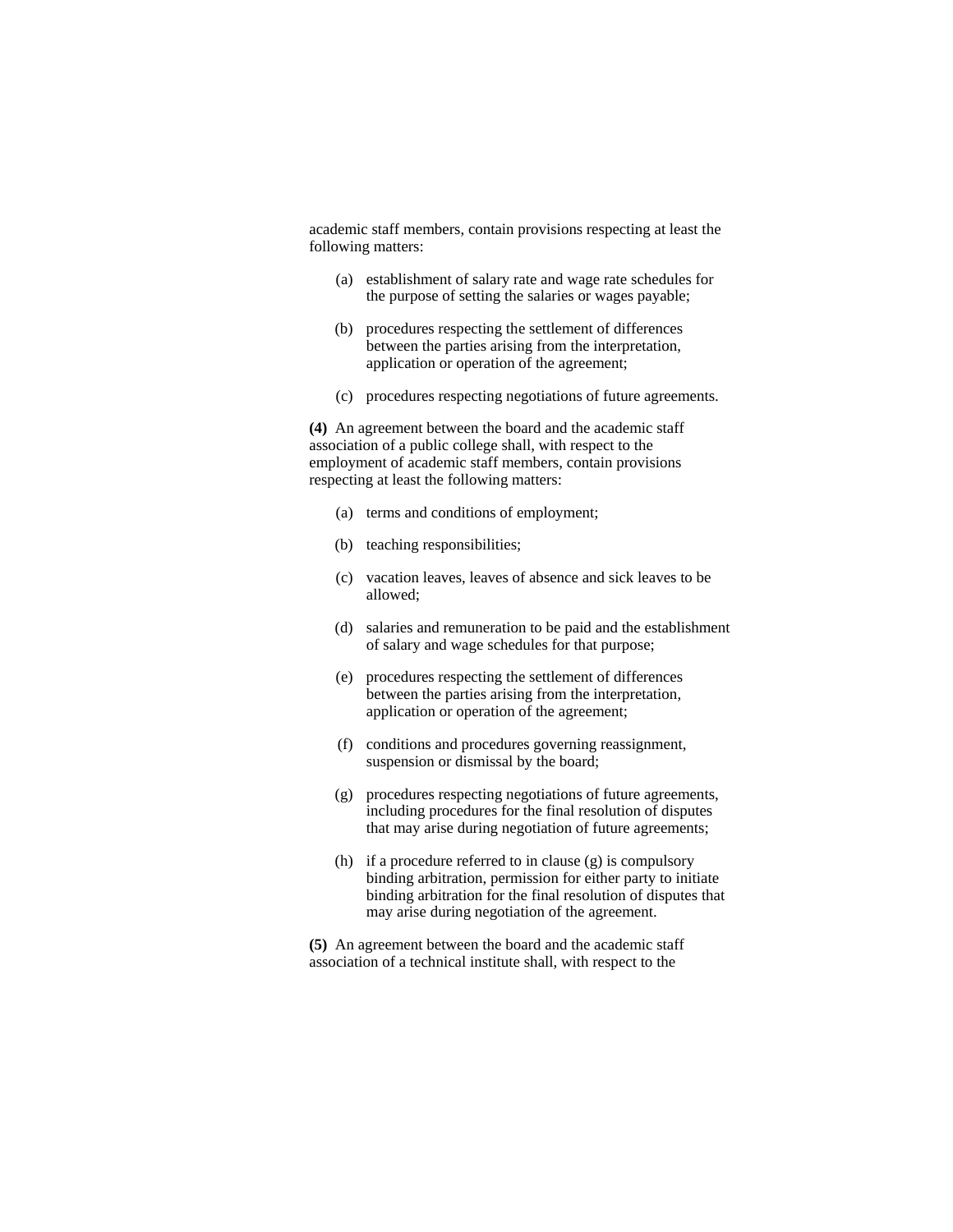academic staff members, contain provisions respecting at least the following matters:

(a) establishment of salary rate and wage rate schedules for the purpose of setting the salaries or wages payable;

(b) procedures respecting the settlement of differences between the parties arising from the interpretation, application or operation of the agreement;

(c) procedures respecting negotiations of future agreements.

**(4)** An agreement between the board and the academic staff association of a public college shall, with respect to the employment of academic staff members, contain provisions respecting at least the following matters:

(a) terms and conditions of employment;

(b) teaching responsibilities;

(c) vacation leaves, leaves of absence and sick leaves to be allowed;

(d) salaries and remuneration to be paid and the establishment of salary and wage schedules for that purpose;

(e) procedures respecting the settlement of differences between the parties arising from the interpretation, application or operation of the agreement;

(f) conditions and procedures governing reassignment, suspension or dismissal by the board;

(g) procedures respecting negotiations of future agreements, including procedures for the final resolution of disputes that may arise during negotiation of future agreements;

(h) if a procedure referred to in clause (g) is compulsory binding arbitration, permission for either party to initiate binding arbitration for the final resolution of disputes that may arise during negotiation of the agreement.

**(5)** An agreement between the board and the academic staff association of a technical institute shall, with respect to the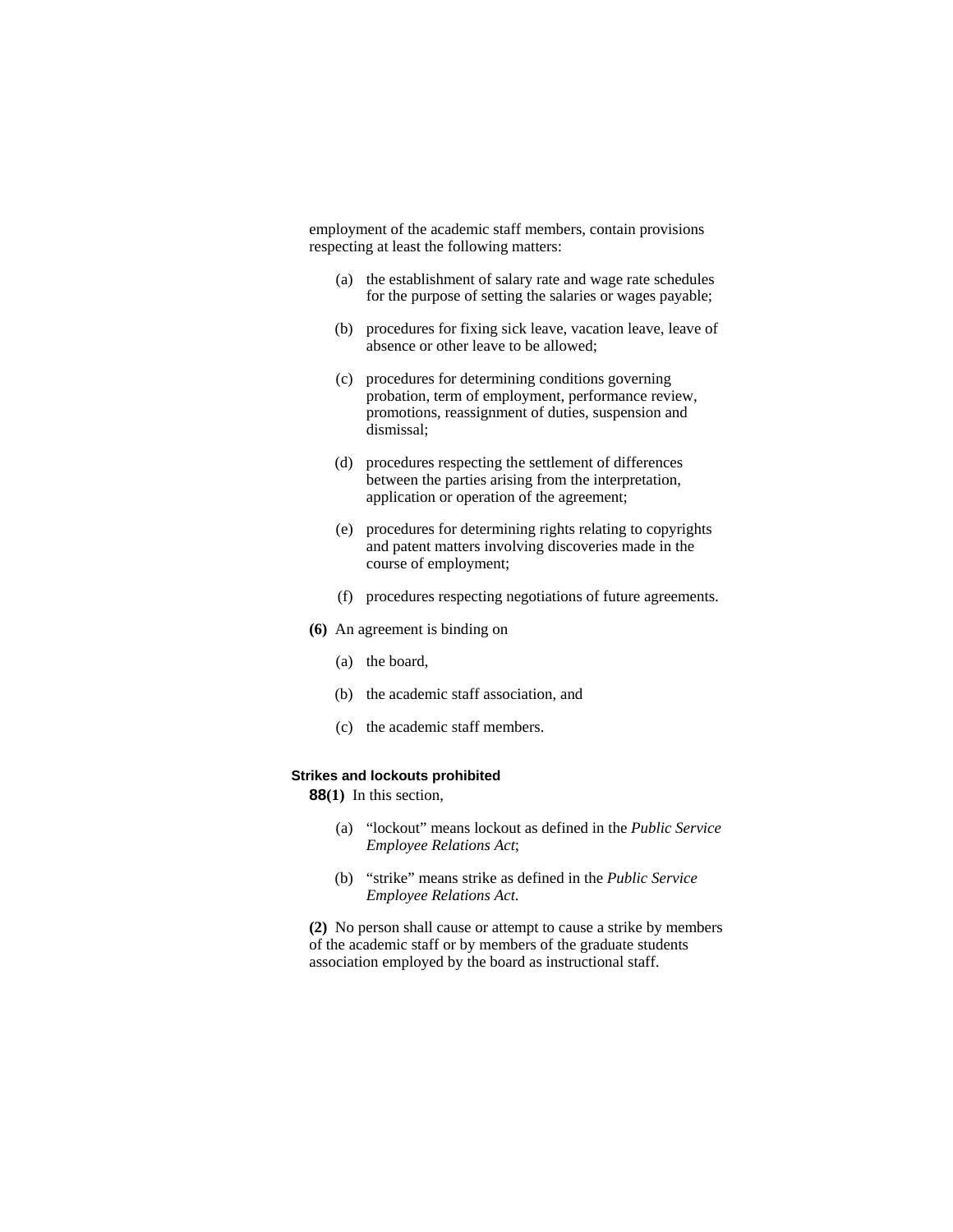employment of the academic staff members, contain provisions respecting at least the following matters:

(a) the establishment of salary rate and wage rate schedules for the purpose of setting the salaries or wages payable;

(b) procedures for fixing sick leave, vacation leave, leave of absence or other leave to be allowed;

(c) procedures for determining conditions governing probation, term of employment, performance review, promotions, reassignment of duties, suspension and dismissal;

(d) procedures respecting the settlement of differences between the parties arising from the interpretation, application or operation of the agreement;

(e) procedures for determining rights relating to copyrights and patent matters involving discoveries made in the course of employment;

(f) procedures respecting negotiations of future agreements.

**(6)** An agreement is binding on

(a) the board,

(b) the academic staff association, and

(c) the academic staff members.

**Strikes and lockouts prohibited**

**88(1)** In this section,

(a) "lockout" means lockout as defined in the *Public Service Employee Relations Act*;

(b) "strike" means strike as defined in the *Public Service Employee Relations Act.*

**(2)** No person shall cause or attempt to cause a strike by members of the academic staff or by members of the graduate students association employed by the board as instructional staff.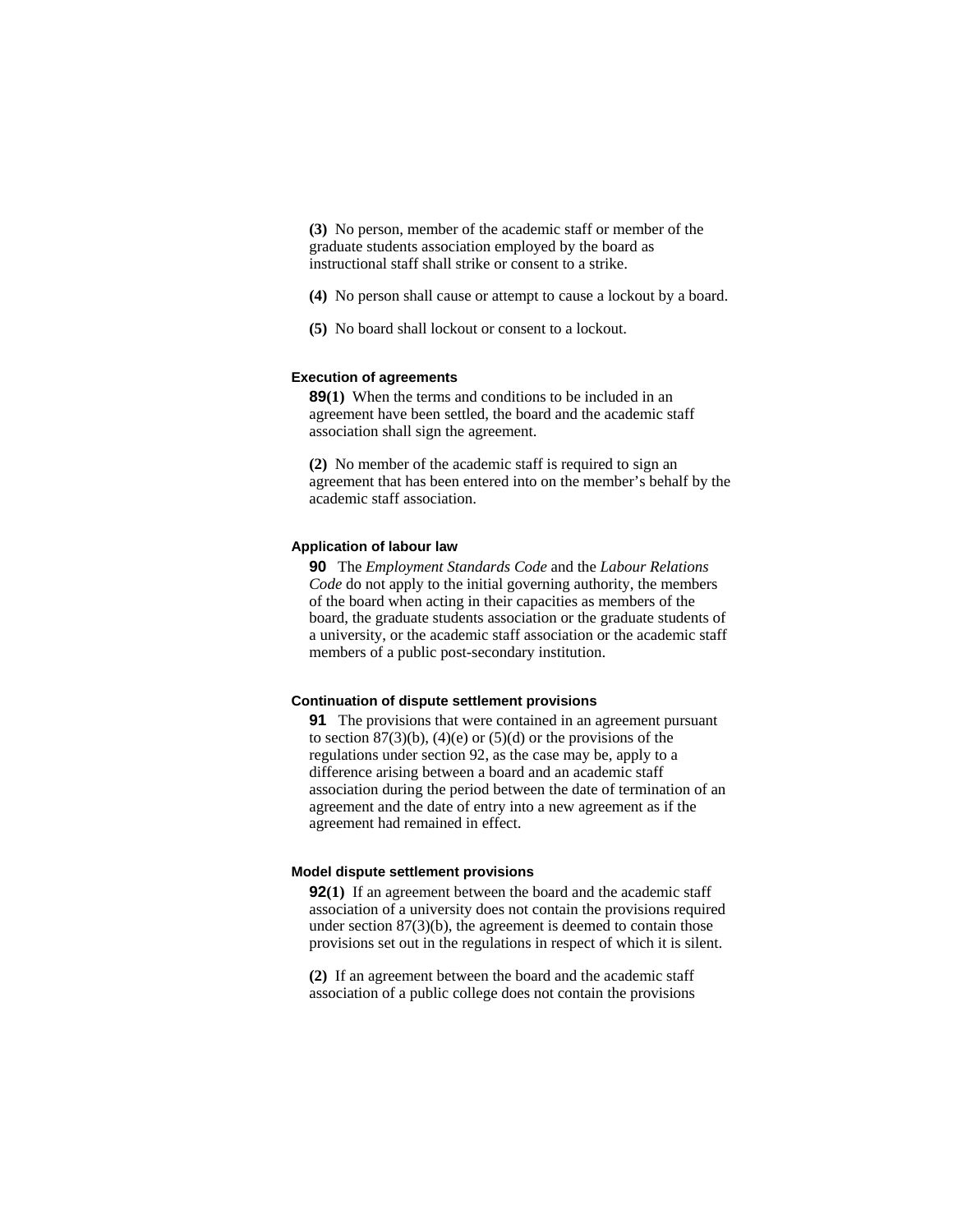**(3)** No person, member of the academic staff or member of the graduate students association employed by the board as instructional staff shall strike or consent to a strike.

**(4)** No person shall cause or attempt to cause a lockout by a board.

**(5)** No board shall lockout or consent to a lockout.

#### Execution of agreements

**89(1)** When the terms and conditions to be included in an agreement have been settled, the board and the academic staff association shall sign the agreement.

**(2)** No member of the academic staff is required to sign an agreement that has been entered into on the member's behalf by the academic staff association.

#### Application of labour law

**90** The *Employment Standards Code* and the *Labour Relations Code* do not apply to the initial governing authority, the members of the board when acting in their capacities as members of the board, the graduate students association or the graduate students of a university, or the academic staff association or the academic staff members of a public post-secondary institution.

#### Continuation of dispute settlement provisions

**91** The provisions that were contained in an agreement pursuant to section 87(3)(b), (4)(e) or (5)(d) or the provisions of the regulations under section 92, as the case may be, apply to a difference arising between a board and an academic staff association during the period between the date of termination of an agreement and the date of entry into a new agreement as if the agreement had remained in effect.

#### Model dispute settlement provisions

**92(1)** If an agreement between the board and the academic staff association of a university does not contain the provisions required under section 87(3)(b), the agreement is deemed to contain those provisions set out in the regulations in respect of which it is silent.

**(2)** If an agreement between the board and the academic staff association of a public college does not contain the provisions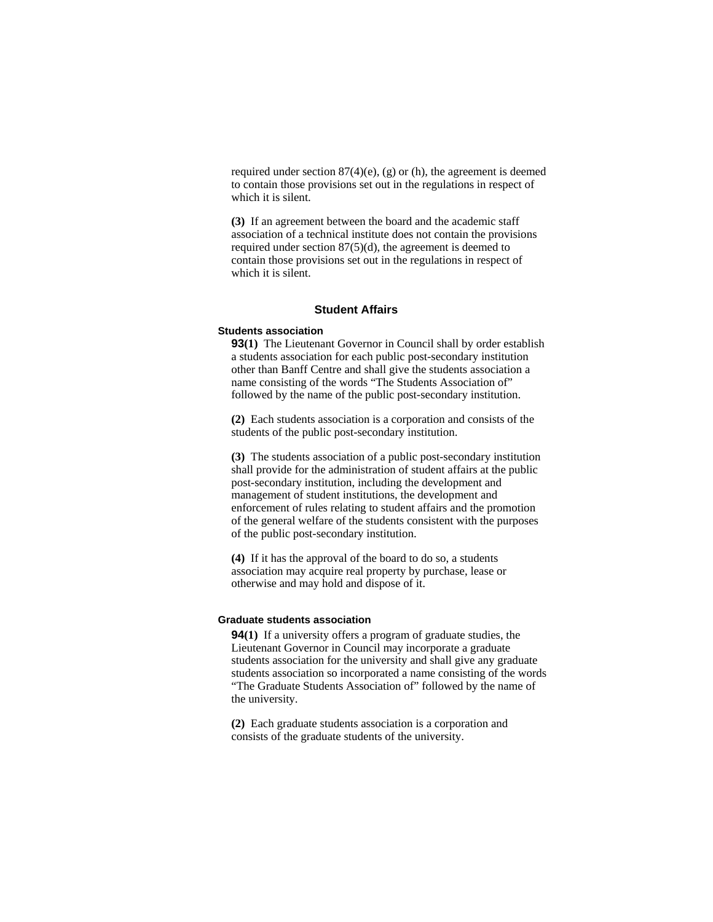required under section 87(4)(e), (g) or (h), the agreement is deemed to contain those provisions set out in the regulations in respect of which it is silent.

**(3)** If an agreement between the board and the academic staff association of a technical institute does not contain the provisions required under section 87(5)(d), the agreement is deemed to contain those provisions set out in the regulations in respect of which it is silent.

## Student Affairs

**Students association**

**93(1)** The Lieutenant Governor in Council shall by order establish a students association for each public post-secondary institution other than Banff Centre and shall give the students association a name consisting of the words "The Students Association of" followed by the name of the public post-secondary institution.

**(2)** Each students association is a corporation and consists of the students of the public post-secondary institution.

**(3)** The students association of a public post-secondary institution shall provide for the administration of student affairs at the public post-secondary institution, including the development and management of student institutions, the development and enforcement of rules relating to student affairs and the promotion of the general welfare of the students consistent with the purposes of the public post-secondary institution.

**(4)** If it has the approval of the board to do so, a students association may acquire real property by purchase, lease or otherwise and may hold and dispose of it.

**Graduate students association**

**94(1)** If a university offers a program of graduate studies, the Lieutenant Governor in Council may incorporate a graduate students association for the university and shall give any graduate students association so incorporated a name consisting of the words "The Graduate Students Association of" followed by the name of the university.

**(2)** Each graduate students association is a corporation and consists of the graduate students of the university.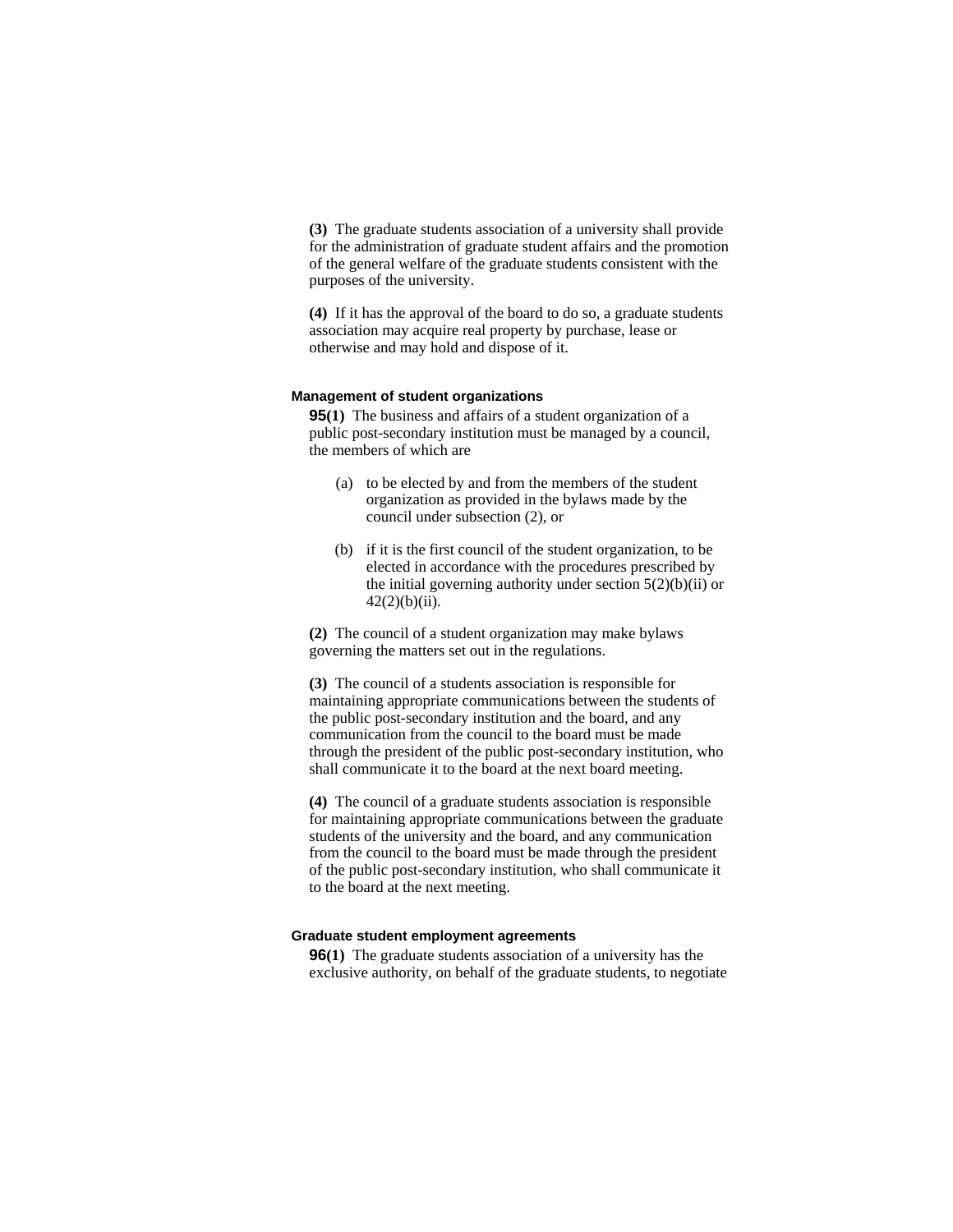**(3)** The graduate students association of a university shall provide for the administration of graduate student affairs and the promotion of the general welfare of the graduate students consistent with the purposes of the university.

**(4)** If it has the approval of the board to do so, a graduate students association may acquire real property by purchase, lease or otherwise and may hold and dispose of it.

#### Management of student organizations

**95(1)** The business and affairs of a student organization of a public post-secondary institution must be managed by a council, the members of which are

(a) to be elected by and from the members of the student organization as provided in the bylaws made by the council under subsection (2), or

(b) if it is the first council of the student organization, to be elected in accordance with the procedures prescribed by the initial governing authority under section 5(2)(b)(ii) or 42(2)(b)(ii).

**(2)** The council of a student organization may make bylaws governing the matters set out in the regulations.

**(3)** The council of a students association is responsible for maintaining appropriate communications between the students of the public post-secondary institution and the board, and any communication from the council to the board must be made through the president of the public post-secondary institution, who shall communicate it to the board at the next board meeting.

**(4)** The council of a graduate students association is responsible for maintaining appropriate communications between the graduate students of the university and the board, and any communication from the council to the board must be made through the president of the public post-secondary institution, who shall communicate it to the board at the next meeting.

#### Graduate student employment agreements

**96(1)** The graduate students association of a university has the exclusive authority, on behalf of the graduate students, to negotiate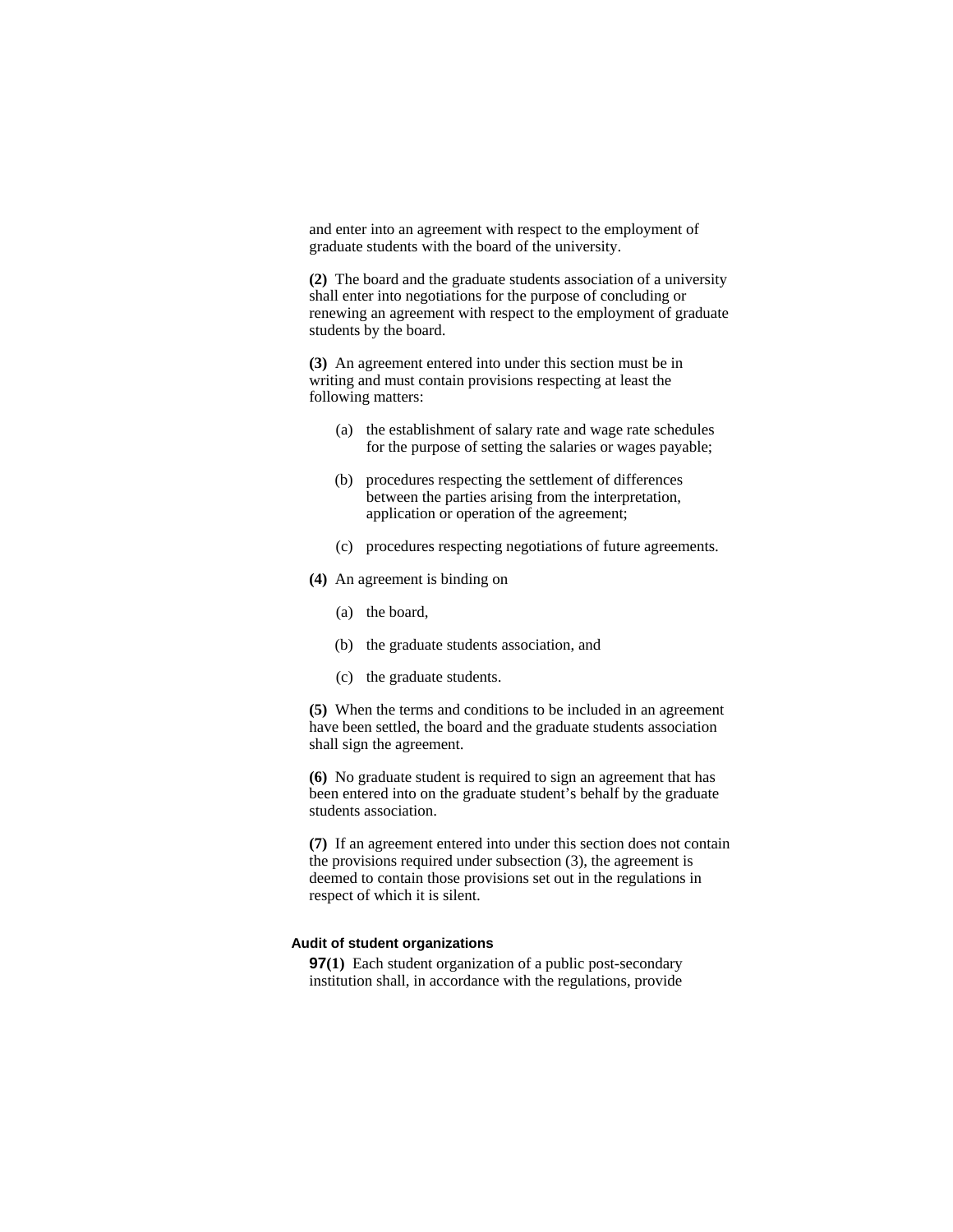and enter into an agreement with respect to the employment of graduate students with the board of the university.

**(2)** The board and the graduate students association of a university shall enter into negotiations for the purpose of concluding or renewing an agreement with respect to the employment of graduate students by the board.

**(3)** An agreement entered into under this section must be in writing and must contain provisions respecting at least the following matters:

(a) the establishment of salary rate and wage rate schedules for the purpose of setting the salaries or wages payable;

(b) procedures respecting the settlement of differences between the parties arising from the interpretation, application or operation of the agreement;

(c) procedures respecting negotiations of future agreements.

**(4)** An agreement is binding on

(a) the board,

(b) the graduate students association, and

(c) the graduate students.

**(5)** When the terms and conditions to be included in an agreement have been settled, the board and the graduate students association shall sign the agreement.

**(6)** No graduate student is required to sign an agreement that has been entered into on the graduate student's behalf by the graduate students association.

**(7)** If an agreement entered into under this section does not contain the provisions required under subsection (3), the agreement is deemed to contain those provisions set out in the regulations in respect of which it is silent.

**Audit of student organizations**

**97(1)** Each student organization of a public post-secondary institution shall, in accordance with the regulations, provide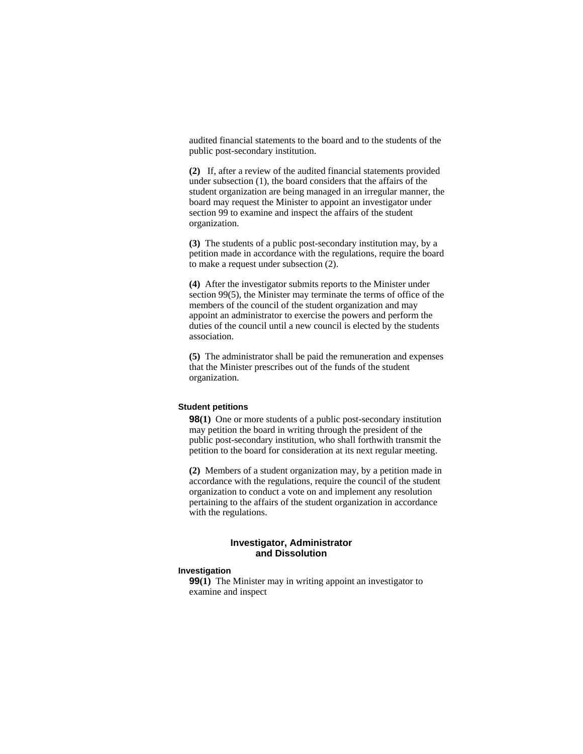audited financial statements to the board and to the students of the public post-secondary institution.

**(2)** If, after a review of the audited financial statements provided under subsection (1), the board considers that the affairs of the student organization are being managed in an irregular manner, the board may request the Minister to appoint an investigator under section 99 to examine and inspect the affairs of the student organization.

**(3)** The students of a public post-secondary institution may, by a petition made in accordance with the regulations, require the board to make a request under subsection (2).

**(4)** After the investigator submits reports to the Minister under section 99(5), the Minister may terminate the terms of office of the members of the council of the student organization and may appoint an administrator to exercise the powers and perform the duties of the council until a new council is elected by the students association.

**(5)** The administrator shall be paid the remuneration and expenses that the Minister prescribes out of the funds of the student organization.

#### Student petitions

**98(1)** One or more students of a public post-secondary institution may petition the board in writing through the president of the public post-secondary institution, who shall forthwith transmit the petition to the board for consideration at its next regular meeting.

**(2)** Members of a student organization may, by a petition made in accordance with the regulations, require the council of the student organization to conduct a vote on and implement any resolution pertaining to the affairs of the student organization in accordance with the regulations.

### Investigator, Administrator and Dissolution

#### Investigation

**99(1)** The Minister may in writing appoint an investigator to examine and inspect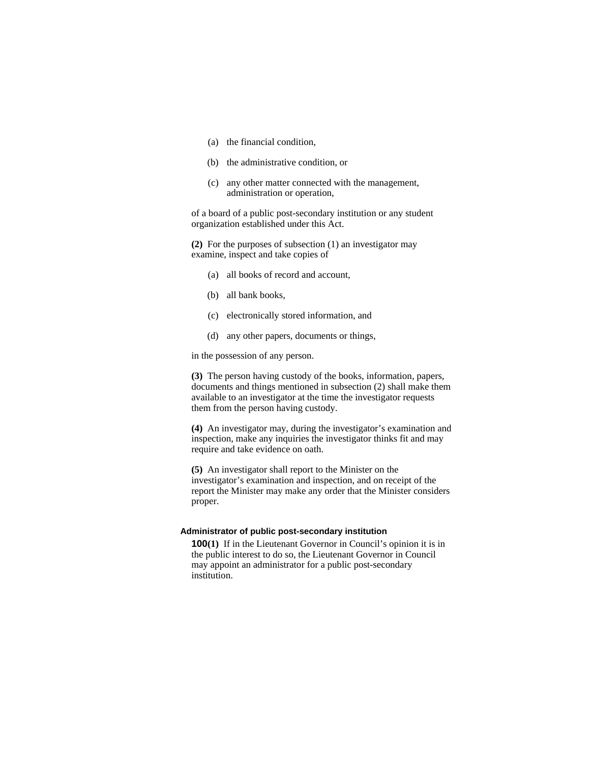(a) the financial condition,

(b) the administrative condition, or

(c) any other matter connected with the management, administration or operation,

of a board of a public post-secondary institution or any student organization established under this Act.

**(2)** For the purposes of subsection (1) an investigator may examine, inspect and take copies of

(a) all books of record and account,

(b) all bank books,

(c) electronically stored information, and

(d) any other papers, documents or things,

in the possession of any person.

**(3)** The person having custody of the books, information, papers, documents and things mentioned in subsection (2) shall make them available to an investigator at the time the investigator requests them from the person having custody.

**(4)** An investigator may, during the investigator's examination and inspection, make any inquiries the investigator thinks fit and may require and take evidence on oath.

**(5)** An investigator shall report to the Minister on the investigator's examination and inspection, and on receipt of the report the Minister may make any order that the Minister considers proper.

#### Administrator of public post-secondary institution

**100(1)** If in the Lieutenant Governor in Council's opinion it is in the public interest to do so, the Lieutenant Governor in Council may appoint an administrator for a public post-secondary institution.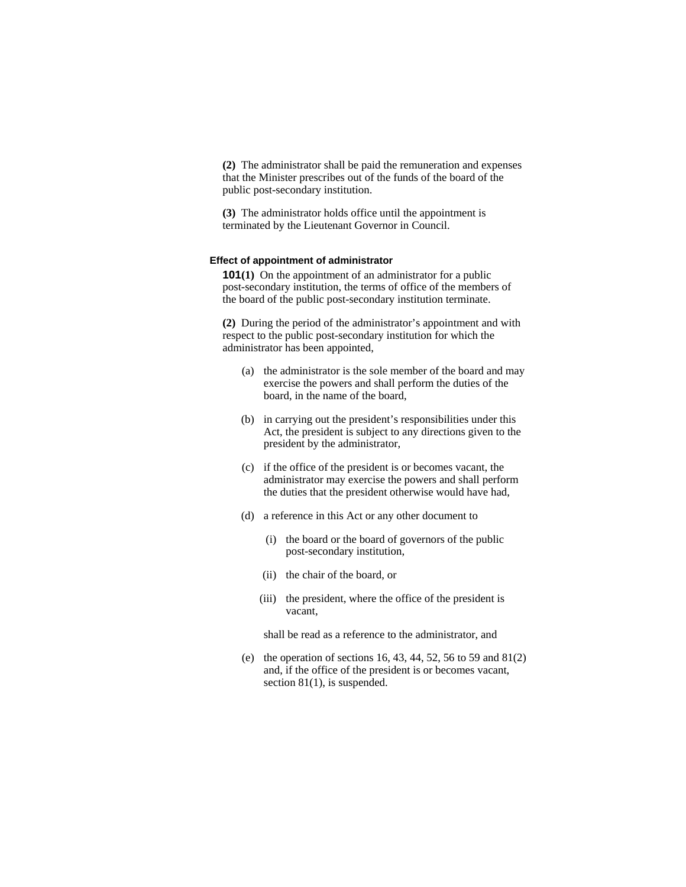**(2)** The administrator shall be paid the remuneration and expenses that the Minister prescribes out of the funds of the board of the public post-secondary institution.

**(3)** The administrator holds office until the appointment is terminated by the Lieutenant Governor in Council.

**Effect of appointment of administrator**

**101(1)** On the appointment of an administrator for a public post-secondary institution, the terms of office of the members of the board of the public post-secondary institution terminate.

**(2)** During the period of the administrator's appointment and with respect to the public post-secondary institution for which the administrator has been appointed,

(a) the administrator is the sole member of the board and may exercise the powers and shall perform the duties of the board, in the name of the board,

(b) in carrying out the president's responsibilities under this Act, the president is subject to any directions given to the president by the administrator,

(c) if the office of the president is or becomes vacant, the administrator may exercise the powers and shall perform the duties that the president otherwise would have had,

(d) a reference in this Act or any other document to

(i) the board or the board of governors of the public post-secondary institution,

(ii) the chair of the board, or

(iii) the president, where the office of the president is vacant,

shall be read as a reference to the administrator, and

(e) the operation of sections 16, 43, 44, 52, 56 to 59 and 81(2) and, if the office of the president is or becomes vacant, section 81(1), is suspended.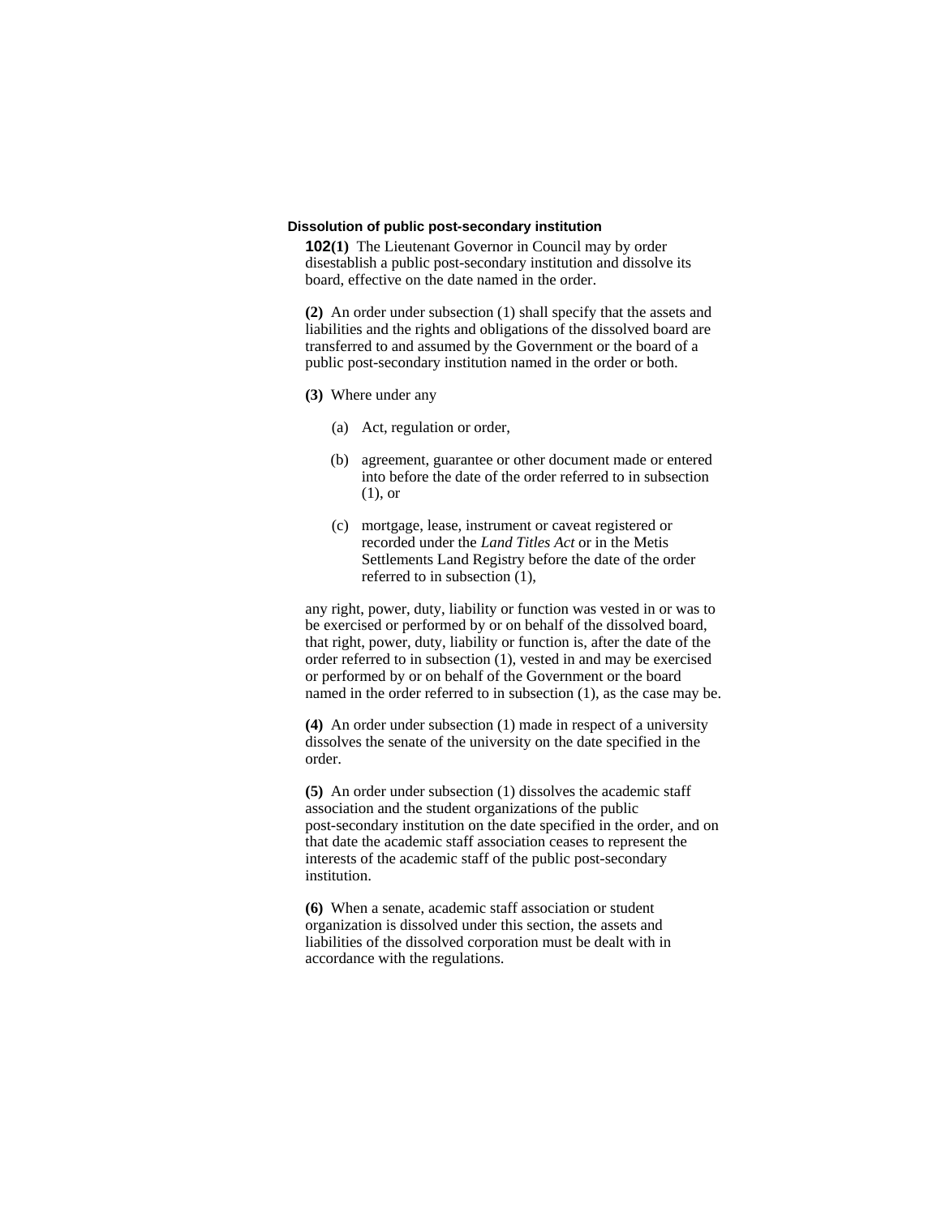**Dissolution of public post-secondary institution**

**102(1)** The Lieutenant Governor in Council may by order disestablish a public post-secondary institution and dissolve its board, effective on the date named in the order.

**(2)** An order under subsection (1) shall specify that the assets and liabilities and the rights and obligations of the dissolved board are transferred to and assumed by the Government or the board of a public post-secondary institution named in the order or both.

**(3)** Where under any

(a) Act, regulation or order,

(b) agreement, guarantee or other document made or entered into before the date of the order referred to in subsection (1), or

(c) mortgage, lease, instrument or caveat registered or recorded under the *Land Titles Act* or in the Metis Settlements Land Registry before the date of the order referred to in subsection (1),

any right, power, duty, liability or function was vested in or was to be exercised or performed by or on behalf of the dissolved board, that right, power, duty, liability or function is, after the date of the order referred to in subsection (1), vested in and may be exercised or performed by or on behalf of the Government or the board named in the order referred to in subsection (1), as the case may be.

**(4)** An order under subsection (1) made in respect of a university dissolves the senate of the university on the date specified in the order.

**(5)** An order under subsection (1) dissolves the academic staff association and the student organizations of the public post-secondary institution on the date specified in the order, and on that date the academic staff association ceases to represent the interests of the academic staff of the public post-secondary institution.

**(6)** When a senate, academic staff association or student organization is dissolved under this section, the assets and liabilities of the dissolved corporation must be dealt with in accordance with the regulations.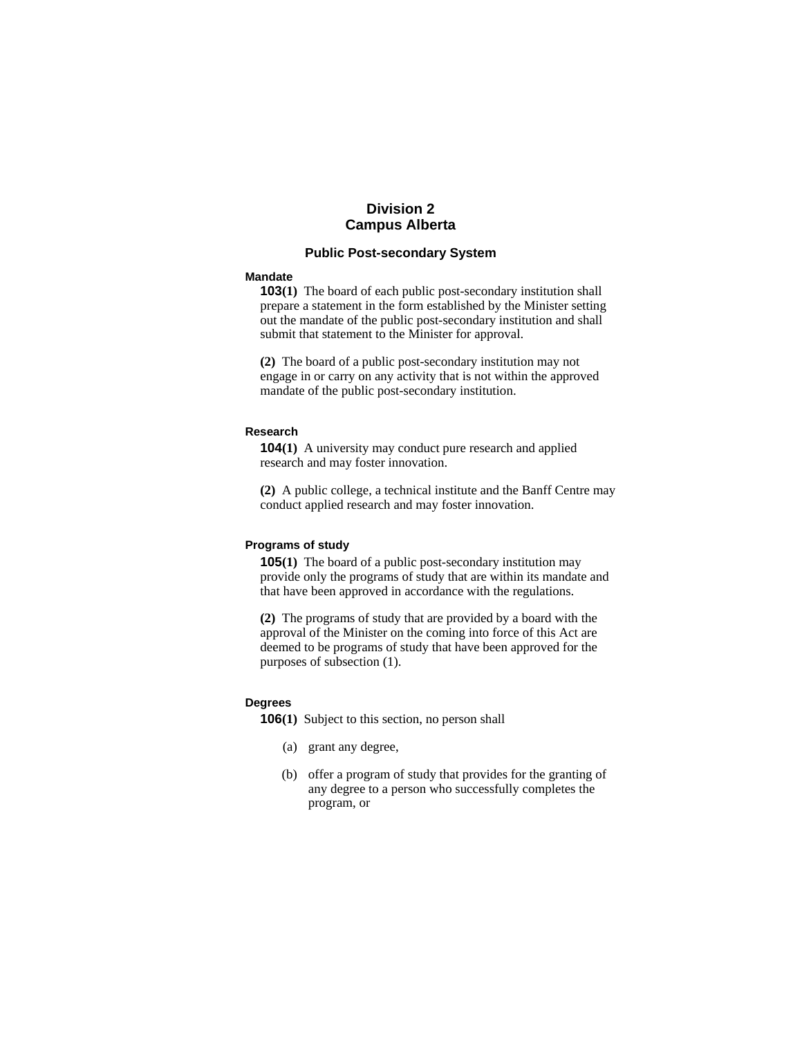# Division 2
# Campus Alberta

## Public Post-secondary System

#### Mandate

**103(1)** The board of each public post-secondary institution shall prepare a statement in the form established by the Minister setting out the mandate of the public post-secondary institution and shall submit that statement to the Minister for approval.

**(2)** The board of a public post-secondary institution may not engage in or carry on any activity that is not within the approved mandate of the public post-secondary institution.

#### Research

**104(1)** A university may conduct pure research and applied research and may foster innovation.

**(2)** A public college, a technical institute and the Banff Centre may conduct applied research and may foster innovation.

#### Programs of study

**105(1)** The board of a public post-secondary institution may provide only the programs of study that are within its mandate and that have been approved in accordance with the regulations.

**(2)** The programs of study that are provided by a board with the approval of the Minister on the coming into force of this Act are deemed to be programs of study that have been approved for the purposes of subsection (1).

#### Degrees

**106(1)** Subject to this section, no person shall

(a) grant any degree,

(b) offer a program of study that provides for the granting of any degree to a person who successfully completes the program, or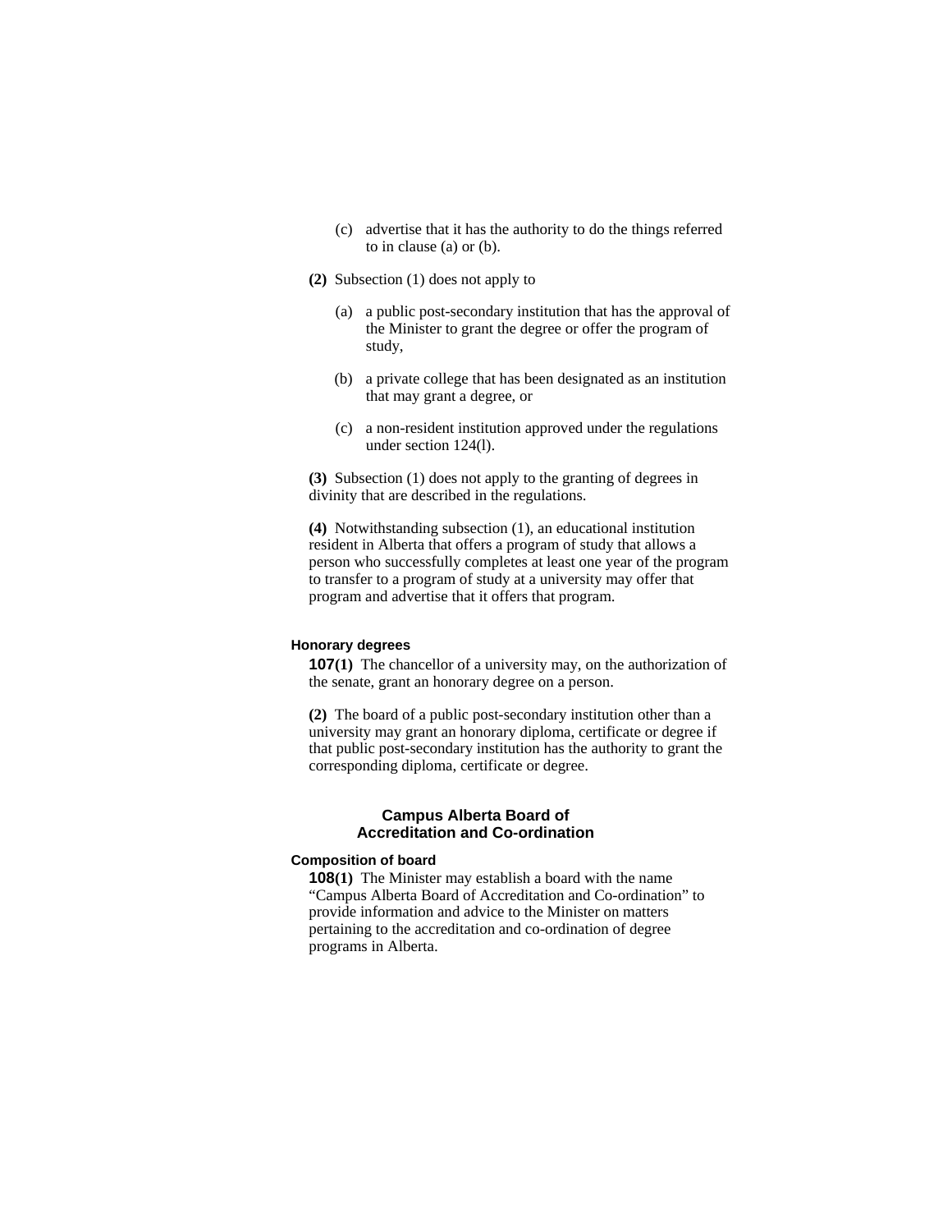(c) advertise that it has the authority to do the things referred to in clause (a) or (b).

**(2)** Subsection (1) does not apply to

(a) a public post-secondary institution that has the approval of the Minister to grant the degree or offer the program of study,

(b) a private college that has been designated as an institution that may grant a degree, or

(c) a non-resident institution approved under the regulations under section 124(l).

**(3)** Subsection (1) does not apply to the granting of degrees in divinity that are described in the regulations.

**(4)** Notwithstanding subsection (1), an educational institution resident in Alberta that offers a program of study that allows a person who successfully completes at least one year of the program to transfer to a program of study at a university may offer that program and advertise that it offers that program.

#### Honorary degrees

**107(1)** The chancellor of a university may, on the authorization of the senate, grant an honorary degree on a person.

**(2)** The board of a public post-secondary institution other than a university may grant an honorary diploma, certificate or degree if that public post-secondary institution has the authority to grant the corresponding diploma, certificate or degree.

### Campus Alberta Board of Accreditation and Co-ordination

#### Composition of board

**108(1)** The Minister may establish a board with the name "Campus Alberta Board of Accreditation and Co-ordination" to provide information and advice to the Minister on matters pertaining to the accreditation and co-ordination of degree programs in Alberta.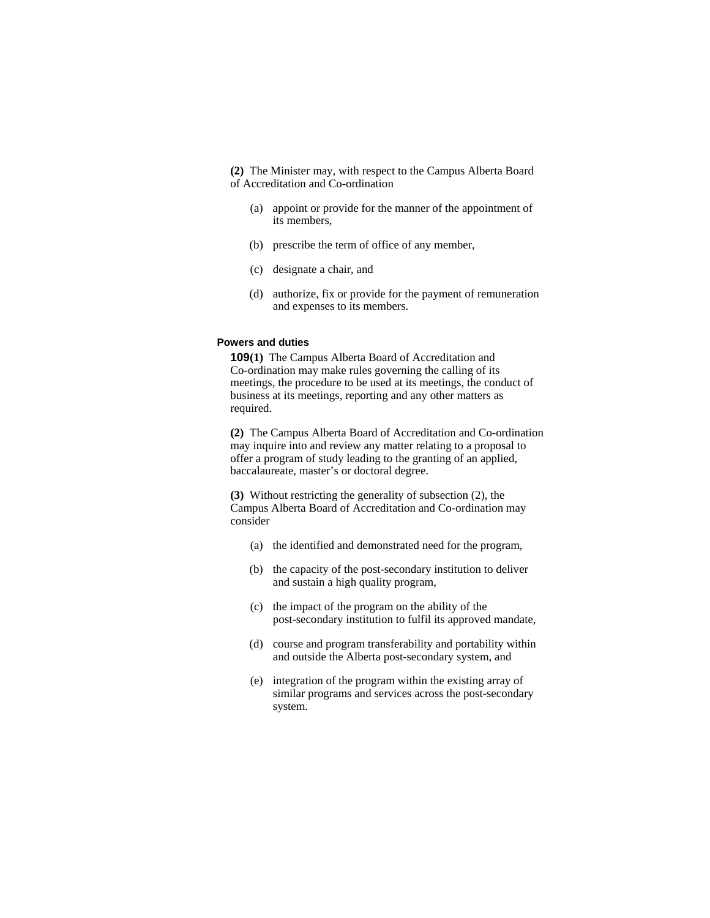**(2)** The Minister may, with respect to the Campus Alberta Board of Accreditation and Co-ordination

(a) appoint or provide for the manner of the appointment of its members,

(b) prescribe the term of office of any member,

(c) designate a chair, and

(d) authorize, fix or provide for the payment of remuneration and expenses to its members.

**Powers and duties**

**109(1)** The Campus Alberta Board of Accreditation and Co-ordination may make rules governing the calling of its meetings, the procedure to be used at its meetings, the conduct of business at its meetings, reporting and any other matters as required.

**(2)** The Campus Alberta Board of Accreditation and Co-ordination may inquire into and review any matter relating to a proposal to offer a program of study leading to the granting of an applied, baccalaureate, master's or doctoral degree.

**(3)** Without restricting the generality of subsection (2), the Campus Alberta Board of Accreditation and Co-ordination may consider

(a) the identified and demonstrated need for the program,

(b) the capacity of the post-secondary institution to deliver and sustain a high quality program,

(c) the impact of the program on the ability of the post-secondary institution to fulfil its approved mandate,

(d) course and program transferability and portability within and outside the Alberta post-secondary system, and

(e) integration of the program within the existing array of similar programs and services across the post-secondary system.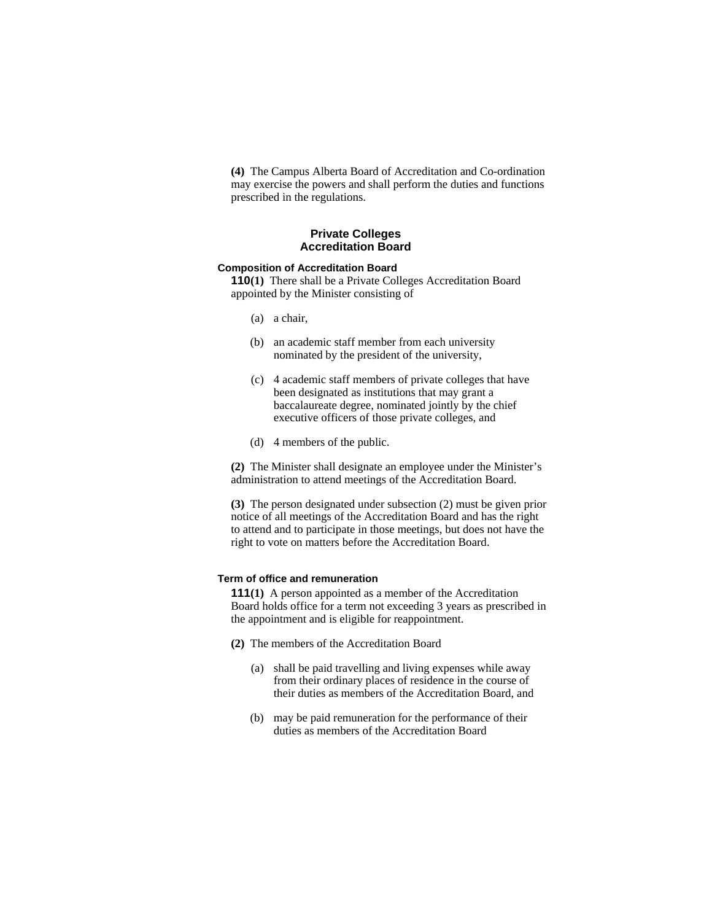**(4)** The Campus Alberta Board of Accreditation and Co-ordination may exercise the powers and shall perform the duties and functions prescribed in the regulations.

## Private Colleges Accreditation Board

### Composition of Accreditation Board

**110(1)** There shall be a Private Colleges Accreditation Board appointed by the Minister consisting of

(a) a chair,

(b) an academic staff member from each university nominated by the president of the university,

(c) 4 academic staff members of private colleges that have been designated as institutions that may grant a baccalaureate degree, nominated jointly by the chief executive officers of those private colleges, and

(d) 4 members of the public.

**(2)** The Minister shall designate an employee under the Minister's administration to attend meetings of the Accreditation Board.

**(3)** The person designated under subsection (2) must be given prior notice of all meetings of the Accreditation Board and has the right to attend and to participate in those meetings, but does not have the right to vote on matters before the Accreditation Board.

### Term of office and remuneration

**111(1)** A person appointed as a member of the Accreditation Board holds office for a term not exceeding 3 years as prescribed in the appointment and is eligible for reappointment.

**(2)** The members of the Accreditation Board

(a) shall be paid travelling and living expenses while away from their ordinary places of residence in the course of their duties as members of the Accreditation Board, and

(b) may be paid remuneration for the performance of their duties as members of the Accreditation Board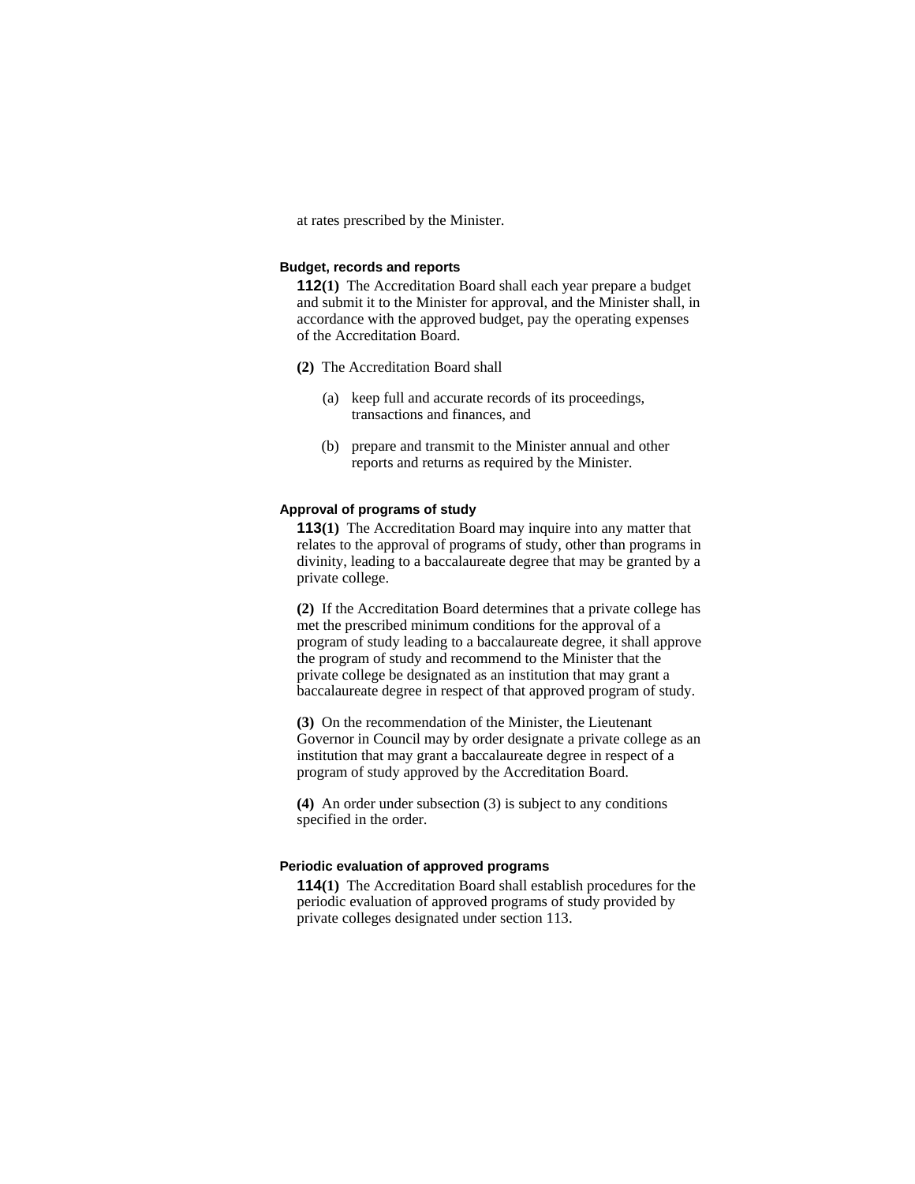at rates prescribed by the Minister.

### Budget, records and reports

**112(1)** The Accreditation Board shall each year prepare a budget and submit it to the Minister for approval, and the Minister shall, in accordance with the approved budget, pay the operating expenses of the Accreditation Board.

**(2)** The Accreditation Board shall

(a) keep full and accurate records of its proceedings, transactions and finances, and

(b) prepare and transmit to the Minister annual and other reports and returns as required by the Minister.

### Approval of programs of study

**113(1)** The Accreditation Board may inquire into any matter that relates to the approval of programs of study, other than programs in divinity, leading to a baccalaureate degree that may be granted by a private college.

**(2)** If the Accreditation Board determines that a private college has met the prescribed minimum conditions for the approval of a program of study leading to a baccalaureate degree, it shall approve the program of study and recommend to the Minister that the private college be designated as an institution that may grant a baccalaureate degree in respect of that approved program of study.

**(3)** On the recommendation of the Minister, the Lieutenant Governor in Council may by order designate a private college as an institution that may grant a baccalaureate degree in respect of a program of study approved by the Accreditation Board.

**(4)** An order under subsection (3) is subject to any conditions specified in the order.

### Periodic evaluation of approved programs

**114(1)** The Accreditation Board shall establish procedures for the periodic evaluation of approved programs of study provided by private colleges designated under section 113.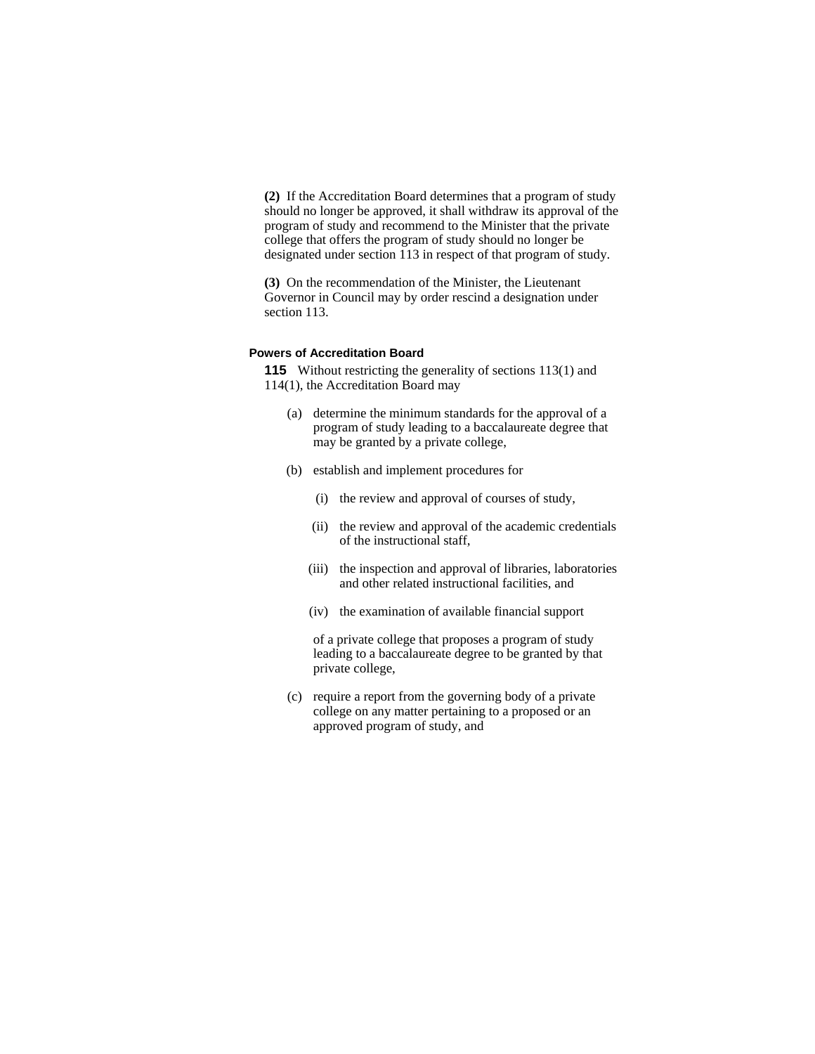**(2)** If the Accreditation Board determines that a program of study should no longer be approved, it shall withdraw its approval of the program of study and recommend to the Minister that the private college that offers the program of study should no longer be designated under section 113 in respect of that program of study.

**(3)** On the recommendation of the Minister, the Lieutenant Governor in Council may by order rescind a designation under section 113.

**Powers of Accreditation Board**

**115** Without restricting the generality of sections 113(1) and 114(1), the Accreditation Board may

(a) determine the minimum standards for the approval of a program of study leading to a baccalaureate degree that may be granted by a private college,

(b) establish and implement procedures for

(i) the review and approval of courses of study,

(ii) the review and approval of the academic credentials of the instructional staff,

(iii) the inspection and approval of libraries, laboratories and other related instructional facilities, and

(iv) the examination of available financial support

of a private college that proposes a program of study leading to a baccalaureate degree to be granted by that private college,

(c) require a report from the governing body of a private college on any matter pertaining to a proposed or an approved program of study, and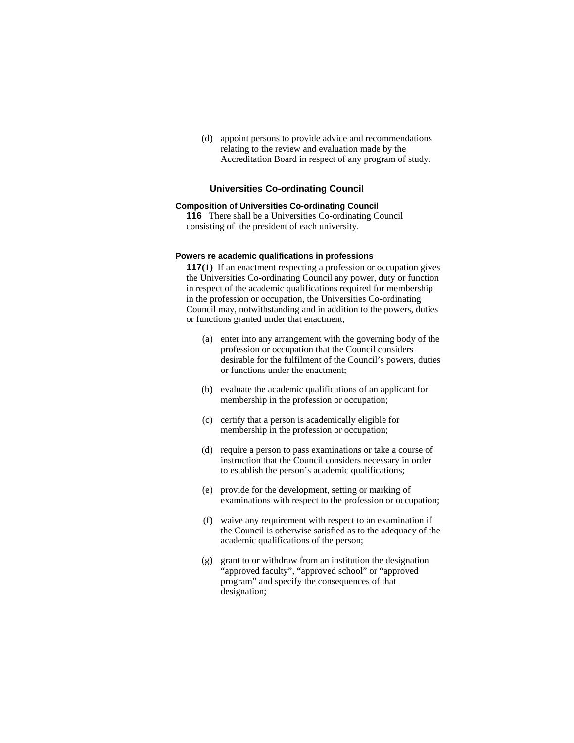(d) appoint persons to provide advice and recommendations relating to the review and evaluation made by the Accreditation Board in respect of any program of study.

## Universities Co-ordinating Council

**Composition of Universities Co-ordinating Council**

**116** There shall be a Universities Co-ordinating Council consisting of the president of each university.

**Powers re academic qualifications in professions**

**117(1)** If an enactment respecting a profession or occupation gives the Universities Co-ordinating Council any power, duty or function in respect of the academic qualifications required for membership in the profession or occupation, the Universities Co-ordinating Council may, notwithstanding and in addition to the powers, duties or functions granted under that enactment,

(a) enter into any arrangement with the governing body of the profession or occupation that the Council considers desirable for the fulfilment of the Council's powers, duties or functions under the enactment;

(b) evaluate the academic qualifications of an applicant for membership in the profession or occupation;

(c) certify that a person is academically eligible for membership in the profession or occupation;

(d) require a person to pass examinations or take a course of instruction that the Council considers necessary in order to establish the person's academic qualifications;

(e) provide for the development, setting or marking of examinations with respect to the profession or occupation;

(f) waive any requirement with respect to an examination if the Council is otherwise satisfied as to the adequacy of the academic qualifications of the person;

(g) grant to or withdraw from an institution the designation "approved faculty", "approved school" or "approved program" and specify the consequences of that designation;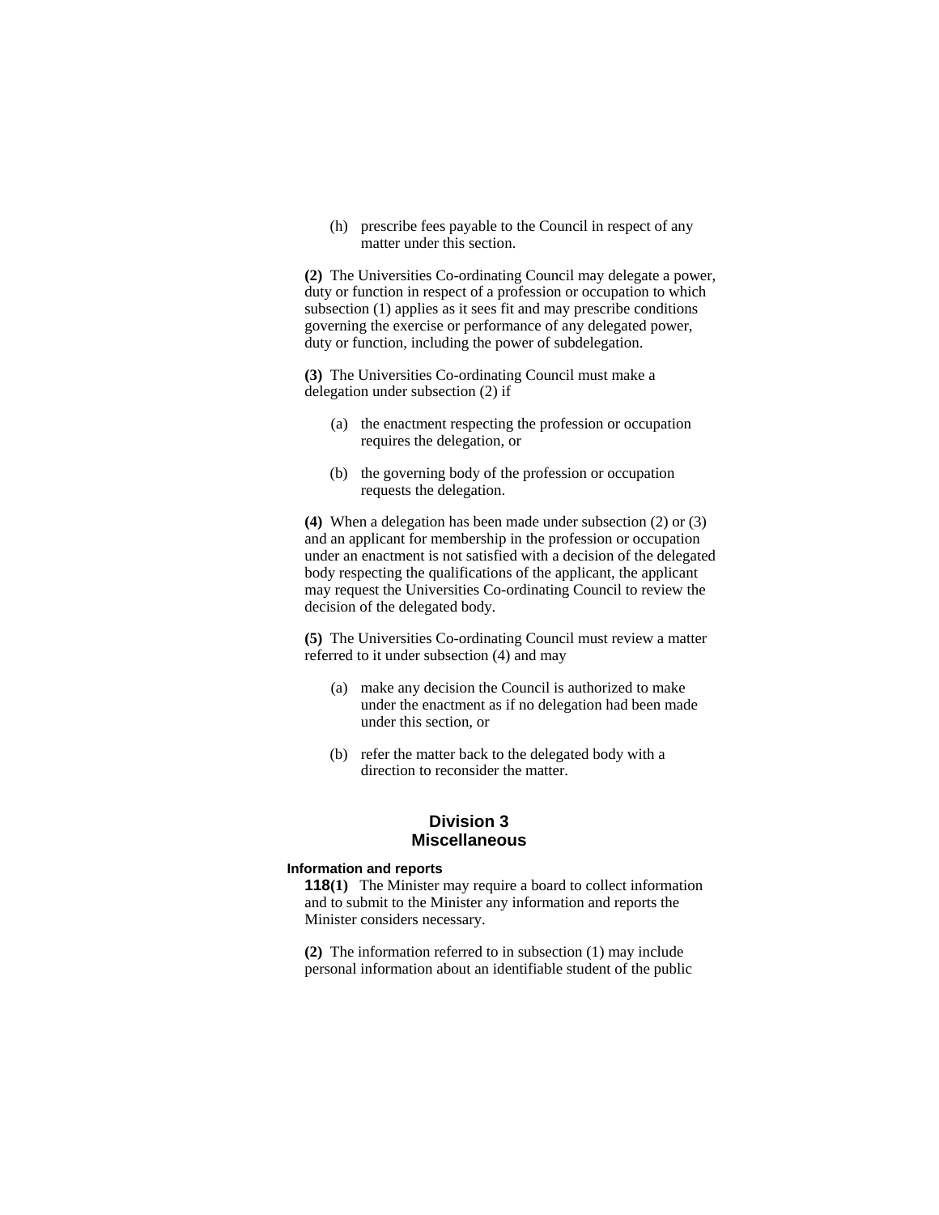(h) prescribe fees payable to the Council in respect of any matter under this section.

**(2)** The Universities Co-ordinating Council may delegate a power, duty or function in respect of a profession or occupation to which subsection (1) applies as it sees fit and may prescribe conditions governing the exercise or performance of any delegated power, duty or function, including the power of subdelegation.

**(3)** The Universities Co-ordinating Council must make a delegation under subsection (2) if

(a) the enactment respecting the profession or occupation requires the delegation, or

(b) the governing body of the profession or occupation requests the delegation.

**(4)** When a delegation has been made under subsection (2) or (3) and an applicant for membership in the profession or occupation under an enactment is not satisfied with a decision of the delegated body respecting the qualifications of the applicant, the applicant may request the Universities Co-ordinating Council to review the decision of the delegated body.

**(5)** The Universities Co-ordinating Council must review a matter referred to it under subsection (4) and may

(a) make any decision the Council is authorized to make under the enactment as if no delegation had been made under this section, or

(b) refer the matter back to the delegated body with a direction to reconsider the matter.

## Division 3
## Miscellaneous

### Information and reports

**118(1)** The Minister may require a board to collect information and to submit to the Minister any information and reports the Minister considers necessary.

**(2)** The information referred to in subsection (1) may include personal information about an identifiable student of the public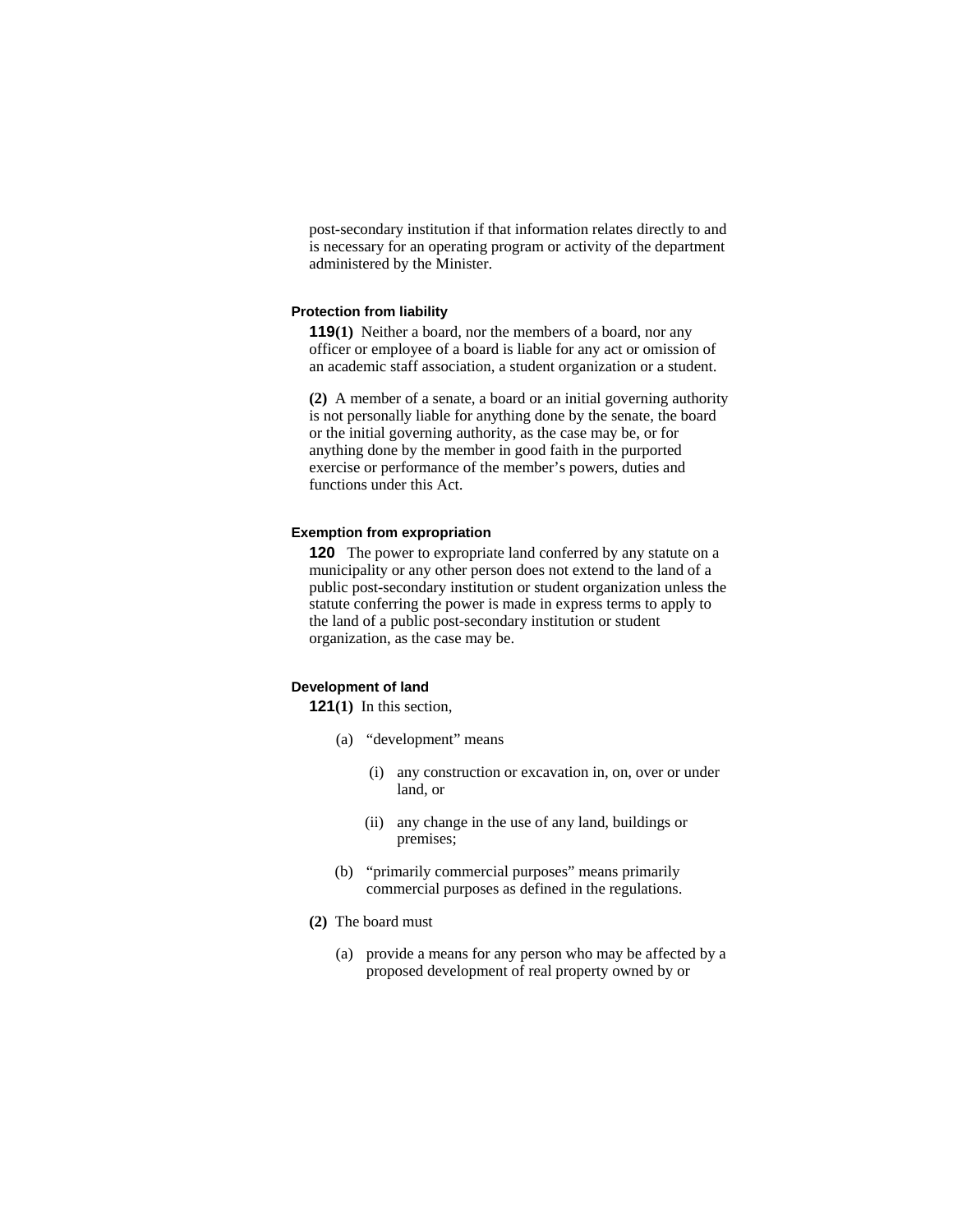post-secondary institution if that information relates directly to and is necessary for an operating program or activity of the department administered by the Minister.

#### Protection from liability

**119(1)** Neither a board, nor the members of a board, nor any officer or employee of a board is liable for any act or omission of an academic staff association, a student organization or a student.

**(2)** A member of a senate, a board or an initial governing authority is not personally liable for anything done by the senate, the board or the initial governing authority, as the case may be, or for anything done by the member in good faith in the purported exercise or performance of the member's powers, duties and functions under this Act.

#### Exemption from expropriation

**120** The power to expropriate land conferred by any statute on a municipality or any other person does not extend to the land of a public post-secondary institution or student organization unless the statute conferring the power is made in express terms to apply to the land of a public post-secondary institution or student organization, as the case may be.

#### Development of land

**121(1)** In this section,

- (a) "development" means
  - (i) any construction or excavation in, on, over or under land, or
  - (ii) any change in the use of any land, buildings or premises;
- (b) "primarily commercial purposes" means primarily commercial purposes as defined in the regulations.

**(2)** The board must

- (a) provide a means for any person who may be affected by a proposed development of real property owned by or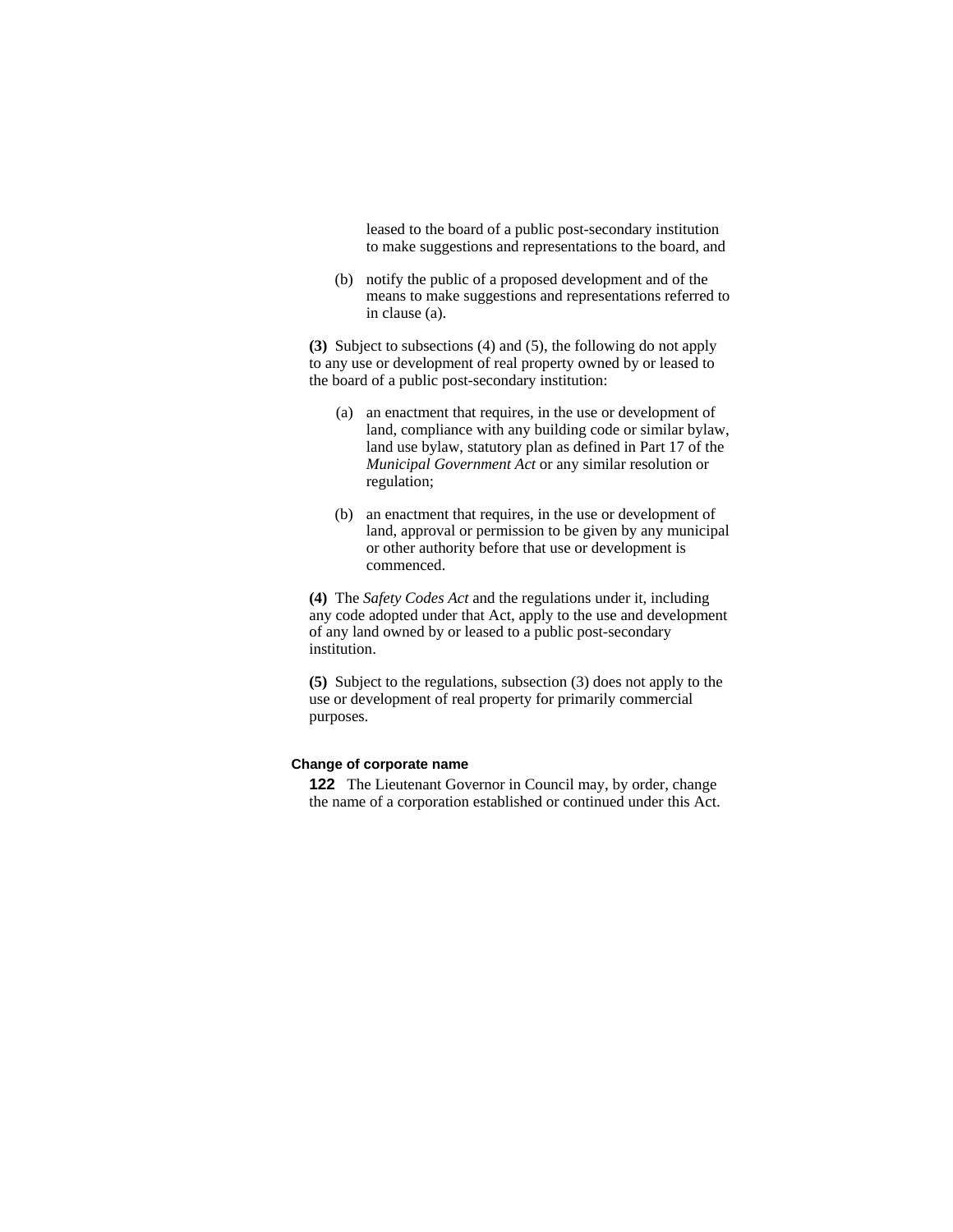leased to the board of a public post-secondary institution to make suggestions and representations to the board, and

(b) notify the public of a proposed development and of the means to make suggestions and representations referred to in clause (a).

**(3)** Subject to subsections (4) and (5), the following do not apply to any use or development of real property owned by or leased to the board of a public post-secondary institution:

(a) an enactment that requires, in the use or development of land, compliance with any building code or similar bylaw, land use bylaw, statutory plan as defined in Part 17 of the *Municipal Government Act* or any similar resolution or regulation;

(b) an enactment that requires, in the use or development of land, approval or permission to be given by any municipal or other authority before that use or development is commenced.

**(4)** The *Safety Codes Act* and the regulations under it, including any code adopted under that Act, apply to the use and development of any land owned by or leased to a public post-secondary institution.

**(5)** Subject to the regulations, subsection (3) does not apply to the use or development of real property for primarily commercial purposes.

#### Change of corporate name

**122** The Lieutenant Governor in Council may, by order, change the name of a corporation established or continued under this Act.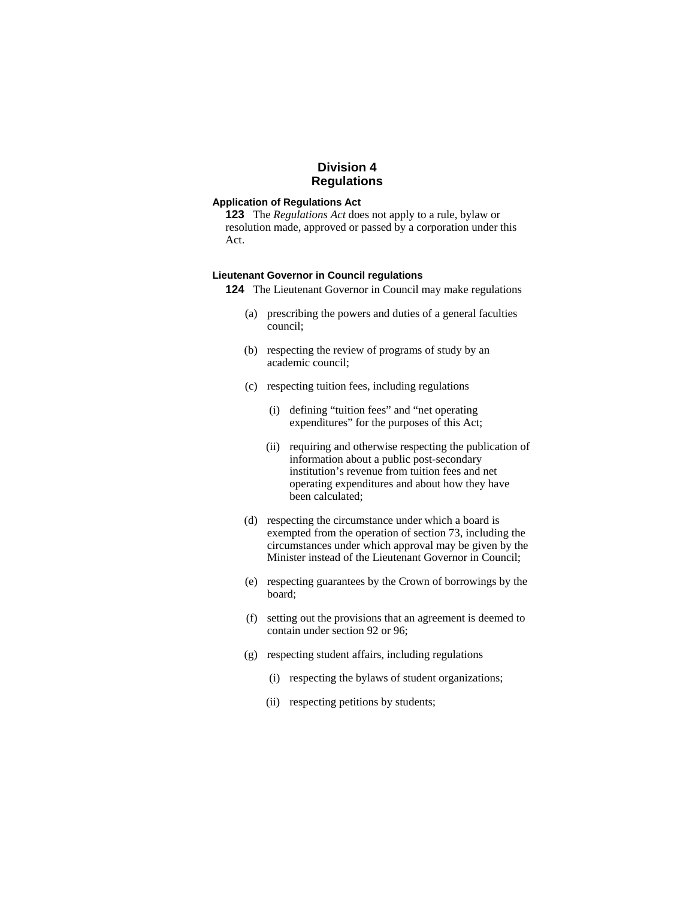## Division 4
## Regulations

**Application of Regulations Act**

**123** The *Regulations Act* does not apply to a rule, bylaw or resolution made, approved or passed by a corporation under this Act.

**Lieutenant Governor in Council regulations**

**124** The Lieutenant Governor in Council may make regulations

(a) prescribing the powers and duties of a general faculties council;

(b) respecting the review of programs of study by an academic council;

(c) respecting tuition fees, including regulations

(i) defining "tuition fees" and "net operating expenditures" for the purposes of this Act;

(ii) requiring and otherwise respecting the publication of information about a public post-secondary institution's revenue from tuition fees and net operating expenditures and about how they have been calculated;

(d) respecting the circumstance under which a board is exempted from the operation of section 73, including the circumstances under which approval may be given by the Minister instead of the Lieutenant Governor in Council;

(e) respecting guarantees by the Crown of borrowings by the board;

(f) setting out the provisions that an agreement is deemed to contain under section 92 or 96;

(g) respecting student affairs, including regulations

(i) respecting the bylaws of student organizations;

(ii) respecting petitions by students;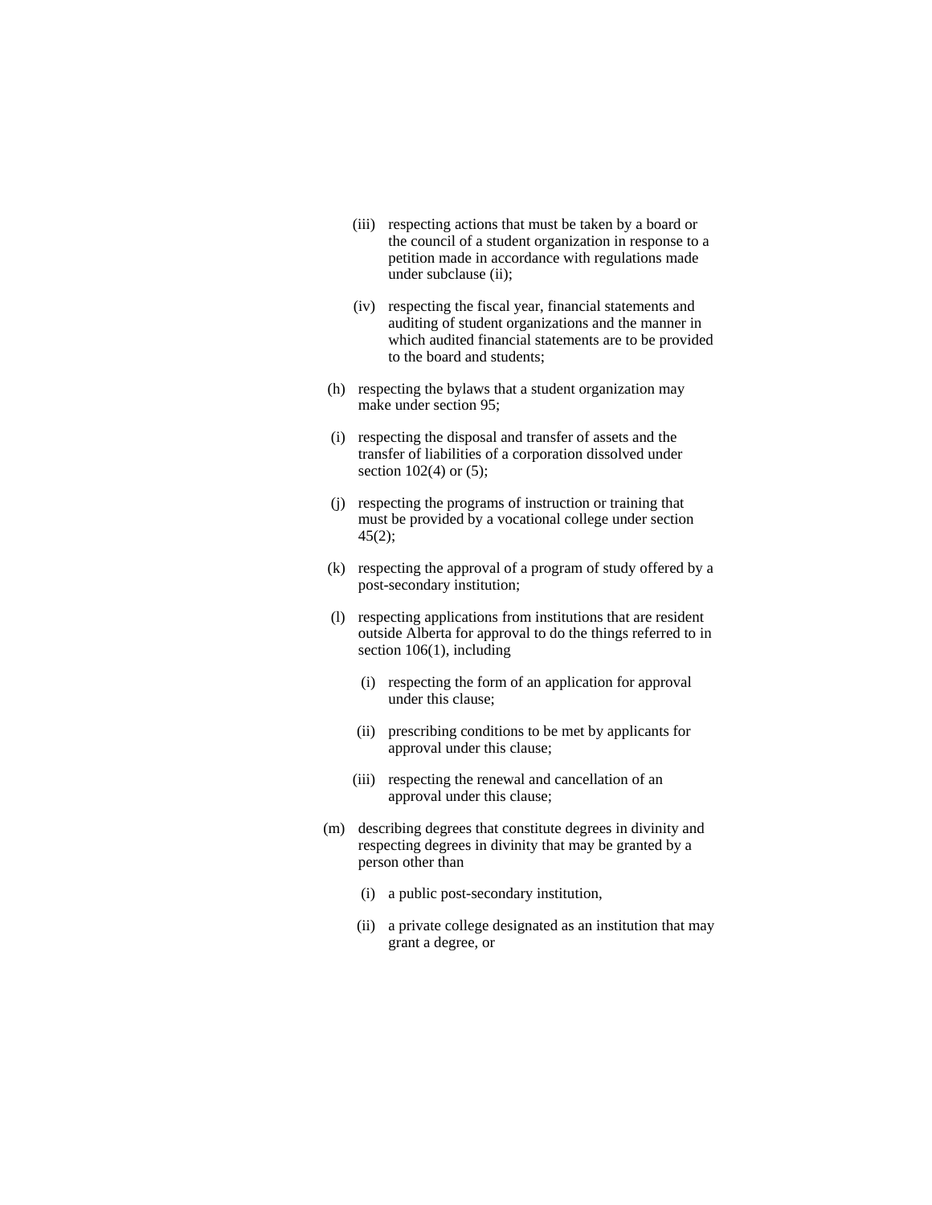(iii) respecting actions that must be taken by a board or the council of a student organization in response to a petition made in accordance with regulations made under subclause (ii);

(iv) respecting the fiscal year, financial statements and auditing of student organizations and the manner in which audited financial statements are to be provided to the board and students;

(h) respecting the bylaws that a student organization may make under section 95;

(i) respecting the disposal and transfer of assets and the transfer of liabilities of a corporation dissolved under section 102(4) or (5);

(j) respecting the programs of instruction or training that must be provided by a vocational college under section 45(2);

(k) respecting the approval of a program of study offered by a post-secondary institution;

(l) respecting applications from institutions that are resident outside Alberta for approval to do the things referred to in section 106(1), including

(i) respecting the form of an application for approval under this clause;

(ii) prescribing conditions to be met by applicants for approval under this clause;

(iii) respecting the renewal and cancellation of an approval under this clause;

(m) describing degrees that constitute degrees in divinity and respecting degrees in divinity that may be granted by a person other than

(i) a public post-secondary institution,

(ii) a private college designated as an institution that may grant a degree, or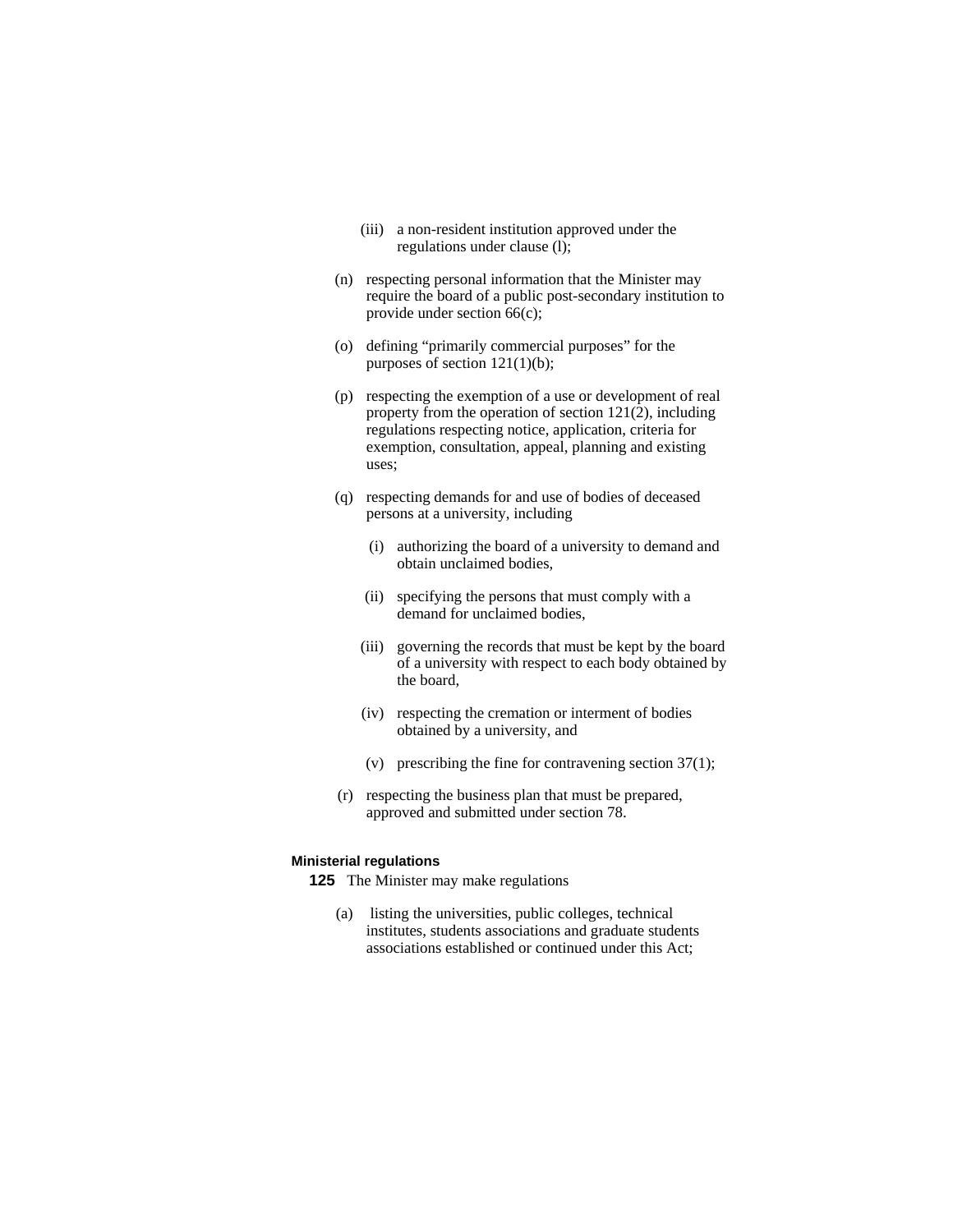(iii) a non-resident institution approved under the regulations under clause (l);

(n) respecting personal information that the Minister may require the board of a public post-secondary institution to provide under section 66(c);

(o) defining "primarily commercial purposes" for the purposes of section 121(1)(b);

(p) respecting the exemption of a use or development of real property from the operation of section 121(2), including regulations respecting notice, application, criteria for exemption, consultation, appeal, planning and existing uses;

(q) respecting demands for and use of bodies of deceased persons at a university, including

(i) authorizing the board of a university to demand and obtain unclaimed bodies,

(ii) specifying the persons that must comply with a demand for unclaimed bodies,

(iii) governing the records that must be kept by the board of a university with respect to each body obtained by the board,

(iv) respecting the cremation or interment of bodies obtained by a university, and

(v) prescribing the fine for contravening section 37(1);

(r) respecting the business plan that must be prepared, approved and submitted under section 78.

**Ministerial regulations**

**125** The Minister may make regulations

(a) listing the universities, public colleges, technical institutes, students associations and graduate students associations established or continued under this Act;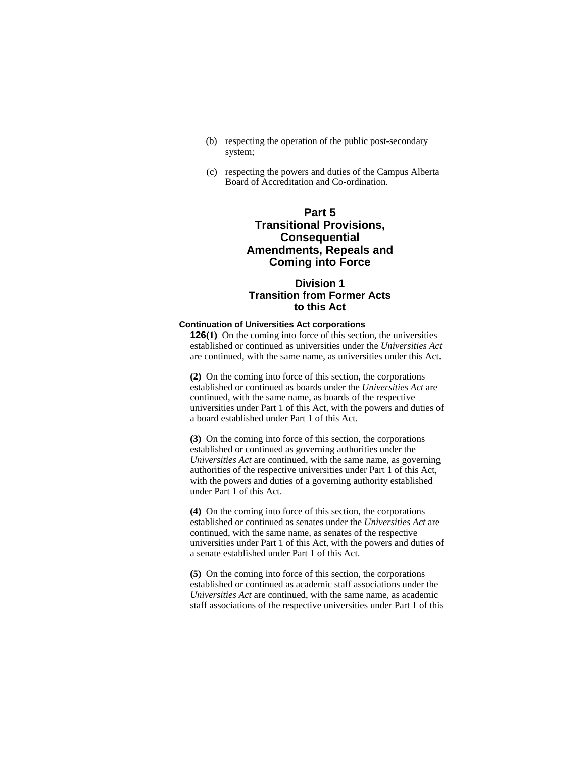(b) respecting the operation of the public post-secondary system;

(c) respecting the powers and duties of the Campus Alberta Board of Accreditation and Co-ordination.

## Part 5
## Transitional Provisions, Consequential Amendments, Repeals and Coming into Force

### Division 1
### Transition from Former Acts to this Act

#### Continuation of Universities Act corporations

**126(1)** On the coming into force of this section, the universities established or continued as universities under the *Universities Act* are continued, with the same name, as universities under this Act.

**(2)** On the coming into force of this section, the corporations established or continued as boards under the *Universities Act* are continued, with the same name, as boards of the respective universities under Part 1 of this Act, with the powers and duties of a board established under Part 1 of this Act.

**(3)** On the coming into force of this section, the corporations established or continued as governing authorities under the *Universities Act* are continued, with the same name, as governing authorities of the respective universities under Part 1 of this Act, with the powers and duties of a governing authority established under Part 1 of this Act.

**(4)** On the coming into force of this section, the corporations established or continued as senates under the *Universities Act* are continued, with the same name, as senates of the respective universities under Part 1 of this Act, with the powers and duties of a senate established under Part 1 of this Act.

**(5)** On the coming into force of this section, the corporations established or continued as academic staff associations under the *Universities Act* are continued, with the same name, as academic staff associations of the respective universities under Part 1 of this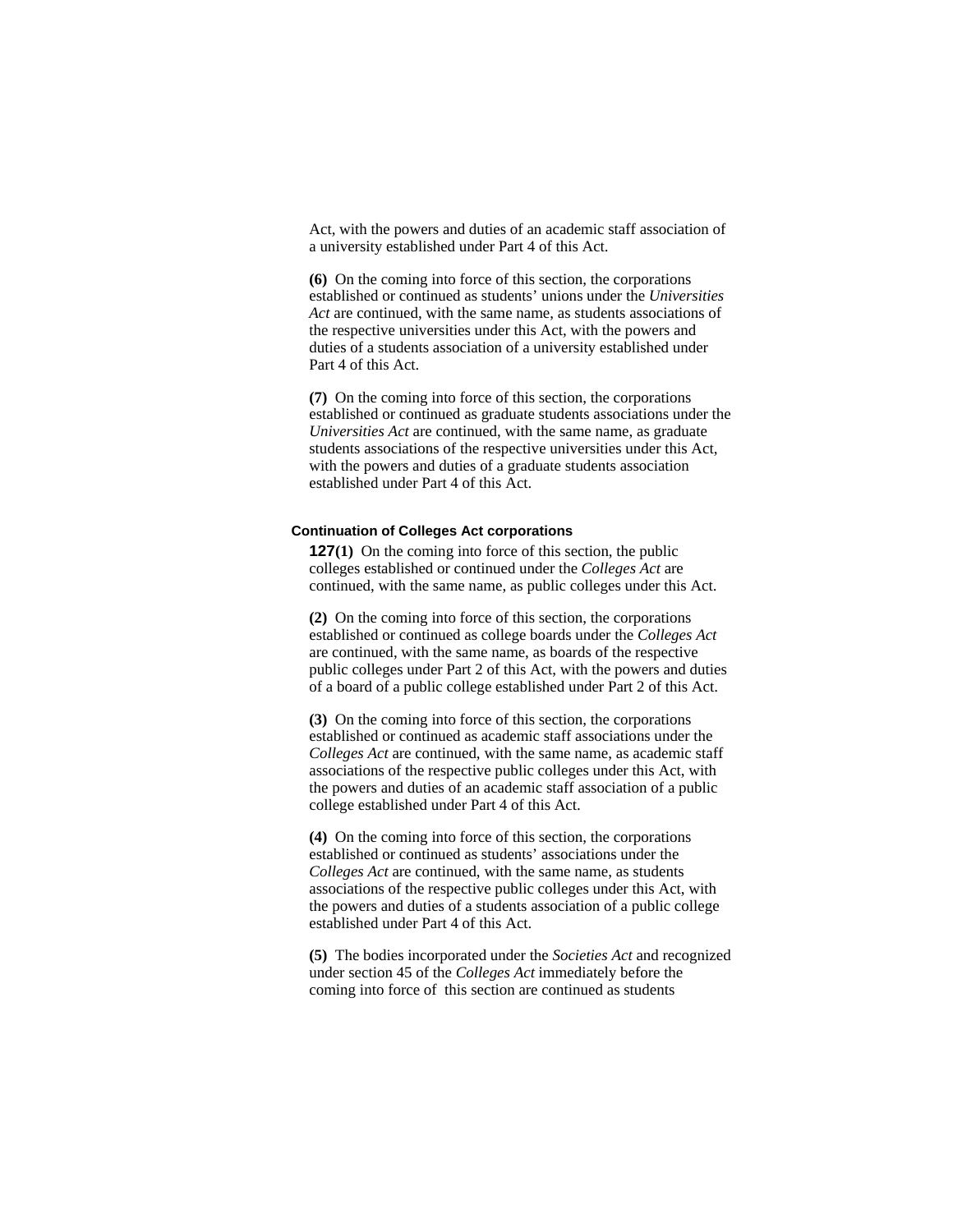Act, with the powers and duties of an academic staff association of a university established under Part 4 of this Act.

**(6)** On the coming into force of this section, the corporations established or continued as students' unions under the *Universities Act* are continued, with the same name, as students associations of the respective universities under this Act, with the powers and duties of a students association of a university established under Part 4 of this Act.

**(7)** On the coming into force of this section, the corporations established or continued as graduate students associations under the *Universities Act* are continued, with the same name, as graduate students associations of the respective universities under this Act, with the powers and duties of a graduate students association established under Part 4 of this Act.

#### Continuation of Colleges Act corporations

**127(1)** On the coming into force of this section, the public colleges established or continued under the *Colleges Act* are continued, with the same name, as public colleges under this Act.

**(2)** On the coming into force of this section, the corporations established or continued as college boards under the *Colleges Act* are continued, with the same name, as boards of the respective public colleges under Part 2 of this Act, with the powers and duties of a board of a public college established under Part 2 of this Act.

**(3)** On the coming into force of this section, the corporations established or continued as academic staff associations under the *Colleges Act* are continued, with the same name, as academic staff associations of the respective public colleges under this Act, with the powers and duties of an academic staff association of a public college established under Part 4 of this Act.

**(4)** On the coming into force of this section, the corporations established or continued as students' associations under the *Colleges Act* are continued, with the same name, as students associations of the respective public colleges under this Act, with the powers and duties of a students association of a public college established under Part 4 of this Act.

**(5)** The bodies incorporated under the *Societies Act* and recognized under section 45 of the *Colleges Act* immediately before the coming into force of this section are continued as students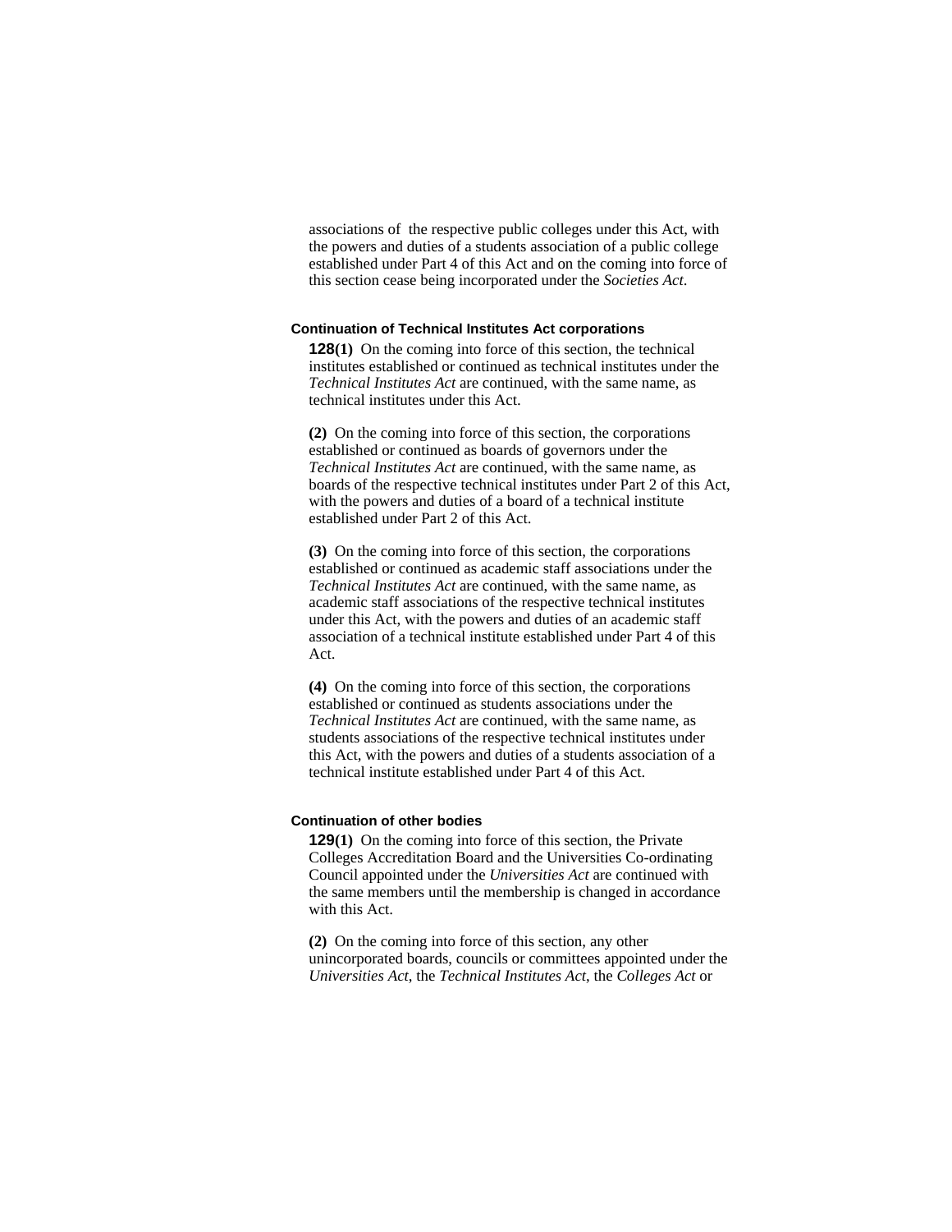associations of the respective public colleges under this Act, with the powers and duties of a students association of a public college established under Part 4 of this Act and on the coming into force of this section cease being incorporated under the *Societies Act*.

**Continuation of Technical Institutes Act corporations**

**128(1)** On the coming into force of this section, the technical institutes established or continued as technical institutes under the *Technical Institutes Act* are continued, with the same name, as technical institutes under this Act.

**(2)** On the coming into force of this section, the corporations established or continued as boards of governors under the *Technical Institutes Act* are continued, with the same name, as boards of the respective technical institutes under Part 2 of this Act, with the powers and duties of a board of a technical institute established under Part 2 of this Act.

**(3)** On the coming into force of this section, the corporations established or continued as academic staff associations under the *Technical Institutes Act* are continued, with the same name, as academic staff associations of the respective technical institutes under this Act, with the powers and duties of an academic staff association of a technical institute established under Part 4 of this Act.

**(4)** On the coming into force of this section, the corporations established or continued as students associations under the *Technical Institutes Act* are continued, with the same name, as students associations of the respective technical institutes under this Act, with the powers and duties of a students association of a technical institute established under Part 4 of this Act.

**Continuation of other bodies**

**129(1)** On the coming into force of this section, the Private Colleges Accreditation Board and the Universities Co-ordinating Council appointed under the *Universities Act* are continued with the same members until the membership is changed in accordance with this Act.

**(2)** On the coming into force of this section, any other unincorporated boards, councils or committees appointed under the *Universities Act*, the *Technical Institutes Act*, the *Colleges Act* or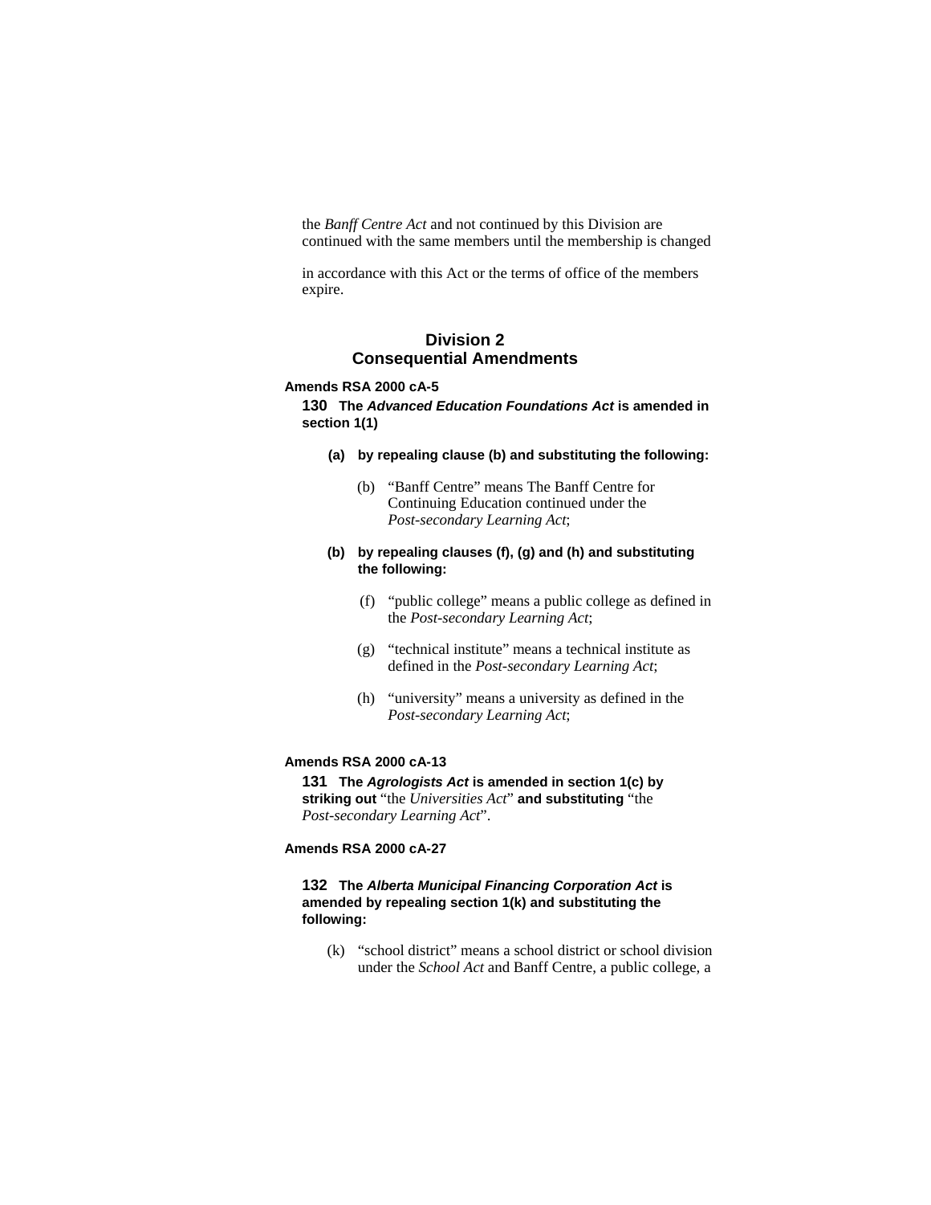the *Banff Centre Act* and not continued by this Division are continued with the same members until the membership is changed in accordance with this Act or the terms of office of the members expire.

## Division 2
## Consequential Amendments

**Amends RSA 2000 cA-5**

**130 The *Advanced Education Foundations Act* is amended in section 1(1)**

**(a) by repealing clause (b) and substituting the following:**

(b) "Banff Centre" means The Banff Centre for Continuing Education continued under the *Post-secondary Learning Act*;

**(b) by repealing clauses (f), (g) and (h) and substituting the following:**

(f) "public college" means a public college as defined in the *Post-secondary Learning Act*;

(g) "technical institute" means a technical institute as defined in the *Post-secondary Learning Act*;

(h) "university" means a university as defined in the *Post-secondary Learning Act*;

**Amends RSA 2000 cA-13**

**131 The *Agrologists Act* is amended in section 1(c) by striking out** "the *Universities Act*" **and substituting** "the *Post-secondary Learning Act*".

**Amends RSA 2000 cA-27**

**132 The *Alberta Municipal Financing Corporation Act* is amended by repealing section 1(k) and substituting the following:**

(k) "school district" means a school district or school division under the *School Act* and Banff Centre, a public college, a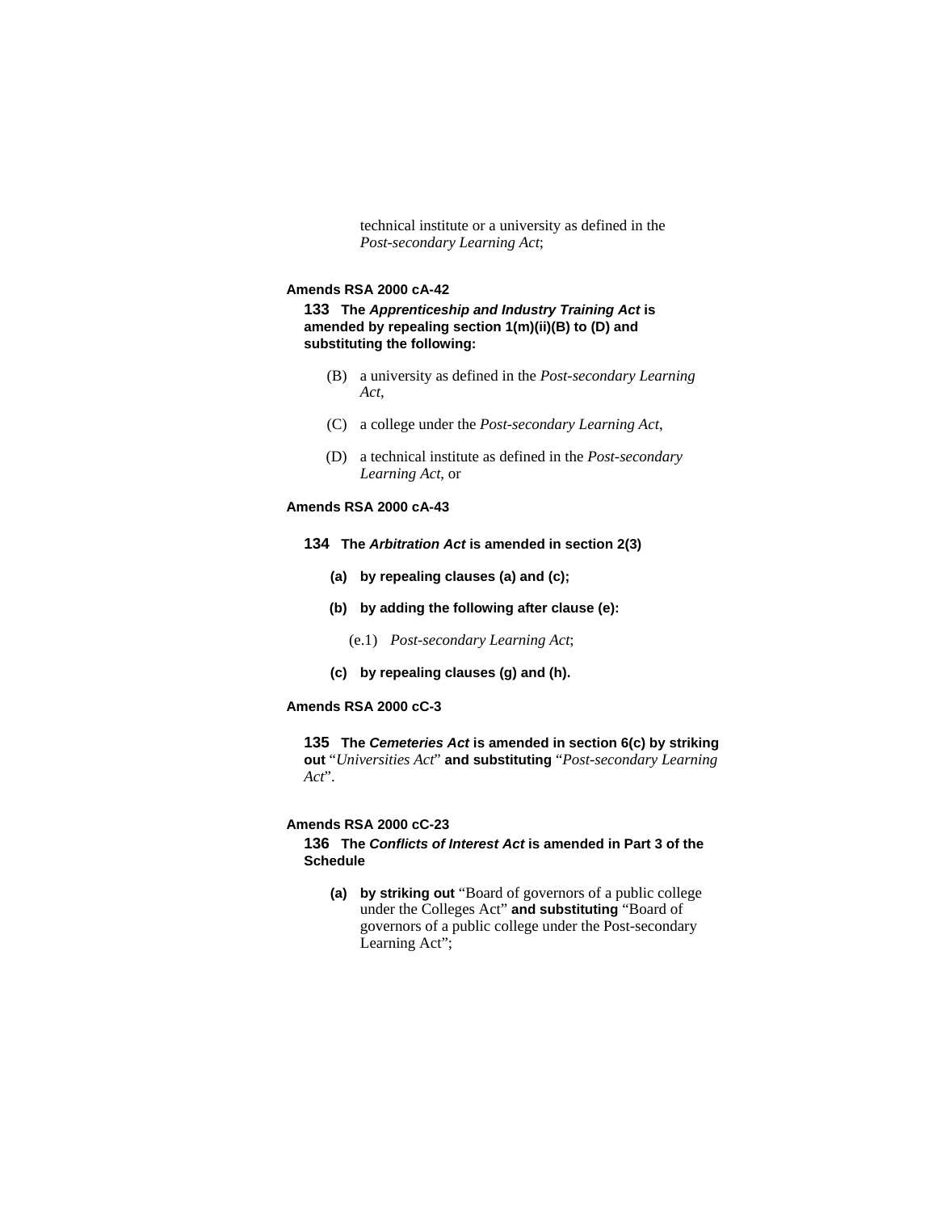technical institute or a university as defined in the *Post-secondary Learning Act*;

**Amends RSA 2000 cA-42**

**133 The *Apprenticeship and Industry Training Act* is amended by repealing section 1(m)(ii)(B) to (D) and substituting the following:**

(B) a university as defined in the *Post-secondary Learning Act*,

(C) a college under the *Post-secondary Learning Act*,

(D) a technical institute as defined in the *Post-secondary Learning Act*, or

**Amends RSA 2000 cA-43**

**134 The *Arbitration Act* is amended in section 2(3)**

**(a) by repealing clauses (a) and (c);**

**(b) by adding the following after clause (e):**

(e.1) *Post-secondary Learning Act*;

**(c) by repealing clauses (g) and (h).**

**Amends RSA 2000 cC-3**

**135 The *Cemeteries Act* is amended in section 6(c) by striking out** "*Universities Act*" **and substituting** "*Post-secondary Learning Act*".

**Amends RSA 2000 cC-23**

**136 The *Conflicts of Interest Act* is amended in Part 3 of the Schedule**

**(a) by striking out** "Board of governors of a public college under the Colleges Act" **and substituting** "Board of governors of a public college under the Post-secondary Learning Act";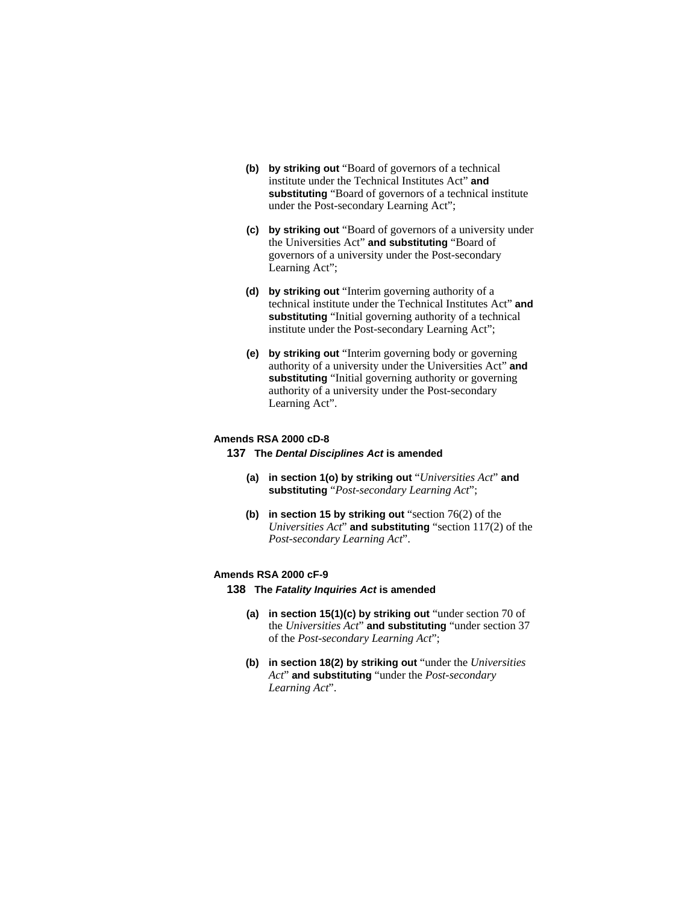**(b)** **by striking out** "Board of governors of a technical institute under the Technical Institutes Act" **and substituting** "Board of governors of a technical institute under the Post-secondary Learning Act";

**(c)** **by striking out** "Board of governors of a university under the Universities Act" **and substituting** "Board of governors of a university under the Post-secondary Learning Act";

**(d)** **by striking out** "Interim governing authority of a technical institute under the Technical Institutes Act" **and substituting** "Initial governing authority of a technical institute under the Post-secondary Learning Act";

**(e)** **by striking out** "Interim governing body or governing authority of a university under the Universities Act" **and substituting** "Initial governing authority or governing authority of a university under the Post-secondary Learning Act".

**Amends RSA 2000 cD-8**

**137** **The *Dental Disciplines Act* is amended**

**(a)** **in section 1(o) by striking out** "*Universities Act*" **and substituting** "*Post-secondary Learning Act*";

**(b)** **in section 15 by striking out** "section 76(2) of the *Universities Act*" **and substituting** "section 117(2) of the *Post-secondary Learning Act*".

**Amends RSA 2000 cF-9**

**138** **The *Fatality Inquiries Act* is amended**

**(a)** **in section 15(1)(c) by striking out** "under section 70 of the *Universities Act*" **and substituting** "under section 37 of the *Post-secondary Learning Act*";

**(b)** **in section 18(2) by striking out** "under the *Universities Act*" **and substituting** "under the *Post-secondary Learning Act*".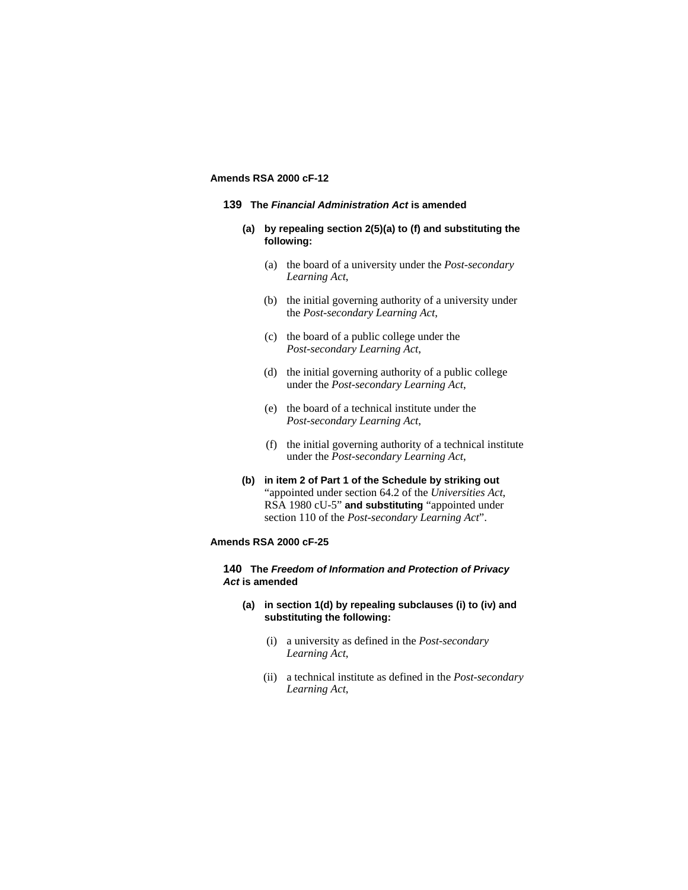**Amends RSA 2000 cF-12**

**139** **The *Financial Administration Act* is amended**

**(a)** **by repealing section 2(5)(a) to (f) and substituting the following:**

(a) the board of a university under the *Post-secondary Learning Act*,

(b) the initial governing authority of a university under the *Post-secondary Learning Act*,

(c) the board of a public college under the *Post-secondary Learning Act*,

(d) the initial governing authority of a public college under the *Post-secondary Learning Act*,

(e) the board of a technical institute under the *Post-secondary Learning Act*,

(f) the initial governing authority of a technical institute under the *Post-secondary Learning Act*,

**(b)** **in item 2 of Part 1 of the Schedule by striking out** "appointed under section 64.2 of the *Universities Act*, RSA 1980 cU-5" **and substituting** "appointed under section 110 of the *Post-secondary Learning Act*".

**Amends RSA 2000 cF-25**

**140** **The *Freedom of Information and Protection of Privacy Act* is amended**

**(a)** **in section 1(d) by repealing subclauses (i) to (iv) and substituting the following:**

(i) a university as defined in the *Post-secondary Learning Act*,

(ii) a technical institute as defined in the *Post-secondary Learning Act*,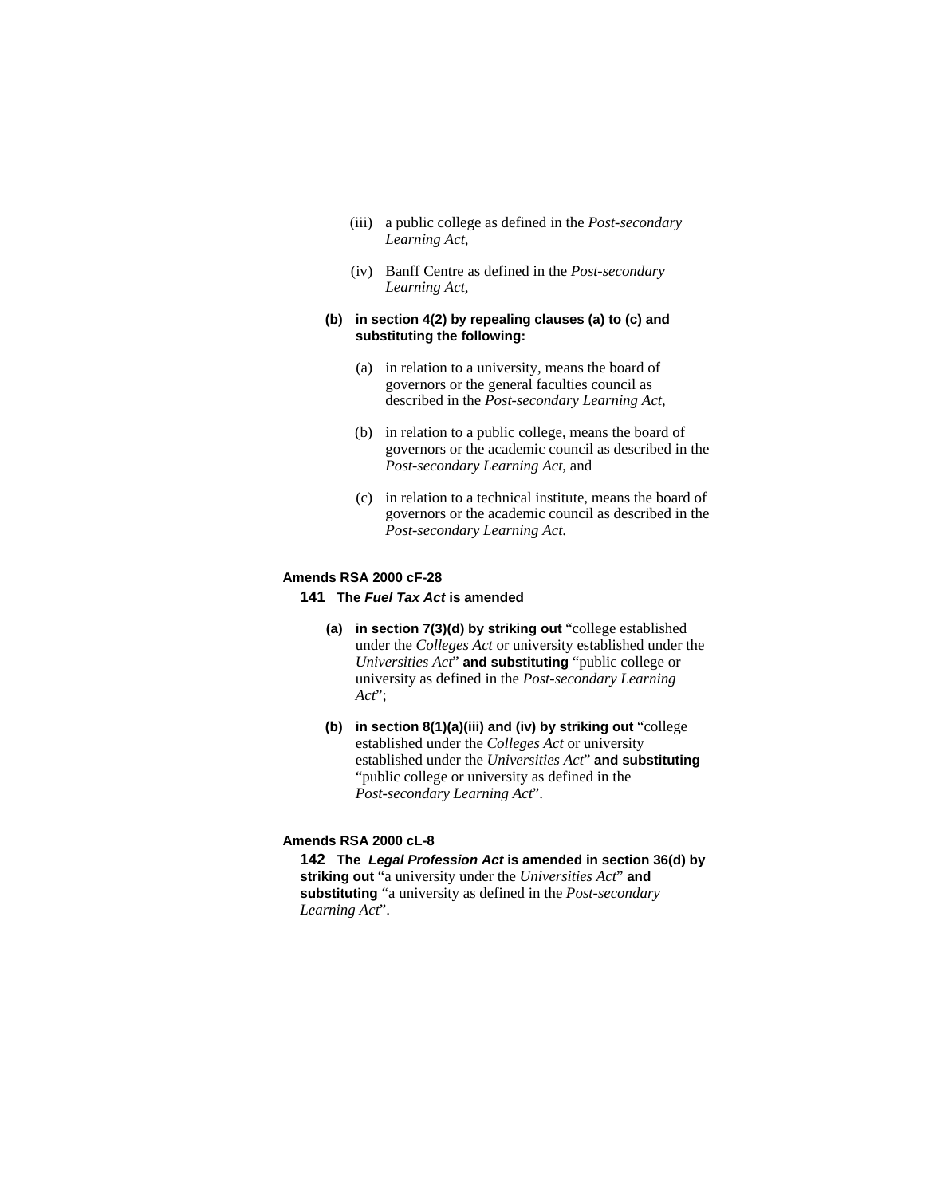(iii) a public college as defined in the *Post-secondary Learning Act*,

(iv) Banff Centre as defined in the *Post-secondary Learning Act*,

**(b) in section 4(2) by repealing clauses (a) to (c) and substituting the following:**

(a) in relation to a university, means the board of governors or the general faculties council as described in the *Post-secondary Learning Act*,

(b) in relation to a public college, means the board of governors or the academic council as described in the *Post-secondary Learning Act*, and

(c) in relation to a technical institute, means the board of governors or the academic council as described in the *Post-secondary Learning Act*.

**Amends RSA 2000 cF-28**

**141 The *Fuel Tax Act* is amended**

**(a) in section 7(3)(d) by striking out** "college established under the *Colleges Act* or university established under the *Universities Act*" **and substituting** "public college or university as defined in the *Post-secondary Learning Act*";

**(b) in section 8(1)(a)(iii) and (iv) by striking out** "college established under the *Colleges Act* or university established under the *Universities Act*" **and substituting** "public college or university as defined in the *Post-secondary Learning Act*".

**Amends RSA 2000 cL-8**

**142 The *Legal Profession Act* is amended in section 36(d) by striking out** "a university under the *Universities Act*" **and substituting** "a university as defined in the *Post-secondary Learning Act*".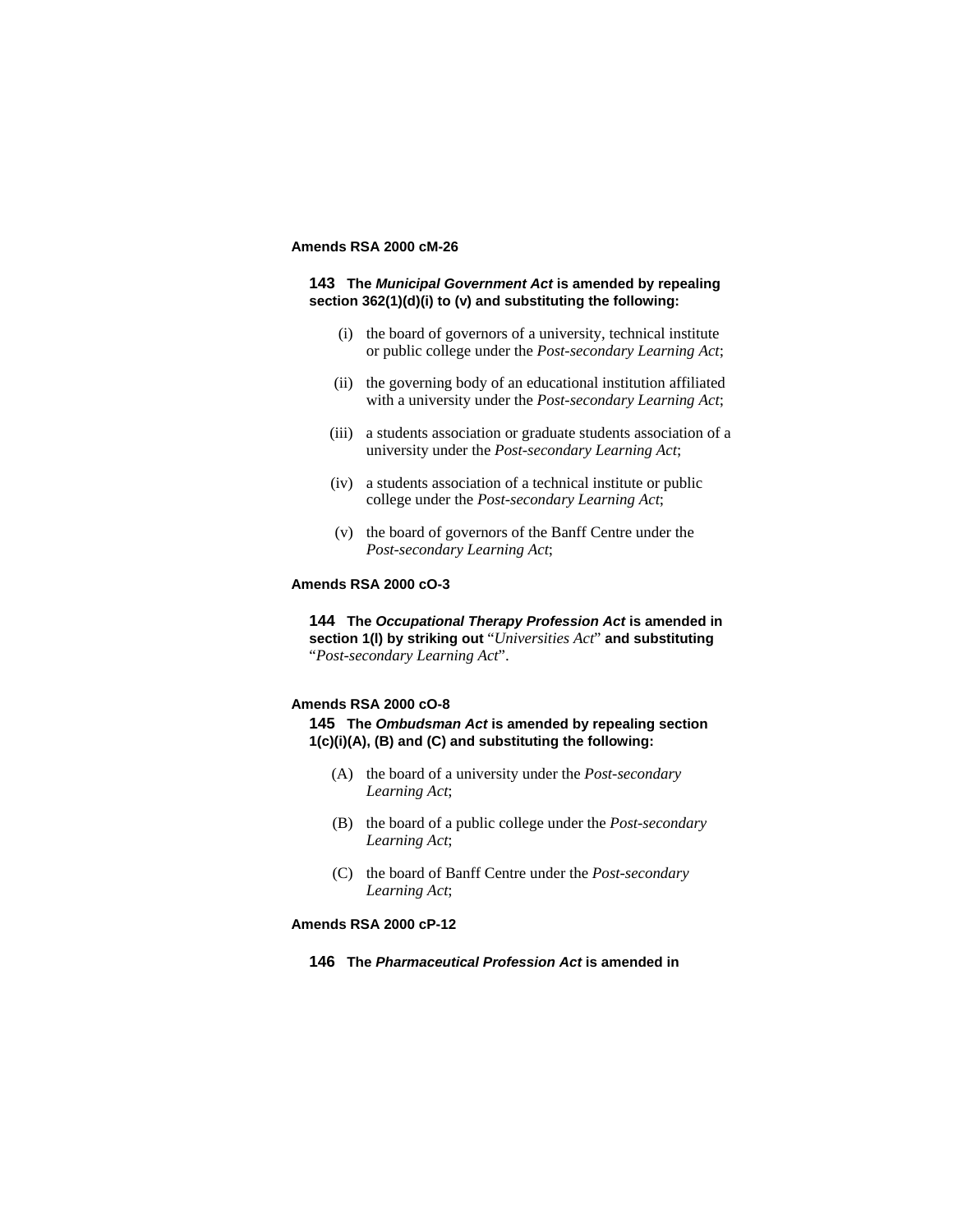**Amends RSA 2000 cM-26**

**143 The *Municipal Government Act* is amended by repealing section 362(1)(d)(i) to (v) and substituting the following:**

- (i) the board of governors of a university, technical institute or public college under the *Post-secondary Learning Act*;
- (ii) the governing body of an educational institution affiliated with a university under the *Post-secondary Learning Act*;
- (iii) a students association or graduate students association of a university under the *Post-secondary Learning Act*;
- (iv) a students association of a technical institute or public college under the *Post-secondary Learning Act*;
- (v) the board of governors of the Banff Centre under the *Post-secondary Learning Act*;

**Amends RSA 2000 cO-3**

**144 The *Occupational Therapy Profession Act* is amended in section 1(l) by striking out** "*Universities Act*" **and substituting** "*Post-secondary Learning Act*".

**Amends RSA 2000 cO-8**

**145 The *Ombudsman Act* is amended by repealing section 1(c)(i)(A), (B) and (C) and substituting the following:**

- (A) the board of a university under the *Post-secondary Learning Act*;
- (B) the board of a public college under the *Post-secondary Learning Act*;
- (C) the board of Banff Centre under the *Post-secondary Learning Act*;

**Amends RSA 2000 cP-12**

**146 The *Pharmaceutical Profession Act* is amended in**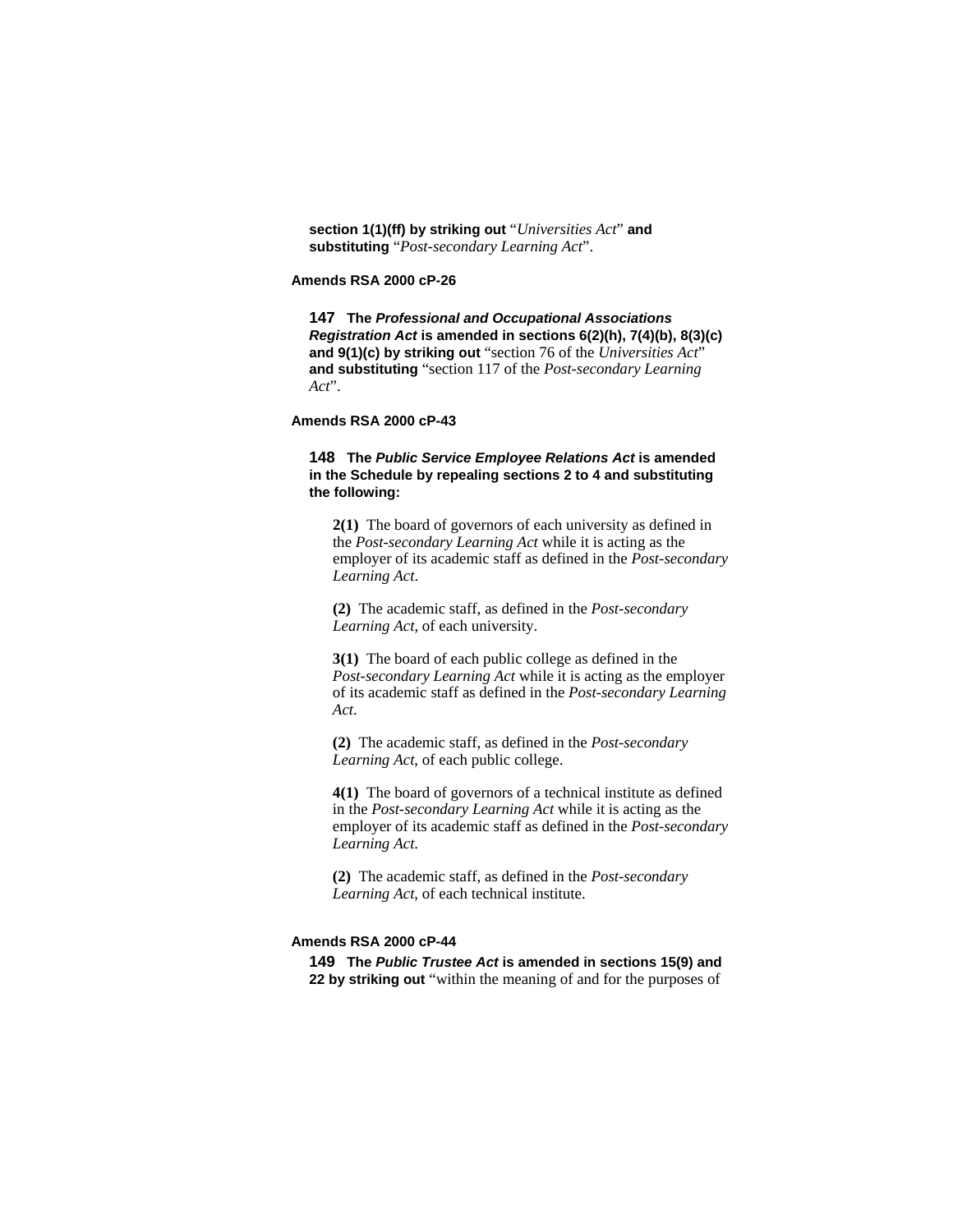**section 1(1)(ff) by striking out** "*Universities Act*" **and substituting** "*Post-secondary Learning Act*".

**Amends RSA 2000 cP-26**

**147 The *Professional and Occupational Associations Registration Act* is amended in sections 6(2)(h), 7(4)(b), 8(3)(c) and 9(1)(c) by striking out** "section 76 of the *Universities Act*" **and substituting** "section 117 of the *Post-secondary Learning Act*".

**Amends RSA 2000 cP-43**

**148 The *Public Service Employee Relations Act* is amended in the Schedule by repealing sections 2 to 4 and substituting the following:**

> **2(1)** The board of governors of each university as defined in the *Post-secondary Learning Act* while it is acting as the employer of its academic staff as defined in the *Post-secondary Learning Act*.
>
> **(2)** The academic staff, as defined in the *Post-secondary Learning Act*, of each university.
>
> **3(1)** The board of each public college as defined in the *Post-secondary Learning Act* while it is acting as the employer of its academic staff as defined in the *Post-secondary Learning Act*.
>
> **(2)** The academic staff, as defined in the *Post-secondary Learning Act*, of each public college.
>
> **4(1)** The board of governors of a technical institute as defined in the *Post-secondary Learning Act* while it is acting as the employer of its academic staff as defined in the *Post-secondary Learning Act.*
>
> **(2)** The academic staff, as defined in the *Post-secondary Learning Act,* of each technical institute.

**Amends RSA 2000 cP-44**

**149 The *Public Trustee Act* is amended in sections 15(9) and 22 by striking out** "within the meaning of and for the purposes of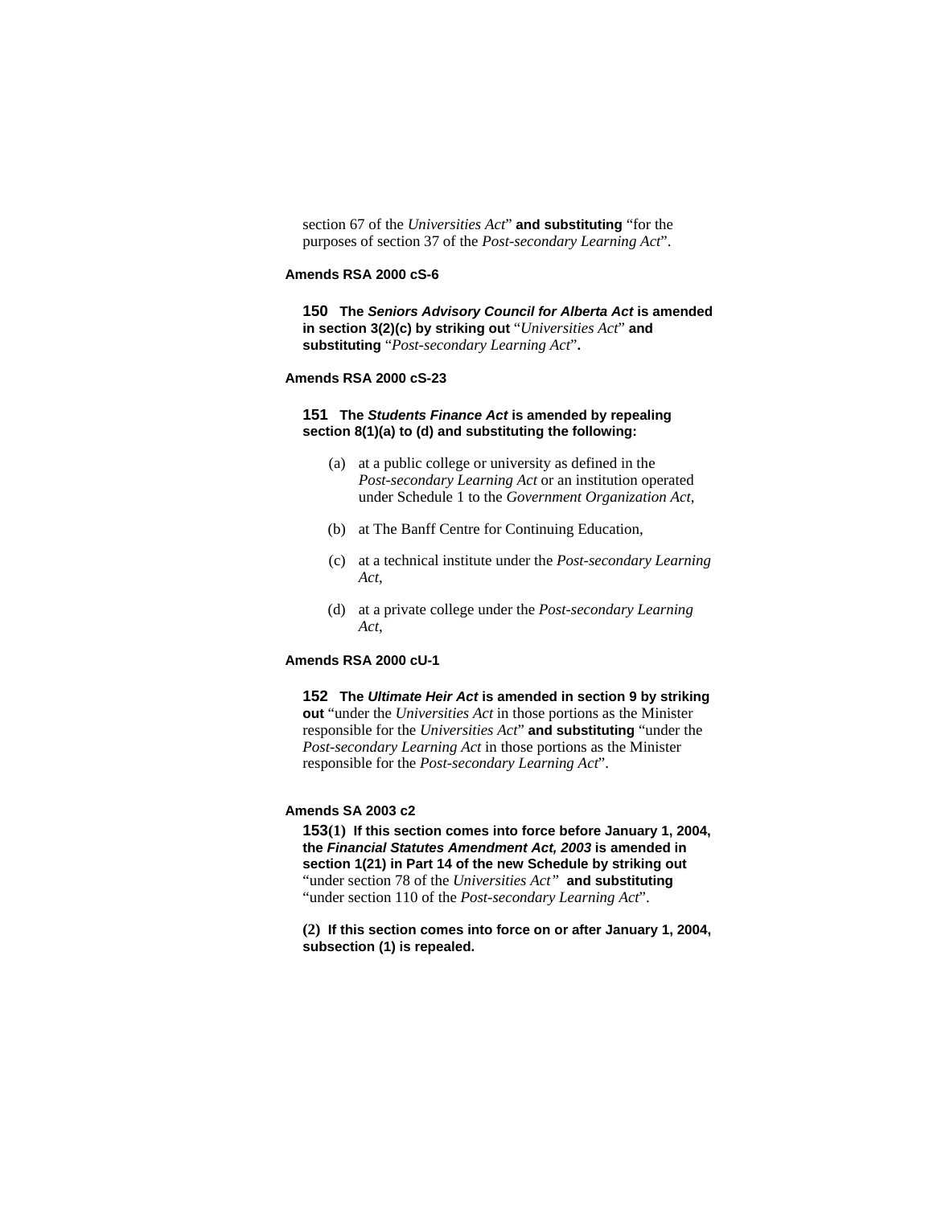section 67 of the *Universities Act*" **and substituting** "for the purposes of section 37 of the *Post-secondary Learning Act*".

**Amends RSA 2000 cS-6**

**150 The *Seniors Advisory Council for Alberta Act* is amended in section 3(2)(c) by striking out** "*Universities Act*" **and substituting** "*Post-secondary Learning Act*"**.**

**Amends RSA 2000 cS-23**

**151 The *Students Finance Act* is amended by repealing section 8(1)(a) to (d) and substituting the following:**

(a) at a public college or university as defined in the *Post-secondary Learning Act* or an institution operated under Schedule 1 to the *Government Organization Act*,

(b) at The Banff Centre for Continuing Education,

(c) at a technical institute under the *Post-secondary Learning Act*,

(d) at a private college under the *Post-secondary Learning Act*,

**Amends RSA 2000 cU-1**

**152 The *Ultimate Heir Act* is amended in section 9 by striking out** "under the *Universities Act* in those portions as the Minister responsible for the *Universities Act*" **and substituting** "under the *Post-secondary Learning Act* in those portions as the Minister responsible for the *Post-secondary Learning Act*".

**Amends SA 2003 c2**

**153(1) If this section comes into force before January 1, 2004, the *Financial Statutes Amendment Act, 2003* is amended in section 1(21) in Part 14 of the new Schedule by striking out** "under section 78 of the *Universities Act*" **and substituting** "under section 110 of the *Post-secondary Learning Act*".

**(2) If this section comes into force on or after January 1, 2004, subsection (1) is repealed.**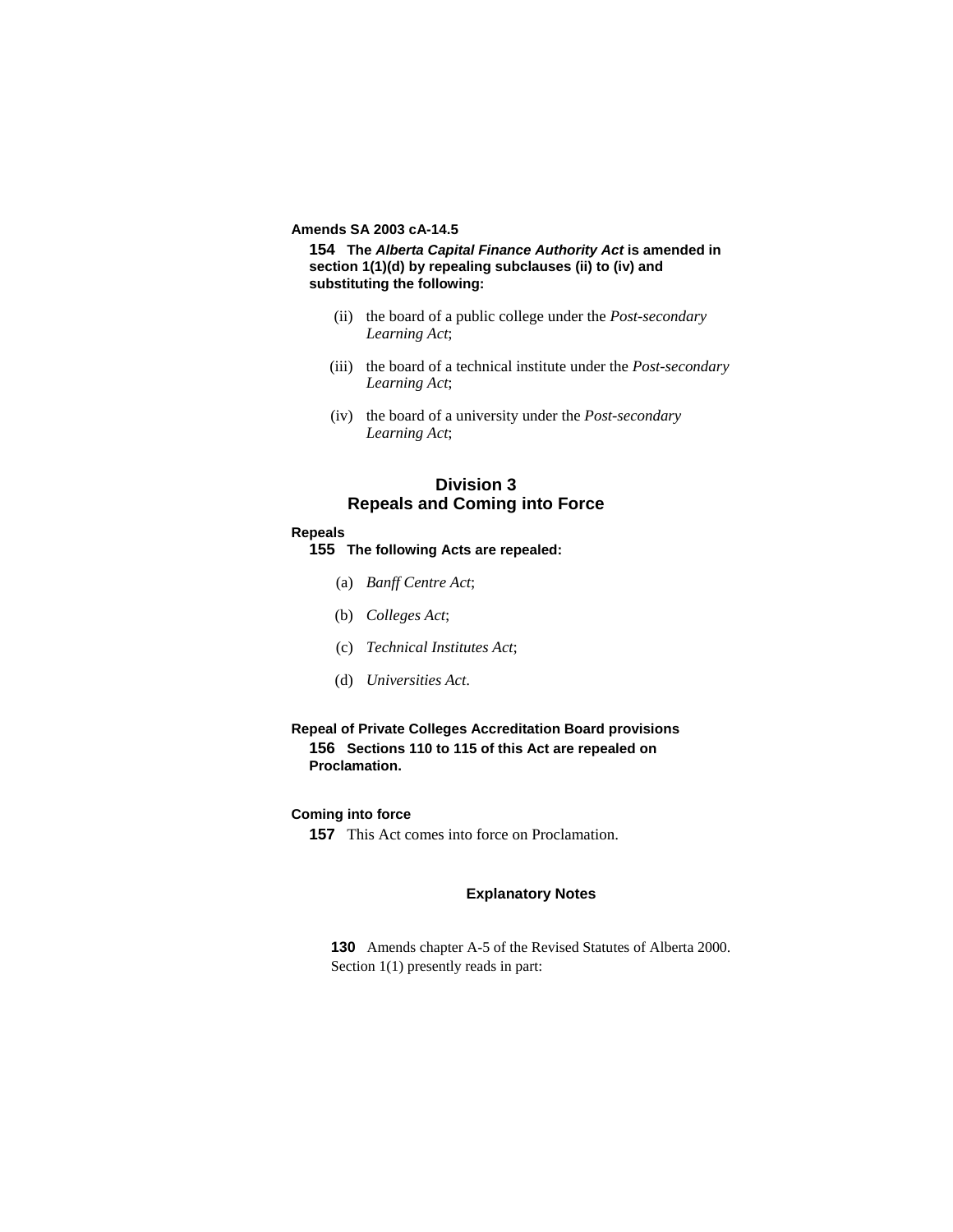**Amends SA 2003 cA-14.5**

**154 The *Alberta Capital Finance Authority Act* is amended in section 1(1)(d) by repealing subclauses (ii) to (iv) and substituting the following:**

(ii) the board of a public college under the *Post-secondary Learning Act*;

(iii) the board of a technical institute under the *Post-secondary Learning Act*;

(iv) the board of a university under the *Post-secondary Learning Act*;

## Division 3
## Repeals and Coming into Force

**Repeals**

**155 The following Acts are repealed:**

(a) *Banff Centre Act*;

(b) *Colleges Act*;

(c) *Technical Institutes Act*;

(d) *Universities Act*.

**Repeal of Private Colleges Accreditation Board provisions**

**156 Sections 110 to 115 of this Act are repealed on Proclamation.**

**Coming into force**

**157** This Act comes into force on Proclamation.

### Explanatory Notes

**130** Amends chapter A-5 of the Revised Statutes of Alberta 2000. Section 1(1) presently reads in part: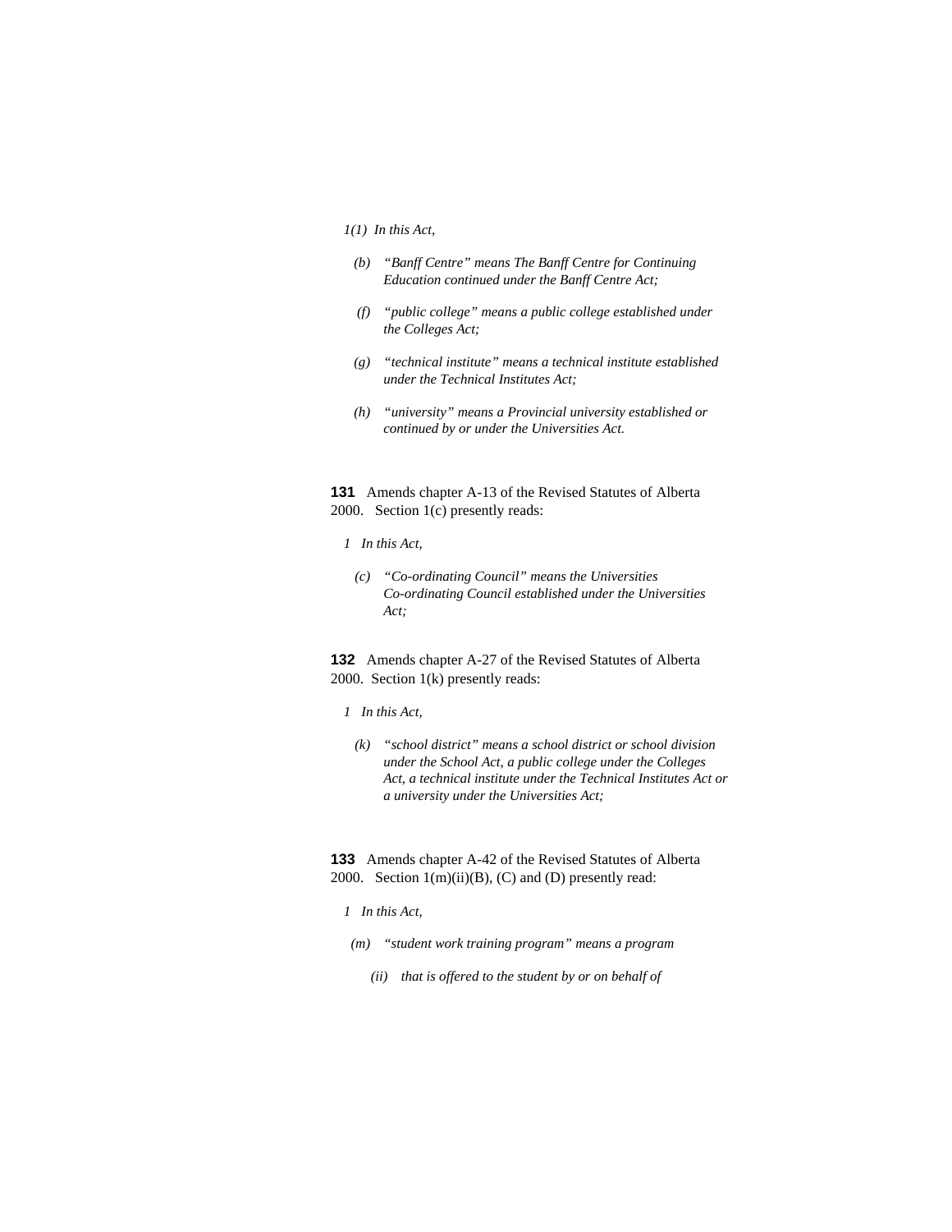*1(1) In this Act,*

*(b) "Banff Centre" means The Banff Centre for Continuing Education continued under the Banff Centre Act;*

*(f) "public college" means a public college established under the Colleges Act;*

*(g) "technical institute" means a technical institute established under the Technical Institutes Act;*

*(h) "university" means a Provincial university established or continued by or under the Universities Act.*

**131** Amends chapter A-13 of the Revised Statutes of Alberta 2000. Section 1(c) presently reads:

*1 In this Act,*

*(c) "Co-ordinating Council" means the Universities Co-ordinating Council established under the Universities Act;*

**132** Amends chapter A-27 of the Revised Statutes of Alberta 2000. Section 1(k) presently reads:

*1 In this Act,*

*(k) "school district" means a school district or school division under the School Act, a public college under the Colleges Act, a technical institute under the Technical Institutes Act or a university under the Universities Act;*

**133** Amends chapter A-42 of the Revised Statutes of Alberta 2000. Section 1(m)(ii)(B), (C) and (D) presently read:

*1 In this Act,*

*(m) "student work training program" means a program*

*(ii) that is offered to the student by or on behalf of*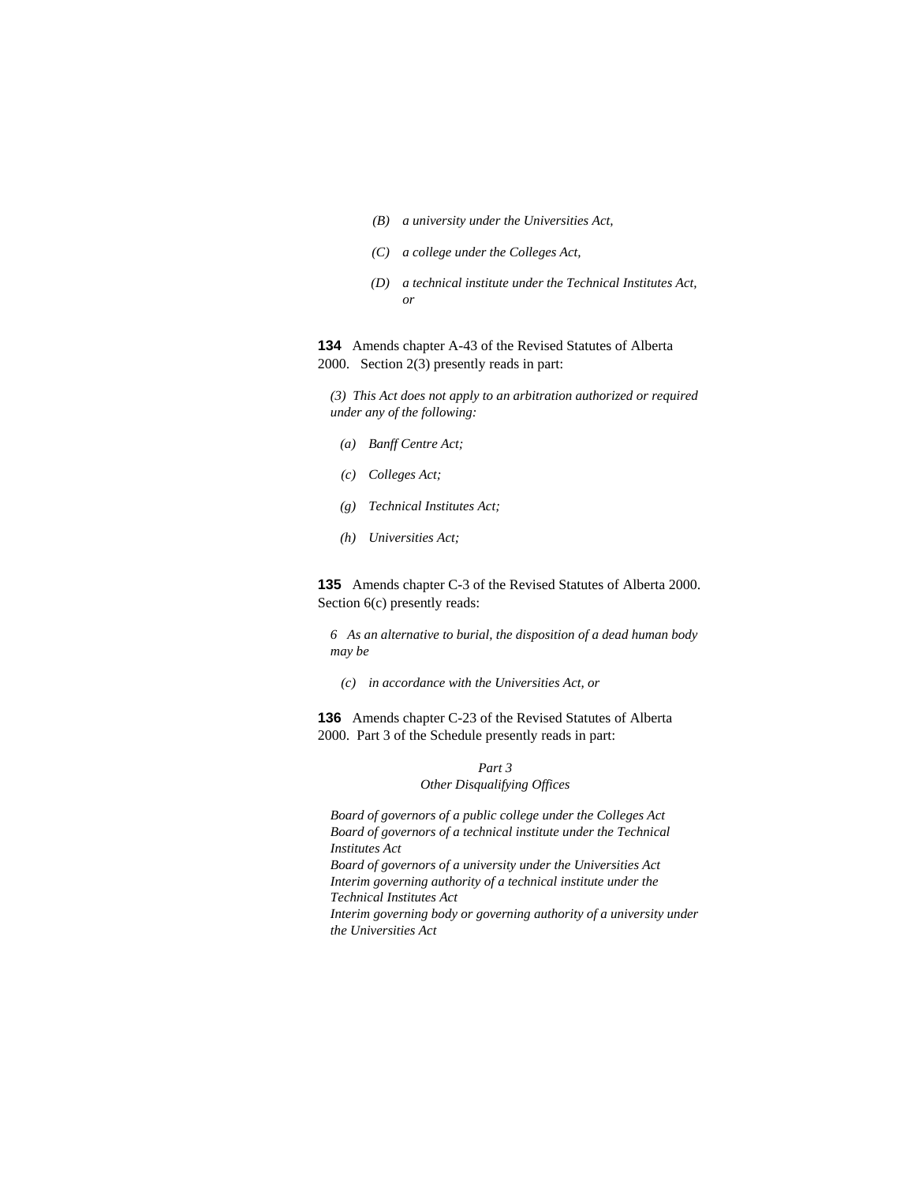*(B) a university under the Universities Act,*

*(C) a college under the Colleges Act,*

*(D) a technical institute under the Technical Institutes Act, or*

**134** Amends chapter A-43 of the Revised Statutes of Alberta 2000. Section 2(3) presently reads in part:

*(3) This Act does not apply to an arbitration authorized or required under any of the following:*

*(a) Banff Centre Act;*

*(c) Colleges Act;*

*(g) Technical Institutes Act;*

*(h) Universities Act;*

**135** Amends chapter C-3 of the Revised Statutes of Alberta 2000. Section 6(c) presently reads:

*6 As an alternative to burial, the disposition of a dead human body may be*

*(c) in accordance with the Universities Act, or*

**136** Amends chapter C-23 of the Revised Statutes of Alberta 2000. Part 3 of the Schedule presently reads in part:

*Part 3*
*Other Disqualifying Offices*

*Board of governors of a public college under the Colleges Act*
*Board of governors of a technical institute under the Technical Institutes Act*
*Board of governors of a university under the Universities Act*
*Interim governing authority of a technical institute under the Technical Institutes Act*
*Interim governing body or governing authority of a university under the Universities Act*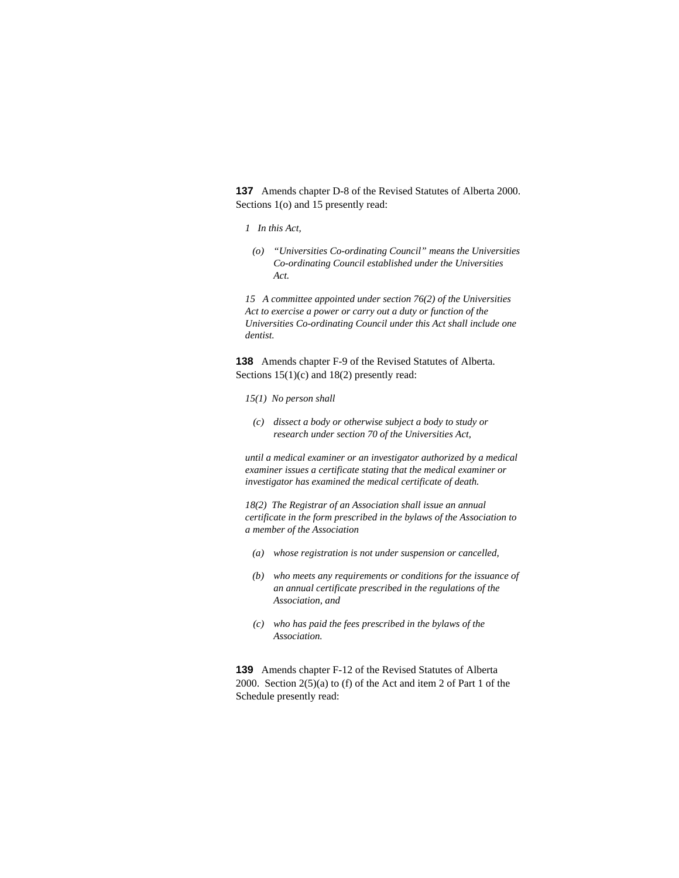**137** Amends chapter D-8 of the Revised Statutes of Alberta 2000. Sections 1(o) and 15 presently read:

*1 In this Act,*

*(o) "Universities Co-ordinating Council" means the Universities Co-ordinating Council established under the Universities Act.*

*15 A committee appointed under section 76(2) of the Universities Act to exercise a power or carry out a duty or function of the Universities Co-ordinating Council under this Act shall include one dentist.*

**138** Amends chapter F-9 of the Revised Statutes of Alberta. Sections 15(1)(c) and 18(2) presently read:

*15(1) No person shall*

*(c) dissect a body or otherwise subject a body to study or research under section 70 of the Universities Act,*

*until a medical examiner or an investigator authorized by a medical examiner issues a certificate stating that the medical examiner or investigator has examined the medical certificate of death.*

*18(2) The Registrar of an Association shall issue an annual certificate in the form prescribed in the bylaws of the Association to a member of the Association*

*(a) whose registration is not under suspension or cancelled,*

*(b) who meets any requirements or conditions for the issuance of an annual certificate prescribed in the regulations of the Association, and*

*(c) who has paid the fees prescribed in the bylaws of the Association.*

**139** Amends chapter F-12 of the Revised Statutes of Alberta 2000. Section 2(5)(a) to (f) of the Act and item 2 of Part 1 of the Schedule presently read: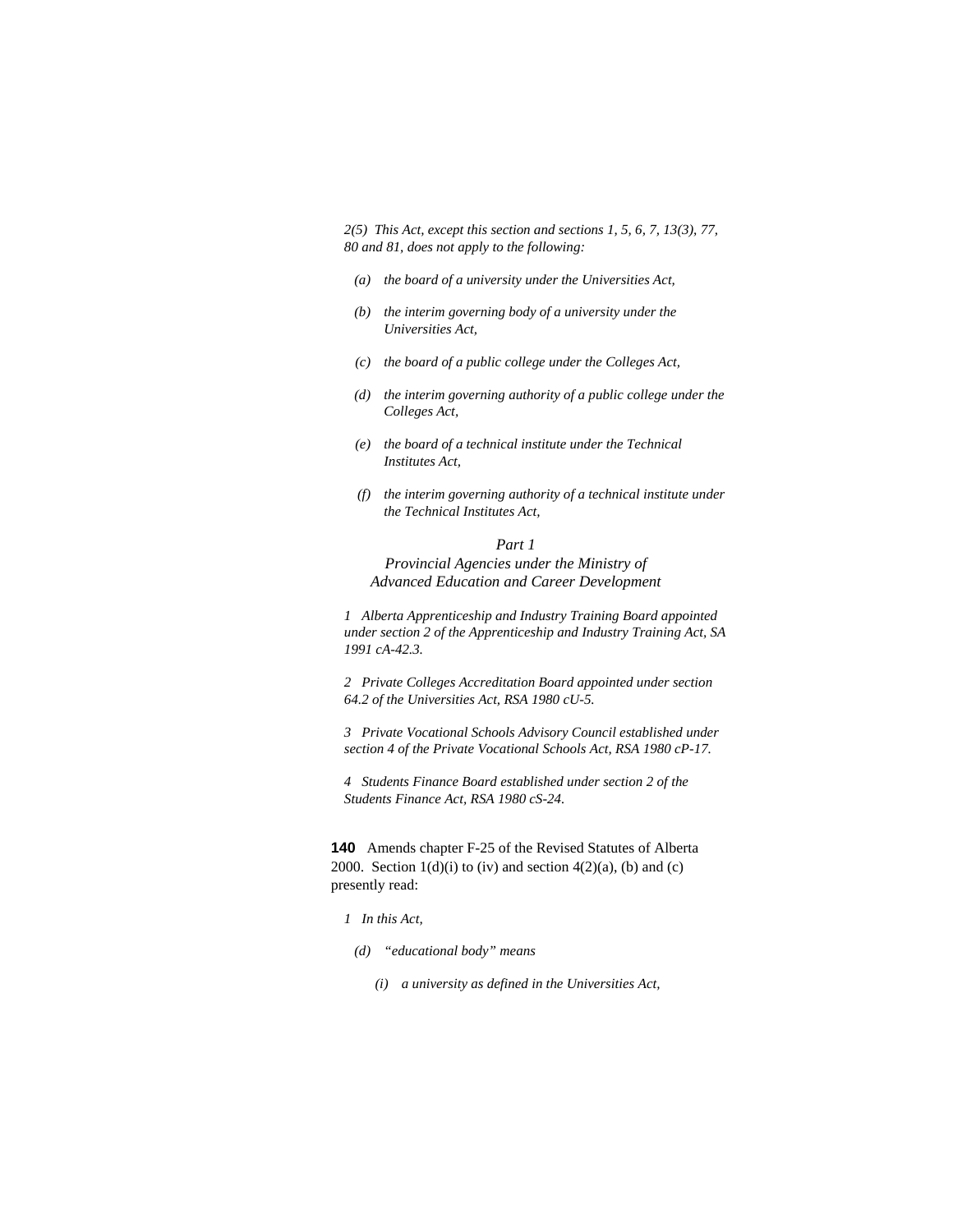*2(5) This Act, except this section and sections 1, 5, 6, 7, 13(3), 77, 80 and 81, does not apply to the following:*

*(a) the board of a university under the Universities Act,*

*(b) the interim governing body of a university under the Universities Act,*

*(c) the board of a public college under the Colleges Act,*

*(d) the interim governing authority of a public college under the Colleges Act,*

*(e) the board of a technical institute under the Technical Institutes Act,*

*(f) the interim governing authority of a technical institute under the Technical Institutes Act,*

*Part 1*
*Provincial Agencies under the Ministry of Advanced Education and Career Development*

*1 Alberta Apprenticeship and Industry Training Board appointed under section 2 of the Apprenticeship and Industry Training Act, SA 1991 cA-42.3.*

*2 Private Colleges Accreditation Board appointed under section 64.2 of the Universities Act, RSA 1980 cU-5.*

*3 Private Vocational Schools Advisory Council established under section 4 of the Private Vocational Schools Act, RSA 1980 cP-17.*

*4 Students Finance Board established under section 2 of the Students Finance Act, RSA 1980 cS-24.*

**140** Amends chapter F-25 of the Revised Statutes of Alberta 2000. Section 1(d)(i) to (iv) and section 4(2)(a), (b) and (c) presently read:

*1 In this Act,*

*(d) "educational body" means*

*(i) a university as defined in the Universities Act,*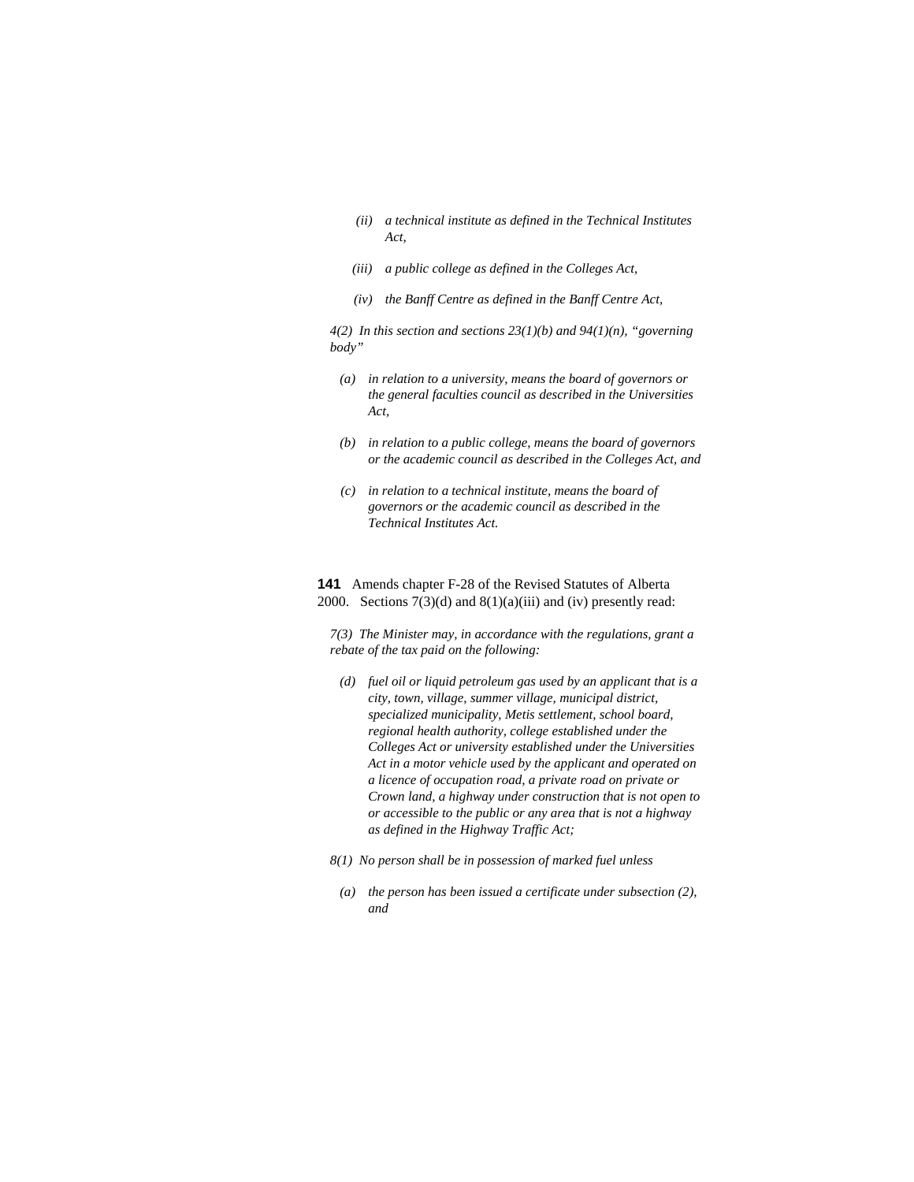*(ii) a technical institute as defined in the Technical Institutes Act,*

*(iii) a public college as defined in the Colleges Act,*

*(iv) the Banff Centre as defined in the Banff Centre Act,*

*4(2) In this section and sections 23(1)(b) and 94(1)(n), "governing body"*

*(a) in relation to a university, means the board of governors or the general faculties council as described in the Universities Act,*

*(b) in relation to a public college, means the board of governors or the academic council as described in the Colleges Act, and*

*(c) in relation to a technical institute, means the board of governors or the academic council as described in the Technical Institutes Act.*

**141** Amends chapter F-28 of the Revised Statutes of Alberta 2000. Sections 7(3)(d) and 8(1)(a)(iii) and (iv) presently read:

*7(3) The Minister may, in accordance with the regulations, grant a rebate of the tax paid on the following:*

*(d) fuel oil or liquid petroleum gas used by an applicant that is a city, town, village, summer village, municipal district, specialized municipality, Metis settlement, school board, regional health authority, college established under the Colleges Act or university established under the Universities Act in a motor vehicle used by the applicant and operated on a licence of occupation road, a private road on private or Crown land, a highway under construction that is not open to or accessible to the public or any area that is not a highway as defined in the Highway Traffic Act;*

*8(1) No person shall be in possession of marked fuel unless*

*(a) the person has been issued a certificate under subsection (2), and*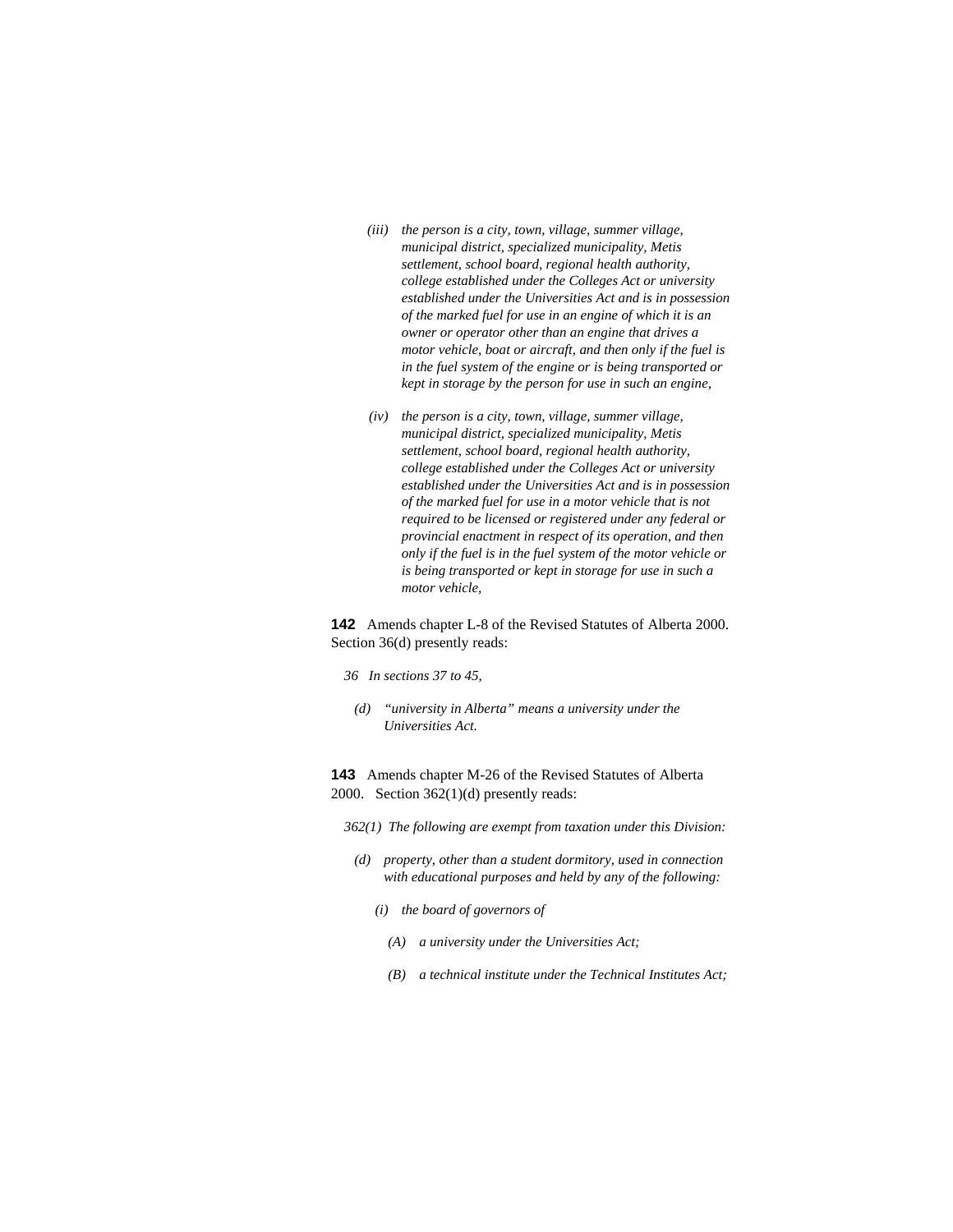*(iii) the person is a city, town, village, summer village, municipal district, specialized municipality, Metis settlement, school board, regional health authority, college established under the Colleges Act or university established under the Universities Act and is in possession of the marked fuel for use in an engine of which it is an owner or operator other than an engine that drives a motor vehicle, boat or aircraft, and then only if the fuel is in the fuel system of the engine or is being transported or kept in storage by the person for use in such an engine,*

*(iv) the person is a city, town, village, summer village, municipal district, specialized municipality, Metis settlement, school board, regional health authority, college established under the Colleges Act or university established under the Universities Act and is in possession of the marked fuel for use in a motor vehicle that is not required to be licensed or registered under any federal or provincial enactment in respect of its operation, and then only if the fuel is in the fuel system of the motor vehicle or is being transported or kept in storage for use in such a motor vehicle,*

**142** Amends chapter L-8 of the Revised Statutes of Alberta 2000. Section 36(d) presently reads:

*36 In sections 37 to 45,*

*(d) "university in Alberta" means a university under the Universities Act.*

**143** Amends chapter M-26 of the Revised Statutes of Alberta 2000. Section 362(1)(d) presently reads:

*362(1) The following are exempt from taxation under this Division:*

*(d) property, other than a student dormitory, used in connection with educational purposes and held by any of the following:*

*(i) the board of governors of*

*(A) a university under the Universities Act;*

*(B) a technical institute under the Technical Institutes Act;*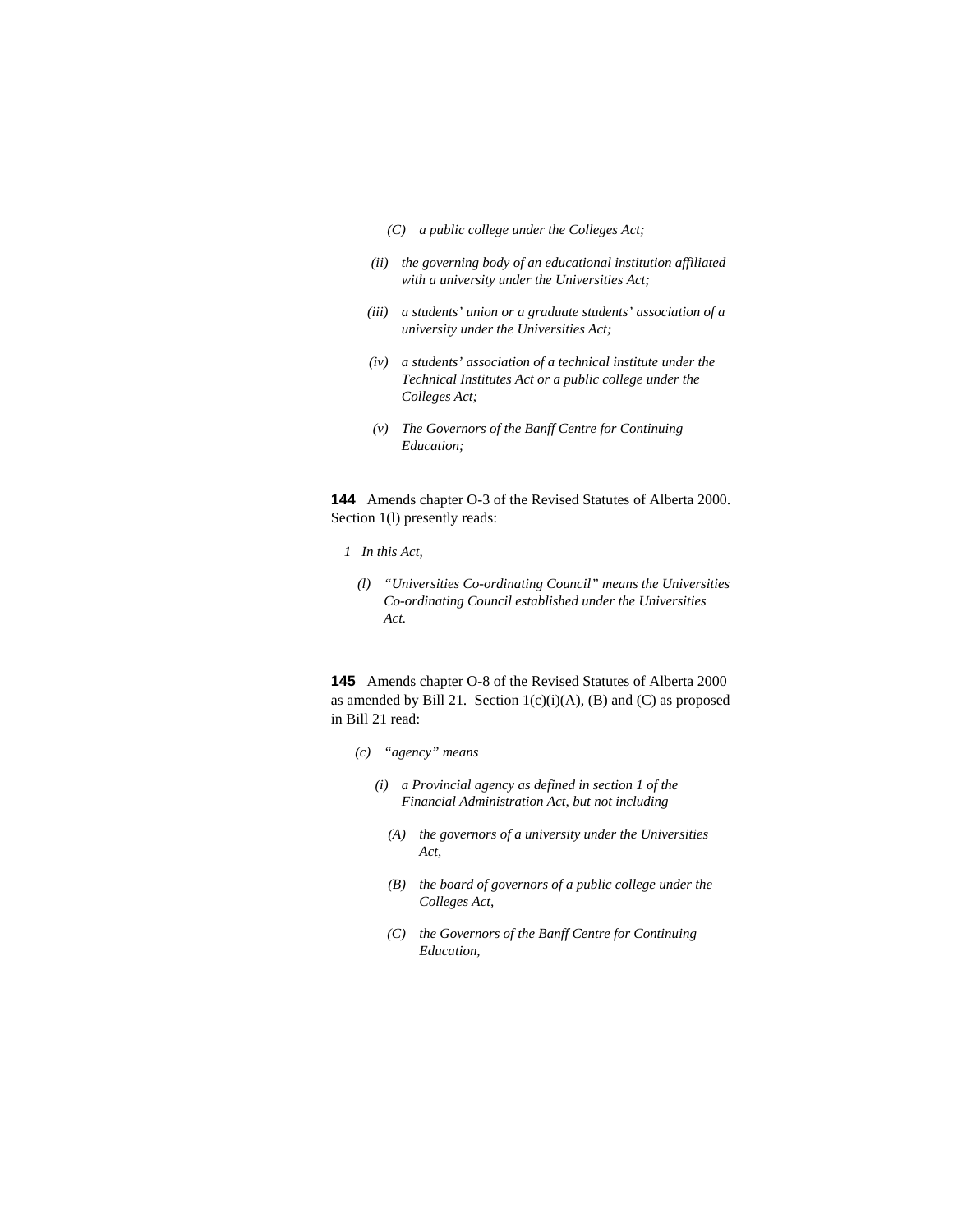*(C) a public college under the Colleges Act;*

*(ii) the governing body of an educational institution affiliated with a university under the Universities Act;*

*(iii) a students' union or a graduate students' association of a university under the Universities Act;*

*(iv) a students' association of a technical institute under the Technical Institutes Act or a public college under the Colleges Act;*

*(v) The Governors of the Banff Centre for Continuing Education;*

**144** Amends chapter O-3 of the Revised Statutes of Alberta 2000. Section 1(l) presently reads:

*1 In this Act,*

*(l) "Universities Co-ordinating Council" means the Universities Co-ordinating Council established under the Universities Act.*

**145** Amends chapter O-8 of the Revised Statutes of Alberta 2000 as amended by Bill 21. Section 1(c)(i)(A), (B) and (C) as proposed in Bill 21 read:

*(c) "agency" means*

*(i) a Provincial agency as defined in section 1 of the Financial Administration Act, but not including*

*(A) the governors of a university under the Universities Act,*

*(B) the board of governors of a public college under the Colleges Act,*

*(C) the Governors of the Banff Centre for Continuing Education,*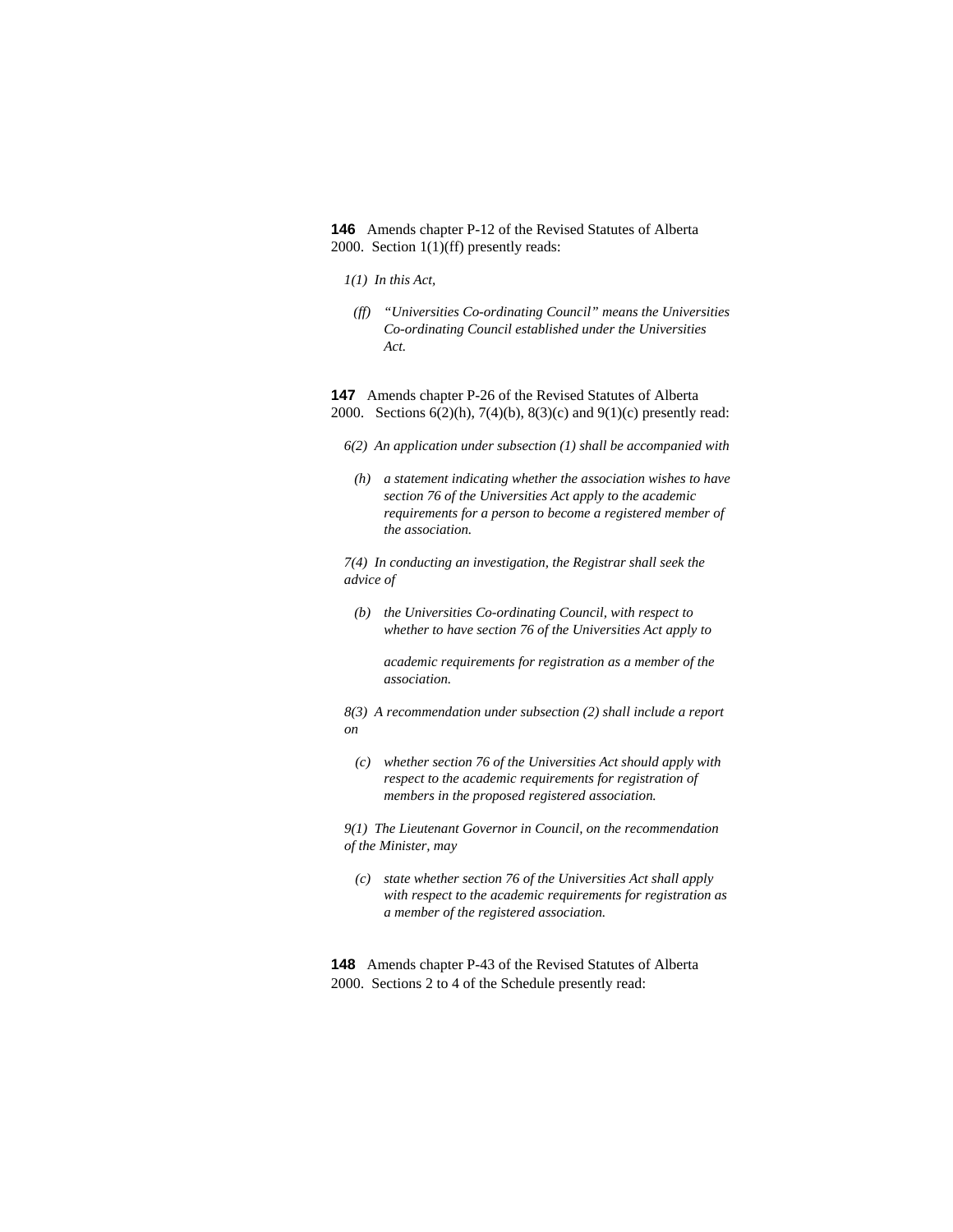**146** Amends chapter P-12 of the Revised Statutes of Alberta 2000. Section 1(1)(ff) presently reads:

*1(1) In this Act,*

*(ff) "Universities Co-ordinating Council" means the Universities Co-ordinating Council established under the Universities Act.*

**147** Amends chapter P-26 of the Revised Statutes of Alberta 2000. Sections 6(2)(h), 7(4)(b), 8(3)(c) and 9(1)(c) presently read:

*6(2) An application under subsection (1) shall be accompanied with*

*(h) a statement indicating whether the association wishes to have section 76 of the Universities Act apply to the academic requirements for a person to become a registered member of the association.*

*7(4) In conducting an investigation, the Registrar shall seek the advice of*

*(b) the Universities Co-ordinating Council, with respect to whether to have section 76 of the Universities Act apply to academic requirements for registration as a member of the association.*

*8(3) A recommendation under subsection (2) shall include a report on*

*(c) whether section 76 of the Universities Act should apply with respect to the academic requirements for registration of members in the proposed registered association.*

*9(1) The Lieutenant Governor in Council, on the recommendation of the Minister, may*

*(c) state whether section 76 of the Universities Act shall apply with respect to the academic requirements for registration as a member of the registered association.*

**148** Amends chapter P-43 of the Revised Statutes of Alberta 2000. Sections 2 to 4 of the Schedule presently read: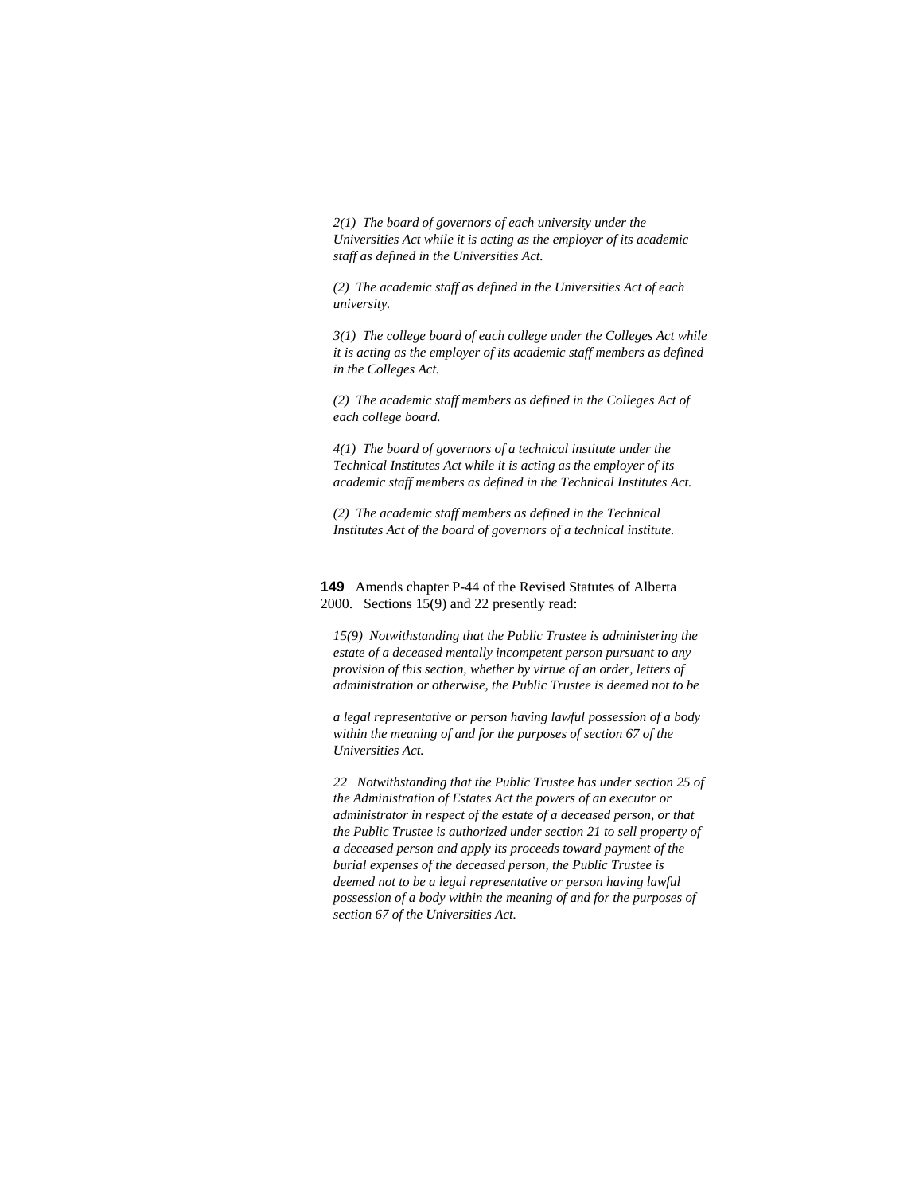*2(1) The board of governors of each university under the Universities Act while it is acting as the employer of its academic staff as defined in the Universities Act.*

*(2) The academic staff as defined in the Universities Act of each university.*

*3(1) The college board of each college under the Colleges Act while it is acting as the employer of its academic staff members as defined in the Colleges Act.*

*(2) The academic staff members as defined in the Colleges Act of each college board.*

*4(1) The board of governors of a technical institute under the Technical Institutes Act while it is acting as the employer of its academic staff members as defined in the Technical Institutes Act.*

*(2) The academic staff members as defined in the Technical Institutes Act of the board of governors of a technical institute.*

**149** Amends chapter P-44 of the Revised Statutes of Alberta 2000. Sections 15(9) and 22 presently read:

*15(9) Notwithstanding that the Public Trustee is administering the estate of a deceased mentally incompetent person pursuant to any provision of this section, whether by virtue of an order, letters of administration or otherwise, the Public Trustee is deemed not to be a legal representative or person having lawful possession of a body within the meaning of and for the purposes of section 67 of the Universities Act.*

*22 Notwithstanding that the Public Trustee has under section 25 of the Administration of Estates Act the powers of an executor or administrator in respect of the estate of a deceased person, or that the Public Trustee is authorized under section 21 to sell property of a deceased person and apply its proceeds toward payment of the burial expenses of the deceased person, the Public Trustee is deemed not to be a legal representative or person having lawful possession of a body within the meaning of and for the purposes of section 67 of the Universities Act.*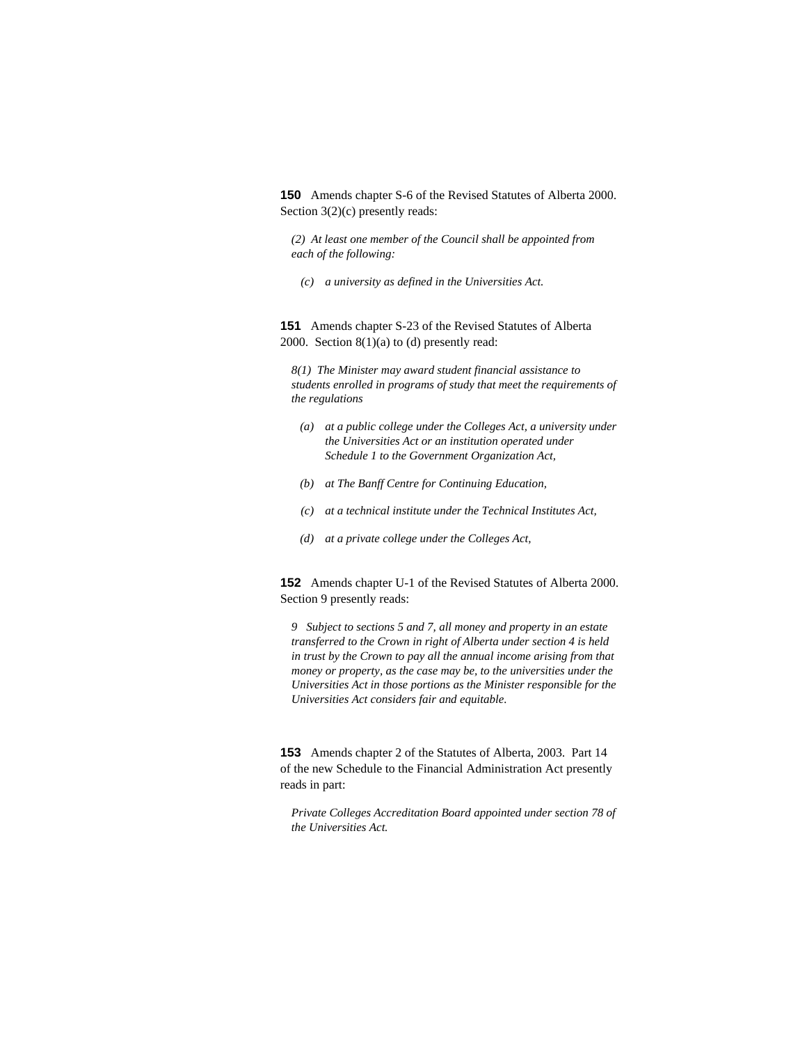**150** Amends chapter S-6 of the Revised Statutes of Alberta 2000. Section 3(2)(c) presently reads:

*(2) At least one member of the Council shall be appointed from each of the following:*

*(c) a university as defined in the Universities Act.*

**151** Amends chapter S-23 of the Revised Statutes of Alberta 2000. Section 8(1)(a) to (d) presently read:

*8(1) The Minister may award student financial assistance to students enrolled in programs of study that meet the requirements of the regulations*

*(a) at a public college under the Colleges Act, a university under the Universities Act or an institution operated under Schedule 1 to the Government Organization Act,*

*(b) at The Banff Centre for Continuing Education,*

*(c) at a technical institute under the Technical Institutes Act,*

*(d) at a private college under the Colleges Act,*

**152** Amends chapter U-1 of the Revised Statutes of Alberta 2000. Section 9 presently reads:

*9 Subject to sections 5 and 7, all money and property in an estate transferred to the Crown in right of Alberta under section 4 is held in trust by the Crown to pay all the annual income arising from that money or property, as the case may be, to the universities under the Universities Act in those portions as the Minister responsible for the Universities Act considers fair and equitable.*

**153** Amends chapter 2 of the Statutes of Alberta, 2003. Part 14 of the new Schedule to the Financial Administration Act presently reads in part:

*Private Colleges Accreditation Board appointed under section 78 of the Universities Act.*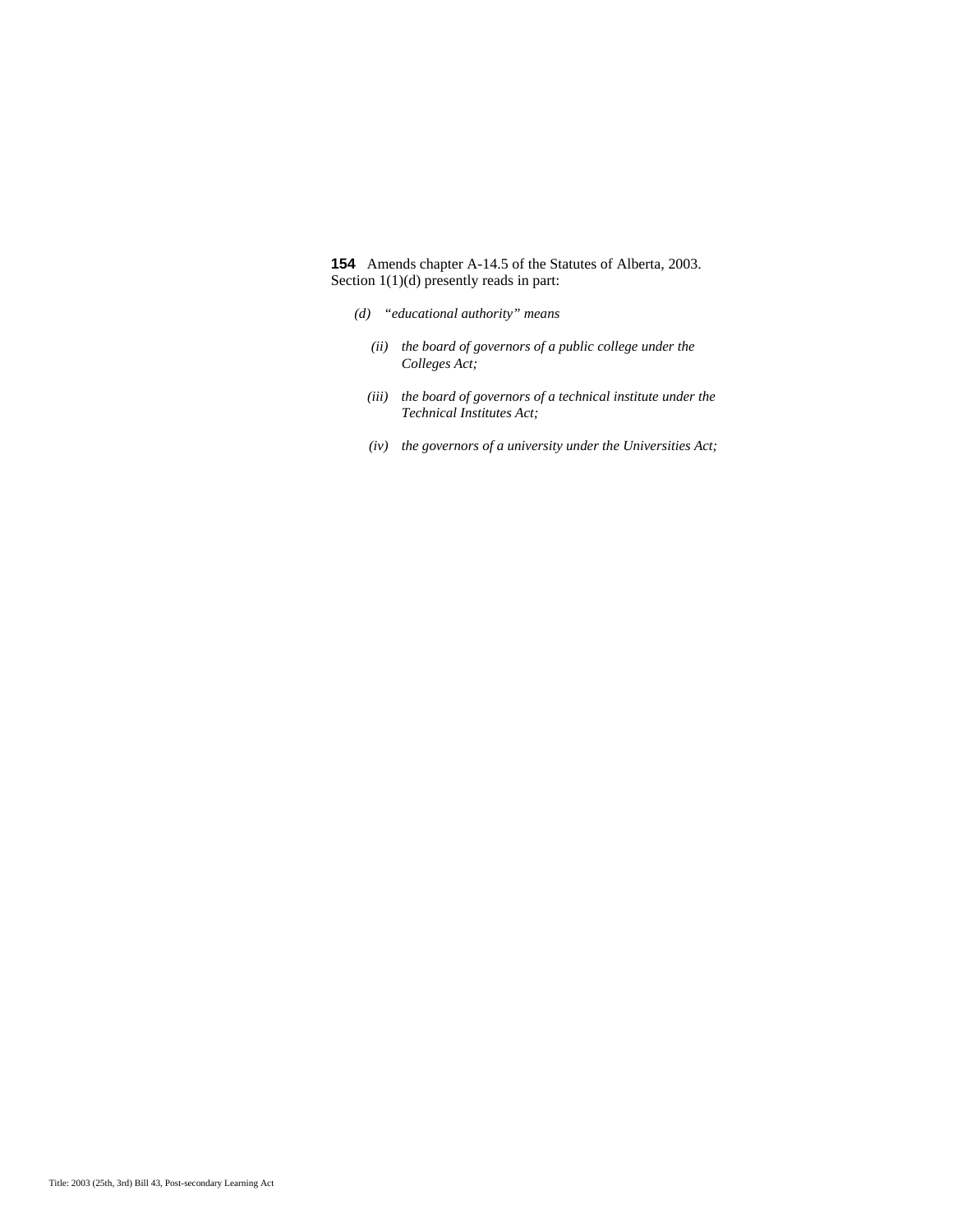**154** Amends chapter A-14.5 of the Statutes of Alberta, 2003. Section 1(1)(d) presently reads in part:

*(d) "educational authority" means*

*(ii) the board of governors of a public college under the Colleges Act;*

*(iii) the board of governors of a technical institute under the Technical Institutes Act;*

*(iv) the governors of a university under the Universities Act;*